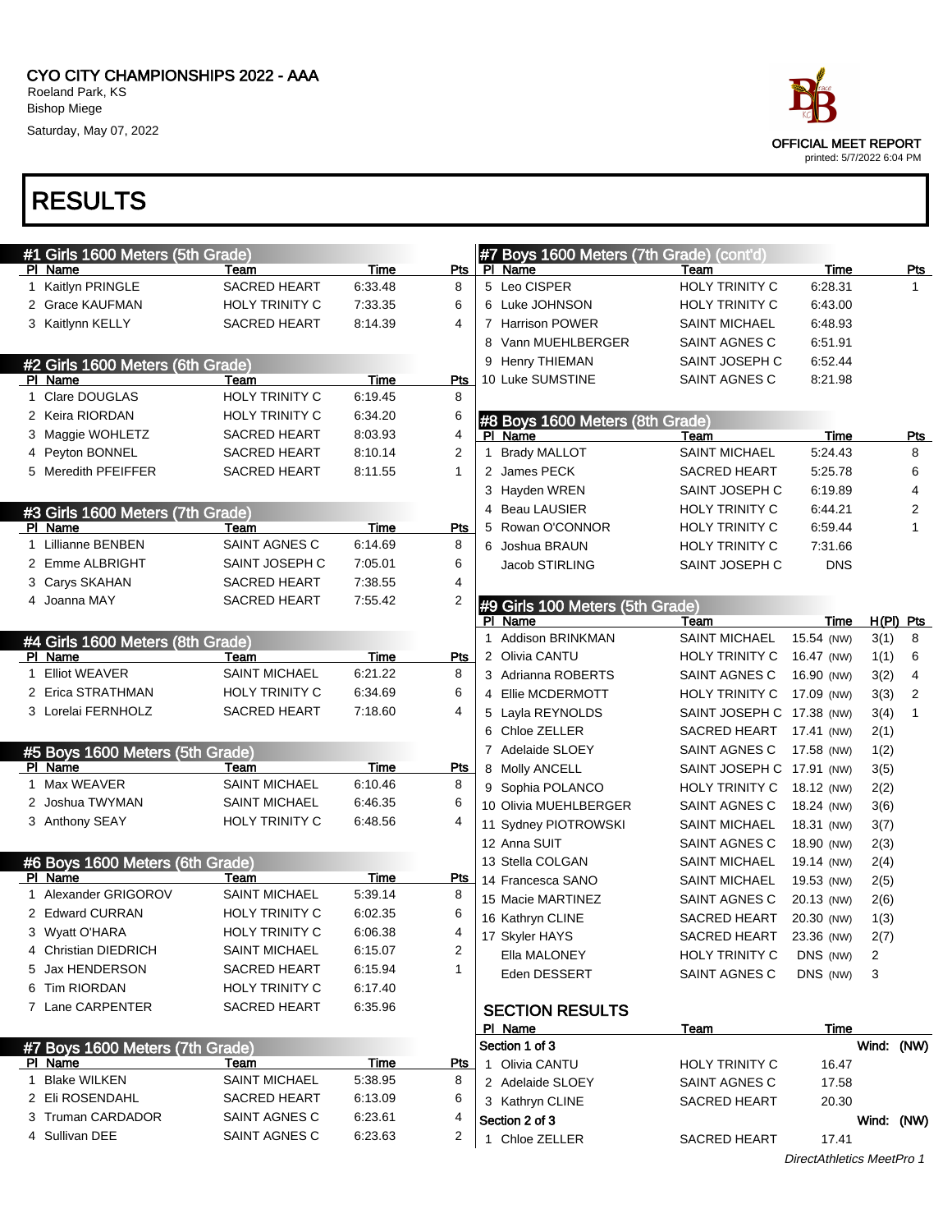# CYO CITY CHAMPIONSHIPS 2022 - AAA

Roeland Park, KS
Bishop Miege
Saturday, May 07, 2022

OFFICIAL MEET REPORT
printed: 5/7/2022 6:04 PM

## RESULTS

### #1 Girls 1600 Meters (5th Grade)

| Pl | Name | Team | Time | Pts |
|---|---|---|---|---|
| 1 | Kaitlyn PRINGLE | SACRED HEART | 6:33.48 | 8 |
| 2 | Grace KAUFMAN | HOLY TRINITY C | 7:33.35 | 6 |
| 3 | Kaitlynn KELLY | SACRED HEART | 8:14.39 | 4 |

### #2 Girls 1600 Meters (6th Grade)

| Pl | Name | Team | Time | Pts |
|---|---|---|---|---|
| 1 | Clare DOUGLAS | HOLY TRINITY C | 6:19.45 | 8 |
| 2 | Keira RIORDAN | HOLY TRINITY C | 6:34.20 | 6 |
| 3 | Maggie WOHLETZ | SACRED HEART | 8:03.93 | 4 |
| 4 | Peyton BONNEL | SACRED HEART | 8:10.14 | 2 |
| 5 | Meredith PFEIFFER | SACRED HEART | 8:11.55 | 1 |

### #3 Girls 1600 Meters (7th Grade)

| Pl | Name | Team | Time | Pts |
|---|---|---|---|---|
| 1 | Lillianne BENBEN | SAINT AGNES C | 6:14.69 | 8 |
| 2 | Emme ALBRIGHT | SAINT JOSEPH C | 7:05.01 | 6 |
| 3 | Carys SKAHAN | SACRED HEART | 7:38.55 | 4 |
| 4 | Joanna MAY | SACRED HEART | 7:55.42 | 2 |

### #4 Girls 1600 Meters (8th Grade)

| Pl | Name | Team | Time | Pts |
|---|---|---|---|---|
| 1 | Elliot WEAVER | SAINT MICHAEL | 6:21.22 | 8 |
| 2 | Erica STRATHMAN | HOLY TRINITY C | 6:34.69 | 6 |
| 3 | Lorelai FERNHOLZ | SACRED HEART | 7:18.60 | 4 |

### #5 Boys 1600 Meters (5th Grade)

| Pl | Name | Team | Time | Pts |
|---|---|---|---|---|
| 1 | Max WEAVER | SAINT MICHAEL | 6:10.46 | 8 |
| 2 | Joshua TWYMAN | SAINT MICHAEL | 6:46.35 | 6 |
| 3 | Anthony SEAY | HOLY TRINITY C | 6:48.56 | 4 |

### #6 Boys 1600 Meters (6th Grade)

| Pl | Name | Team | Time | Pts |
|---|---|---|---|---|
| 1 | Alexander GRIGOROV | SAINT MICHAEL | 5:39.14 | 8 |
| 2 | Edward CURRAN | HOLY TRINITY C | 6:02.35 | 6 |
| 3 | Wyatt O'HARA | HOLY TRINITY C | 6:06.38 | 4 |
| 4 | Christian DIEDRICH | SAINT MICHAEL | 6:15.07 | 2 |
| 5 | Jax HENDERSON | SACRED HEART | 6:15.94 | 1 |
| 6 | Tim RIORDAN | HOLY TRINITY C | 6:17.40 | |
| 7 | Lane CARPENTER | SACRED HEART | 6:35.96 | |

### #7 Boys 1600 Meters (7th Grade)

| Pl | Name | Team | Time | Pts |
|---|---|---|---|---|
| 1 | Blake WILKEN | SAINT MICHAEL | 5:38.95 | 8 |
| 2 | Eli ROSENDAHL | SACRED HEART | 6:13.09 | 6 |
| 3 | Truman CARDADOR | SAINT AGNES C | 6:23.61 | 4 |
| 4 | Sullivan DEE | SAINT AGNES C | 6:23.63 | 2 |
| 5 | Leo CISPER | HOLY TRINITY C | 6:28.31 | 1 |
| 6 | Luke JOHNSON | HOLY TRINITY C | 6:43.00 | |
| 7 | Harrison POWER | SAINT MICHAEL | 6:48.93 | |
| 8 | Vann MUEHLBERGER | SAINT AGNES C | 6:51.91 | |
| 9 | Henry THIEMAN | SAINT JOSEPH C | 6:52.44 | |
| 10 | Luke SUMSTINE | SAINT AGNES C | 8:21.98 | |

### #8 Boys 1600 Meters (8th Grade)

| Pl | Name | Team | Time | Pts |
|---|---|---|---|---|
| 1 | Brady MALLOT | SAINT MICHAEL | 5:24.43 | 8 |
| 2 | James PECK | SACRED HEART | 5:25.78 | 6 |
| 3 | Hayden WREN | SAINT JOSEPH C | 6:19.89 | 4 |
| 4 | Beau LAUSIER | HOLY TRINITY C | 6:44.21 | 2 |
| 5 | Rowan O'CONNOR | HOLY TRINITY C | 6:59.44 | 1 |
| 6 | Joshua BRAUN | HOLY TRINITY C | 7:31.66 | |
| | Jacob STIRLING | SAINT JOSEPH C | DNS | |

### #9 Girls 100 Meters (5th Grade)

| Pl | Name | Team | Time | H(Pl) | Pts |
|---|---|---|---|---|---|
| 1 | Addison BRINKMAN | SAINT MICHAEL | 15.54 (NW) | 3(1) | 8 |
| 2 | Olivia CANTU | HOLY TRINITY C | 16.47 (NW) | 1(1) | 6 |
| 3 | Adrianna ROBERTS | SAINT AGNES C | 16.90 (NW) | 3(2) | 4 |
| 4 | Ellie MCDERMOTT | HOLY TRINITY C | 17.09 (NW) | 3(3) | 2 |
| 5 | Layla REYNOLDS | SAINT JOSEPH C | 17.38 (NW) | 3(4) | 1 |
| 6 | Chloe ZELLER | SACRED HEART | 17.41 (NW) | 2(1) | |
| 7 | Adelaide SLOEY | SAINT AGNES C | 17.58 (NW) | 1(2) | |
| 8 | Molly ANCELL | SAINT JOSEPH C | 17.91 (NW) | 3(5) | |
| 9 | Sophia POLANCO | HOLY TRINITY C | 18.12 (NW) | 2(2) | |
| 10 | Olivia MUEHLBERGER | SAINT AGNES C | 18.24 (NW) | 3(6) | |
| 11 | Sydney PIOTROWSKI | SAINT MICHAEL | 18.31 (NW) | 3(7) | |
| 12 | Anna SUIT | SAINT AGNES C | 18.90 (NW) | 2(3) | |
| 13 | Stella COLGAN | SAINT MICHAEL | 19.14 (NW) | 2(4) | |
| 14 | Francesca SANO | SAINT MICHAEL | 19.53 (NW) | 2(5) | |
| 15 | Macie MARTINEZ | SAINT AGNES C | 20.13 (NW) | 2(6) | |
| 16 | Kathryn CLINE | SACRED HEART | 20.30 (NW) | 1(3) | |
| 17 | Skyler HAYS | SACRED HEART | 23.36 (NW) | 2(7) | |
| | Ella MALONEY | HOLY TRINITY C | DNS (NW) | 2 | |
| | Eden DESSERT | SAINT AGNES C | DNS (NW) | 3 | |

### SECTION RESULTS

| Pl | Name | Team | Time |
|---|---|---|---|
| **Section 1 of 3** | | | Wind: (NW) |
| 1 | Olivia CANTU | HOLY TRINITY C | 16.47 |
| 2 | Adelaide SLOEY | SAINT AGNES C | 17.58 |
| 3 | Kathryn CLINE | SACRED HEART | 20.30 |
| **Section 2 of 3** | | | Wind: (NW) |
| 1 | Chloe ZELLER | SACRED HEART | 17.41 |

*DirectAthletics MeetPro 1*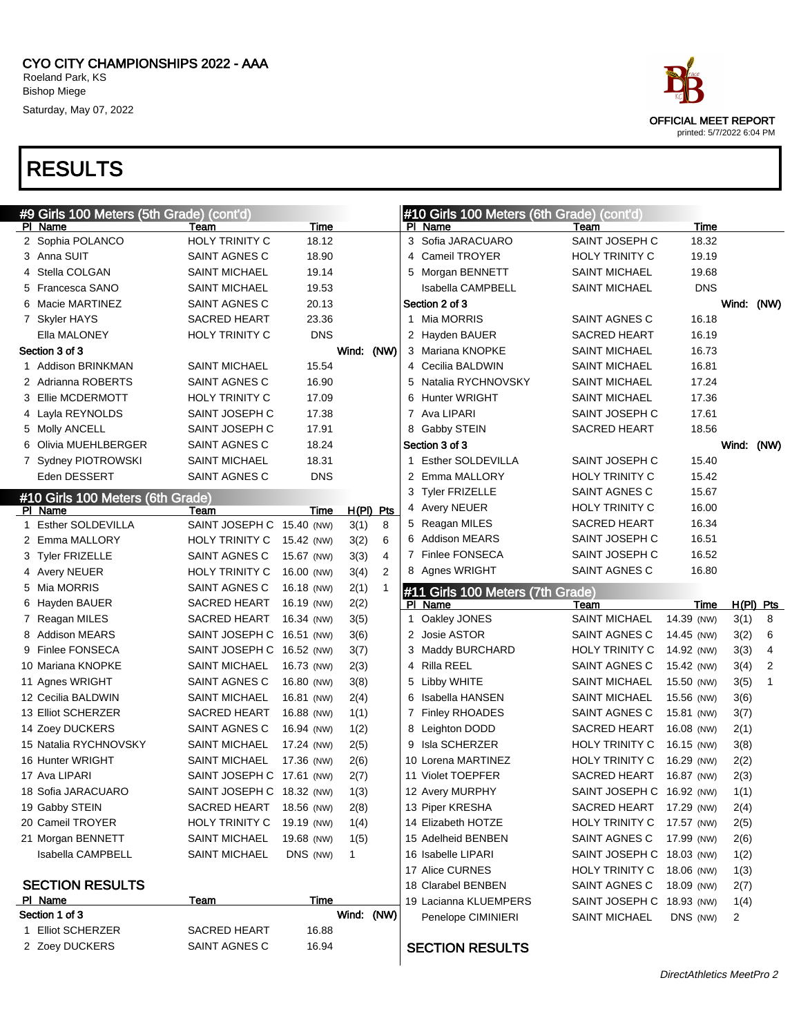CYO CITY CHAMPIONSHIPS 2022 - AAA
Roeland Park, KS
Bishop Miege
Saturday, May 07, 2022

OFFICIAL MEET REPORT
printed: 5/7/2022 6:04 PM

# RESULTS

## #9 Girls 100 Meters (5th Grade) (cont'd)

| Pl | Name | Team | Time | |
|---|---|---|---|---|
| 2 | Sophia POLANCO | HOLY TRINITY C | 18.12 | |
| 3 | Anna SUIT | SAINT AGNES C | 18.90 | |
| 4 | Stella COLGAN | SAINT MICHAEL | 19.14 | |
| 5 | Francesca SANO | SAINT MICHAEL | 19.53 | |
| 6 | Macie MARTINEZ | SAINT AGNES C | 20.13 | |
| 7 | Skyler HAYS | SACRED HEART | 23.36 | |
| | Ella MALONEY | HOLY TRINITY C | DNS | |
| **Section 3 of 3** | | | | Wind: (NW) |
| 1 | Addison BRINKMAN | SAINT MICHAEL | 15.54 | |
| 2 | Adrianna ROBERTS | SAINT AGNES C | 16.90 | |
| 3 | Ellie MCDERMOTT | HOLY TRINITY C | 17.09 | |
| 4 | Layla REYNOLDS | SAINT JOSEPH C | 17.38 | |
| 5 | Molly ANCELL | SAINT JOSEPH C | 17.91 | |
| 6 | Olivia MUEHLBERGER | SAINT AGNES C | 18.24 | |
| 7 | Sydney PIOTROWSKI | SAINT MICHAEL | 18.31 | |
| | Eden DESSERT | SAINT AGNES C | DNS | |

## #10 Girls 100 Meters (6th Grade)

| Pl | Name | Team | Time | | H(Pl) | Pts |
|---|---|---|---|---|---|---|
| 1 | Esther SOLDEVILLA | SAINT JOSEPH C | 15.40 | (NW) | 3(1) | 8 |
| 2 | Emma MALLORY | HOLY TRINITY C | 15.42 | (NW) | 3(2) | 6 |
| 3 | Tyler FRIZELLE | SAINT AGNES C | 15.67 | (NW) | 3(3) | 4 |
| 4 | Avery NEUER | HOLY TRINITY C | 16.00 | (NW) | 3(4) | 2 |
| 5 | Mia MORRIS | SAINT AGNES C | 16.18 | (NW) | 2(1) | 1 |
| 6 | Hayden BAUER | SACRED HEART | 16.19 | (NW) | 2(2) | |
| 7 | Reagan MILES | SACRED HEART | 16.34 | (NW) | 3(5) | |
| 8 | Addison MEARS | SAINT JOSEPH C | 16.51 | (NW) | 3(6) | |
| 9 | Finlee FONSECA | SAINT JOSEPH C | 16.52 | (NW) | 3(7) | |
| 10 | Mariana KNOPKE | SAINT MICHAEL | 16.73 | (NW) | 2(3) | |
| 11 | Agnes WRIGHT | SAINT AGNES C | 16.80 | (NW) | 3(8) | |
| 12 | Cecilia BALDWIN | SAINT MICHAEL | 16.81 | (NW) | 2(4) | |
| 13 | Elliot SCHERZER | SACRED HEART | 16.88 | (NW) | 1(1) | |
| 14 | Zoey DUCKERS | SAINT AGNES C | 16.94 | (NW) | 1(2) | |
| 15 | Natalia RYCHNOVSKY | SAINT MICHAEL | 17.24 | (NW) | 2(5) | |
| 16 | Hunter WRIGHT | SAINT MICHAEL | 17.36 | (NW) | 2(6) | |
| 17 | Ava LIPARI | SAINT JOSEPH C | 17.61 | (NW) | 2(7) | |
| 18 | Sofia JARACUARO | SAINT JOSEPH C | 18.32 | (NW) | 1(3) | |
| 19 | Gabby STEIN | SACRED HEART | 18.56 | (NW) | 2(8) | |
| 20 | Cameil TROYER | HOLY TRINITY C | 19.19 | (NW) | 1(4) | |
| 21 | Morgan BENNETT | SAINT MICHAEL | 19.68 | (NW) | 1(5) | |
| | Isabella CAMPBELL | SAINT MICHAEL | DNS | (NW) | 1 | |

### SECTION RESULTS

| Pl | Name | Team | Time | |
|---|---|---|---|---|
| **Section 1 of 3** | | | | Wind: (NW) |
| 1 | Elliot SCHERZER | SACRED HEART | 16.88 | |
| 2 | Zoey DUCKERS | SAINT AGNES C | 16.94 | |

## #10 Girls 100 Meters (6th Grade) (cont'd)

| Pl | Name | Team | Time | |
|---|---|---|---|---|
| 3 | Sofia JARACUARO | SAINT JOSEPH C | 18.32 | |
| 4 | Cameil TROYER | HOLY TRINITY C | 19.19 | |
| 5 | Morgan BENNETT | SAINT MICHAEL | 19.68 | |
| | Isabella CAMPBELL | SAINT MICHAEL | DNS | |
| **Section 2 of 3** | | | | Wind: (NW) |
| 1 | Mia MORRIS | SAINT AGNES C | 16.18 | |
| 2 | Hayden BAUER | SACRED HEART | 16.19 | |
| 3 | Mariana KNOPKE | SAINT MICHAEL | 16.73 | |
| 4 | Cecilia BALDWIN | SAINT MICHAEL | 16.81 | |
| 5 | Natalia RYCHNOVSKY | SAINT MICHAEL | 17.24 | |
| 6 | Hunter WRIGHT | SAINT MICHAEL | 17.36 | |
| 7 | Ava LIPARI | SAINT JOSEPH C | 17.61 | |
| 8 | Gabby STEIN | SACRED HEART | 18.56 | |
| **Section 3 of 3** | | | | Wind: (NW) |
| 1 | Esther SOLDEVILLA | SAINT JOSEPH C | 15.40 | |
| 2 | Emma MALLORY | HOLY TRINITY C | 15.42 | |
| 3 | Tyler FRIZELLE | SAINT AGNES C | 15.67 | |
| 4 | Avery NEUER | HOLY TRINITY C | 16.00 | |
| 5 | Reagan MILES | SACRED HEART | 16.34 | |
| 6 | Addison MEARS | SAINT JOSEPH C | 16.51 | |
| 7 | Finlee FONSECA | SAINT JOSEPH C | 16.52 | |
| 8 | Agnes WRIGHT | SAINT AGNES C | 16.80 | |

## #11 Girls 100 Meters (7th Grade)

| Pl | Name | Team | Time | | H(Pl) | Pts |
|---|---|---|---|---|---|---|
| 1 | Oakley JONES | SAINT MICHAEL | 14.39 | (NW) | 3(1) | 8 |
| 2 | Josie ASTOR | SAINT AGNES C | 14.45 | (NW) | 3(2) | 6 |
| 3 | Maddy BURCHARD | HOLY TRINITY C | 14.92 | (NW) | 3(3) | 4 |
| 4 | Rilla REEL | SAINT AGNES C | 15.42 | (NW) | 3(4) | 2 |
| 5 | Libby WHITE | SAINT MICHAEL | 15.50 | (NW) | 3(5) | 1 |
| 6 | Isabella HANSEN | SAINT MICHAEL | 15.56 | (NW) | 3(6) | |
| 7 | Finley RHOADES | SAINT AGNES C | 15.81 | (NW) | 3(7) | |
| 8 | Leighton DODD | SACRED HEART | 16.08 | (NW) | 2(1) | |
| 9 | Isla SCHERZER | HOLY TRINITY C | 16.15 | (NW) | 3(8) | |
| 10 | Lorena MARTINEZ | HOLY TRINITY C | 16.29 | (NW) | 2(2) | |
| 11 | Violet TOEPFER | SACRED HEART | 16.87 | (NW) | 2(3) | |
| 12 | Avery MURPHY | SAINT JOSEPH C | 16.92 | (NW) | 1(1) | |
| 13 | Piper KRESHA | SACRED HEART | 17.29 | (NW) | 2(4) | |
| 14 | Elizabeth HOTZE | HOLY TRINITY C | 17.57 | (NW) | 2(5) | |
| 15 | Adelheid BENBEN | SAINT AGNES C | 17.99 | (NW) | 2(6) | |
| 16 | Isabelle LIPARI | SAINT JOSEPH C | 18.03 | (NW) | 1(2) | |
| 17 | Alice CURNES | HOLY TRINITY C | 18.06 | (NW) | 1(3) | |
| 18 | Clarabel BENBEN | SAINT AGNES C | 18.09 | (NW) | 2(7) | |
| 19 | Lacianna KLUEMPERS | SAINT JOSEPH C | 18.93 | (NW) | 1(4) | |
| | Penelope CIMINIERI | SAINT MICHAEL | DNS | (NW) | 2 | |

### SECTION RESULTS

DirectAthletics MeetPro 2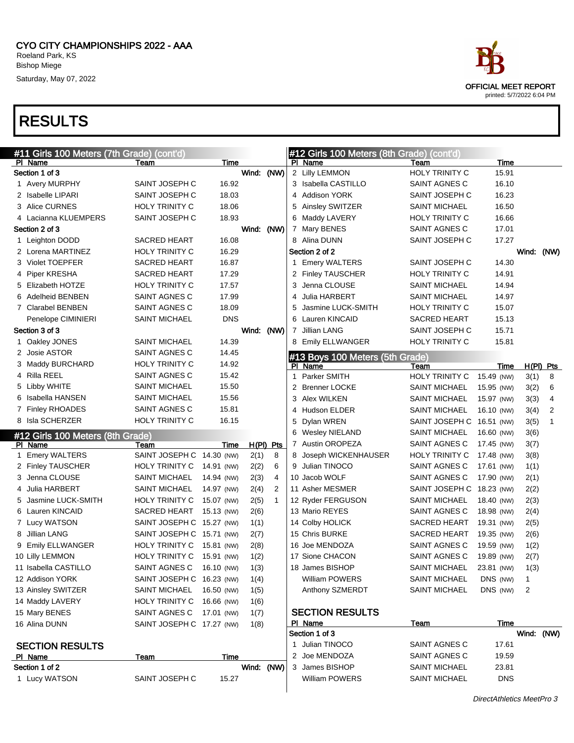CYO CITY CHAMPIONSHIPS 2022 - AAA
Roeland Park, KS
Bishop Miege
Saturday, May 07, 2022

OFFICIAL MEET REPORT
printed: 5/7/2022 6:04 PM

# RESULTS

## #11 Girls 100 Meters (7th Grade) (cont'd)

| Pl | Name | Team | Time |
|---|---|---|---|
| **Section 1 of 3** | | | Wind: (NW) |
| 1 | Avery MURPHY | SAINT JOSEPH C | 16.92 |
| 2 | Isabelle LIPARI | SAINT JOSEPH C | 18.03 |
| 3 | Alice CURNES | HOLY TRINITY C | 18.06 |
| 4 | Lacianna KLUEMPERS | SAINT JOSEPH C | 18.93 |
| **Section 2 of 3** | | | Wind: (NW) |
| 1 | Leighton DODD | SACRED HEART | 16.08 |
| 2 | Lorena MARTINEZ | HOLY TRINITY C | 16.29 |
| 3 | Violet TOEPFER | SACRED HEART | 16.87 |
| 4 | Piper KRESHA | SACRED HEART | 17.29 |
| 5 | Elizabeth HOTZE | HOLY TRINITY C | 17.57 |
| 6 | Adelheid BENBEN | SAINT AGNES C | 17.99 |
| 7 | Clarabel BENBEN | SAINT AGNES C | 18.09 |
| | Penelope CIMINIERI | SAINT MICHAEL | DNS |
| **Section 3 of 3** | | | Wind: (NW) |
| 1 | Oakley JONES | SAINT MICHAEL | 14.39 |
| 2 | Josie ASTOR | SAINT AGNES C | 14.45 |
| 3 | Maddy BURCHARD | HOLY TRINITY C | 14.92 |
| 4 | Rilla REEL | SAINT AGNES C | 15.42 |
| 5 | Libby WHITE | SAINT MICHAEL | 15.50 |
| 6 | Isabella HANSEN | SAINT MICHAEL | 15.56 |
| 7 | Finley RHOADES | SAINT AGNES C | 15.81 |
| 8 | Isla SCHERZER | HOLY TRINITY C | 16.15 |

## #12 Girls 100 Meters (8th Grade)

| Pl | Name | Team | Time | | H(Pl) | Pts |
|---|---|---|---|---|---|---|
| 1 | Emery WALTERS | SAINT JOSEPH C | 14.30 | (NW) | 2(1) | 8 |
| 2 | Finley TAUSCHER | HOLY TRINITY C | 14.91 | (NW) | 2(2) | 6 |
| 3 | Jenna CLOUSE | SAINT MICHAEL | 14.94 | (NW) | 2(3) | 4 |
| 4 | Julia HARBERT | SAINT MICHAEL | 14.97 | (NW) | 2(4) | 2 |
| 5 | Jasmine LUCK-SMITH | HOLY TRINITY C | 15.07 | (NW) | 2(5) | 1 |
| 6 | Lauren KINCAID | SACRED HEART | 15.13 | (NW) | 2(6) | |
| 7 | Lucy WATSON | SAINT JOSEPH C | 15.27 | (NW) | 1(1) | |
| 8 | Jillian LANG | SAINT JOSEPH C | 15.71 | (NW) | 2(7) | |
| 9 | Emily ELLWANGER | HOLY TRINITY C | 15.81 | (NW) | 2(8) | |
| 10 | Lilly LEMMON | HOLY TRINITY C | 15.91 | (NW) | 1(2) | |
| 11 | Isabella CASTILLO | SAINT AGNES C | 16.10 | (NW) | 1(3) | |
| 12 | Addison YORK | SAINT JOSEPH C | 16.23 | (NW) | 1(4) | |
| 13 | Ainsley SWITZER | SAINT MICHAEL | 16.50 | (NW) | 1(5) | |
| 14 | Maddy LAVERY | HOLY TRINITY C | 16.66 | (NW) | 1(6) | |
| 15 | Mary BENES | SAINT AGNES C | 17.01 | (NW) | 1(7) | |
| 16 | Alina DUNN | SAINT JOSEPH C | 17.27 | (NW) | 1(8) | |

### SECTION RESULTS

| Pl | Name | Team | Time |
|---|---|---|---|
| **Section 1 of 2** | | | Wind: (NW) |
| 1 | Lucy WATSON | SAINT JOSEPH C | 15.27 |
| 2 | Lilly LEMMON | HOLY TRINITY C | 15.91 |
| 3 | Isabella CASTILLO | SAINT AGNES C | 16.10 |
| 4 | Addison YORK | SAINT JOSEPH C | 16.23 |
| 5 | Ainsley SWITZER | SAINT MICHAEL | 16.50 |
| 6 | Maddy LAVERY | HOLY TRINITY C | 16.66 |
| 7 | Mary BENES | SAINT AGNES C | 17.01 |
| 8 | Alina DUNN | SAINT JOSEPH C | 17.27 |
| **Section 2 of 2** | | | Wind: (NW) |
| 1 | Emery WALTERS | SAINT JOSEPH C | 14.30 |
| 2 | Finley TAUSCHER | HOLY TRINITY C | 14.91 |
| 3 | Jenna CLOUSE | SAINT MICHAEL | 14.94 |
| 4 | Julia HARBERT | SAINT MICHAEL | 14.97 |
| 5 | Jasmine LUCK-SMITH | HOLY TRINITY C | 15.07 |
| 6 | Lauren KINCAID | SACRED HEART | 15.13 |
| 7 | Jillian LANG | SAINT JOSEPH C | 15.71 |
| 8 | Emily ELLWANGER | HOLY TRINITY C | 15.81 |

## #13 Boys 100 Meters (5th Grade)

| Pl | Name | Team | Time | | H(Pl) | Pts |
|---|---|---|---|---|---|---|
| 1 | Parker SMITH | HOLY TRINITY C | 15.49 | (NW) | 3(1) | 8 |
| 2 | Brenner LOCKE | SAINT MICHAEL | 15.95 | (NW) | 3(2) | 6 |
| 3 | Alex WILKEN | SAINT MICHAEL | 15.97 | (NW) | 3(3) | 4 |
| 4 | Hudson ELDER | SAINT MICHAEL | 16.10 | (NW) | 3(4) | 2 |
| 5 | Dylan WREN | SAINT JOSEPH C | 16.51 | (NW) | 3(5) | 1 |
| 6 | Wesley NIELAND | SAINT MICHAEL | 16.60 | (NW) | 3(6) | |
| 7 | Austin OROPEZA | SAINT AGNES C | 17.45 | (NW) | 3(7) | |
| 8 | Joseph WICKENHAUSER | HOLY TRINITY C | 17.48 | (NW) | 3(8) | |
| 9 | Julian TINOCO | SAINT AGNES C | 17.61 | (NW) | 1(1) | |
| 10 | Jacob WOLF | SAINT AGNES C | 17.90 | (NW) | 2(1) | |
| 11 | Asher MESMER | SAINT JOSEPH C | 18.23 | (NW) | 2(2) | |
| 12 | Ryder FERGUSON | SAINT MICHAEL | 18.40 | (NW) | 2(3) | |
| 13 | Mario REYES | SAINT AGNES C | 18.98 | (NW) | 2(4) | |
| 14 | Colby HOLICK | SACRED HEART | 19.31 | (NW) | 2(5) | |
| 15 | Chris BURKE | SACRED HEART | 19.35 | (NW) | 2(6) | |
| 16 | Joe MENDOZA | SAINT AGNES C | 19.59 | (NW) | 1(2) | |
| 17 | Sione CHACON | SAINT AGNES C | 19.89 | (NW) | 2(7) | |
| 18 | James BISHOP | SAINT MICHAEL | 23.81 | (NW) | 1(3) | |
| | William POWERS | SAINT MICHAEL | DNS | (NW) | 1 | |
| | Anthony SZMERDT | SAINT MICHAEL | DNS | (NW) | 2 | |

### SECTION RESULTS

| Pl | Name | Team | Time |
|---|---|---|---|
| **Section 1 of 3** | | | Wind: (NW) |
| 1 | Julian TINOCO | SAINT AGNES C | 17.61 |
| 2 | Joe MENDOZA | SAINT AGNES C | 19.59 |
| 3 | James BISHOP | SAINT MICHAEL | 23.81 |
| | William POWERS | SAINT MICHAEL | DNS |

DirectAthletics MeetPro 3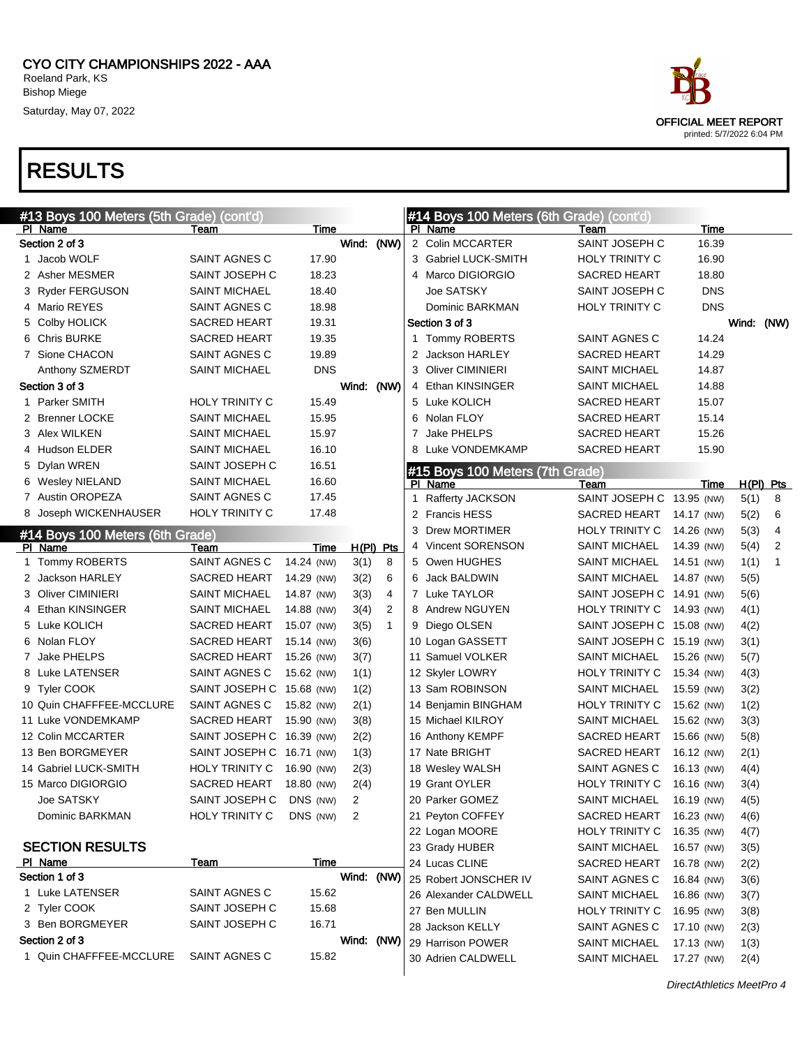CYO CITY CHAMPIONSHIPS 2022 - AAA
Roeland Park, KS
Bishop Miege
Saturday, May 07, 2022

OFFICIAL MEET REPORT
printed: 5/7/2022 6:04 PM

# RESULTS

## #13 Boys 100 Meters (5th Grade) (cont'd)

| Pl | Name | Team | Time |
|---|---|---|---|
| **Section 2 of 3** | | | Wind: (NW) |
| 1 | Jacob WOLF | SAINT AGNES C | 17.90 |
| 2 | Asher MESMER | SAINT JOSEPH C | 18.23 |
| 3 | Ryder FERGUSON | SAINT MICHAEL | 18.40 |
| 4 | Mario REYES | SAINT AGNES C | 18.98 |
| 5 | Colby HOLICK | SACRED HEART | 19.31 |
| 6 | Chris BURKE | SACRED HEART | 19.35 |
| 7 | Sione CHACON | SAINT AGNES C | 19.89 |
| | Anthony SZMERDT | SAINT MICHAEL | DNS |
| **Section 3 of 3** | | | Wind: (NW) |
| 1 | Parker SMITH | HOLY TRINITY C | 15.49 |
| 2 | Brenner LOCKE | SAINT MICHAEL | 15.95 |
| 3 | Alex WILKEN | SAINT MICHAEL | 15.97 |
| 4 | Hudson ELDER | SAINT MICHAEL | 16.10 |
| 5 | Dylan WREN | SAINT JOSEPH C | 16.51 |
| 6 | Wesley NIELAND | SAINT MICHAEL | 16.60 |
| 7 | Austin OROPEZA | SAINT AGNES C | 17.45 |
| 8 | Joseph WICKENHAUSER | HOLY TRINITY C | 17.48 |

## #14 Boys 100 Meters (6th Grade)

| Pl | Name | Team | Time | H(Pl) | Pts |
|---|---|---|---|---|---|
| 1 | Tommy ROBERTS | SAINT AGNES C | 14.24 (NW) | 3(1) | 8 |
| 2 | Jackson HARLEY | SACRED HEART | 14.29 (NW) | 3(2) | 6 |
| 3 | Oliver CIMINIERI | SAINT MICHAEL | 14.87 (NW) | 3(3) | 4 |
| 4 | Ethan KINSINGER | SAINT MICHAEL | 14.88 (NW) | 3(4) | 2 |
| 5 | Luke KOLICH | SACRED HEART | 15.07 (NW) | 3(5) | 1 |
| 6 | Nolan FLOY | SACRED HEART | 15.14 (NW) | 3(6) | |
| 7 | Jake PHELPS | SACRED HEART | 15.26 (NW) | 3(7) | |
| 8 | Luke LATENSER | SAINT AGNES C | 15.62 (NW) | 1(1) | |
| 9 | Tyler COOK | SAINT JOSEPH C | 15.68 (NW) | 1(2) | |
| 10 | Quin CHAFFFEE-MCCLURE | SAINT AGNES C | 15.82 (NW) | 2(1) | |
| 11 | Luke VONDEMKAMP | SACRED HEART | 15.90 (NW) | 3(8) | |
| 12 | Colin MCCARTER | SAINT JOSEPH C | 16.39 (NW) | 2(2) | |
| 13 | Ben BORGMEYER | SAINT JOSEPH C | 16.71 (NW) | 1(3) | |
| 14 | Gabriel LUCK-SMITH | HOLY TRINITY C | 16.90 (NW) | 2(3) | |
| 15 | Marco DIGIORGIO | SACRED HEART | 18.80 (NW) | 2(4) | |
| | Joe SATSKY | SAINT JOSEPH C | DNS (NW) | 2 | |
| | Dominic BARKMAN | HOLY TRINITY C | DNS (NW) | 2 | |

### SECTION RESULTS

| Pl | Name | Team | Time |
|---|---|---|---|
| **Section 1 of 3** | | | Wind: (NW) |
| 1 | Luke LATENSER | SAINT AGNES C | 15.62 |
| 2 | Tyler COOK | SAINT JOSEPH C | 15.68 |
| 3 | Ben BORGMEYER | SAINT JOSEPH C | 16.71 |
| **Section 2 of 3** | | | Wind: (NW) |
| 1 | Quin CHAFFFEE-MCCLURE | SAINT AGNES C | 15.82 |

## #14 Boys 100 Meters (6th Grade) (cont'd)

| Pl | Name | Team | Time |
|---|---|---|---|
| 2 | Colin MCCARTER | SAINT JOSEPH C | 16.39 |
| 3 | Gabriel LUCK-SMITH | HOLY TRINITY C | 16.90 |
| 4 | Marco DIGIORGIO | SACRED HEART | 18.80 |
| | Joe SATSKY | SAINT JOSEPH C | DNS |
| | Dominic BARKMAN | HOLY TRINITY C | DNS |
| **Section 3 of 3** | | | Wind: (NW) |
| 1 | Tommy ROBERTS | SAINT AGNES C | 14.24 |
| 2 | Jackson HARLEY | SACRED HEART | 14.29 |
| 3 | Oliver CIMINIERI | SAINT MICHAEL | 14.87 |
| 4 | Ethan KINSINGER | SAINT MICHAEL | 14.88 |
| 5 | Luke KOLICH | SACRED HEART | 15.07 |
| 6 | Nolan FLOY | SACRED HEART | 15.14 |
| 7 | Jake PHELPS | SACRED HEART | 15.26 |
| 8 | Luke VONDEMKAMP | SACRED HEART | 15.90 |

## #15 Boys 100 Meters (7th Grade)

| Pl | Name | Team | Time | H(Pl) | Pts |
|---|---|---|---|---|---|
| 1 | Rafferty JACKSON | SAINT JOSEPH C | 13.95 (NW) | 5(1) | 8 |
| 2 | Francis HESS | SACRED HEART | 14.17 (NW) | 5(2) | 6 |
| 3 | Drew MORTIMER | HOLY TRINITY C | 14.26 (NW) | 5(3) | 4 |
| 4 | Vincent SORENSON | SAINT MICHAEL | 14.39 (NW) | 5(4) | 2 |
| 5 | Owen HUGHES | SAINT MICHAEL | 14.51 (NW) | 1(1) | 1 |
| 6 | Jack BALDWIN | SAINT MICHAEL | 14.87 (NW) | 5(5) | |
| 7 | Luke TAYLOR | SAINT JOSEPH C | 14.91 (NW) | 5(6) | |
| 8 | Andrew NGUYEN | HOLY TRINITY C | 14.93 (NW) | 4(1) | |
| 9 | Diego OLSEN | SAINT JOSEPH C | 15.08 (NW) | 4(2) | |
| 10 | Logan GASSETT | SAINT JOSEPH C | 15.19 (NW) | 3(1) | |
| 11 | Samuel VOLKER | SAINT MICHAEL | 15.26 (NW) | 5(7) | |
| 12 | Skyler LOWRY | HOLY TRINITY C | 15.34 (NW) | 4(3) | |
| 13 | Sam ROBINSON | SAINT MICHAEL | 15.59 (NW) | 3(2) | |
| 14 | Benjamin BINGHAM | HOLY TRINITY C | 15.62 (NW) | 1(2) | |
| 15 | Michael KILROY | SAINT MICHAEL | 15.62 (NW) | 3(3) | |
| 16 | Anthony KEMPF | SACRED HEART | 15.66 (NW) | 5(8) | |
| 17 | Nate BRIGHT | SACRED HEART | 16.12 (NW) | 2(1) | |
| 18 | Wesley WALSH | SAINT AGNES C | 16.13 (NW) | 4(4) | |
| 19 | Grant OYLER | HOLY TRINITY C | 16.16 (NW) | 3(4) | |
| 20 | Parker GOMEZ | SAINT MICHAEL | 16.19 (NW) | 4(5) | |
| 21 | Peyton COFFEY | SACRED HEART | 16.23 (NW) | 4(6) | |
| 22 | Logan MOORE | HOLY TRINITY C | 16.35 (NW) | 4(7) | |
| 23 | Grady HUBER | SAINT MICHAEL | 16.57 (NW) | 3(5) | |
| 24 | Lucas CLINE | SACRED HEART | 16.78 (NW) | 2(2) | |
| 25 | Robert JONSCHER IV | SAINT AGNES C | 16.84 (NW) | 3(6) | |
| 26 | Alexander CALDWELL | SAINT MICHAEL | 16.86 (NW) | 3(7) | |
| 27 | Ben MULLIN | HOLY TRINITY C | 16.95 (NW) | 3(8) | |
| 28 | Jackson KELLY | SAINT AGNES C | 17.10 (NW) | 2(3) | |
| 29 | Harrison POWER | SAINT MICHAEL | 17.13 (NW) | 1(3) | |
| 30 | Adrien CALDWELL | SAINT MICHAEL | 17.27 (NW) | 2(4) | |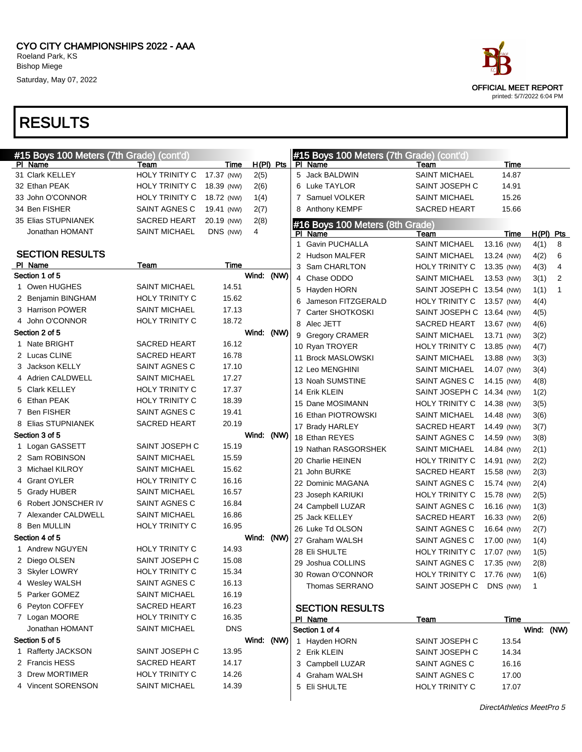# RESULTS

## #15 Boys 100 Meters (7th Grade) (cont'd)

| Pl | Name | Team | Time | | H(Pl) | Pts |
|---|---|---|---|---|---|---|
| 31 | Clark KELLEY | HOLY TRINITY C | 17.37 | (NW) | 2(5) | |
| 32 | Ethan PEAK | HOLY TRINITY C | 18.39 | (NW) | 2(6) | |
| 33 | John O'CONNOR | HOLY TRINITY C | 18.72 | (NW) | 1(4) | |
| 34 | Ben FISHER | SAINT AGNES C | 19.41 | (NW) | 2(7) | |
| 35 | Elias STUPNIANEK | SACRED HEART | 20.19 | (NW) | 2(8) | |
| | Jonathan HOMANT | SAINT MICHAEL | DNS | (NW) | 4 | |

### SECTION RESULTS

| Pl | Name | Team | Time |
|---|---|---|---|
| **Section 1 of 5** | | | Wind: (NW) |
| 1 | Owen HUGHES | SAINT MICHAEL | 14.51 |
| 2 | Benjamin BINGHAM | HOLY TRINITY C | 15.62 |
| 3 | Harrison POWER | SAINT MICHAEL | 17.13 |
| 4 | John O'CONNOR | HOLY TRINITY C | 18.72 |
| **Section 2 of 5** | | | Wind: (NW) |
| 1 | Nate BRIGHT | SACRED HEART | 16.12 |
| 2 | Lucas CLINE | SACRED HEART | 16.78 |
| 3 | Jackson KELLY | SAINT AGNES C | 17.10 |
| 4 | Adrien CALDWELL | SAINT MICHAEL | 17.27 |
| 5 | Clark KELLEY | HOLY TRINITY C | 17.37 |
| 6 | Ethan PEAK | HOLY TRINITY C | 18.39 |
| 7 | Ben FISHER | SAINT AGNES C | 19.41 |
| 8 | Elias STUPNIANEK | SACRED HEART | 20.19 |
| **Section 3 of 5** | | | Wind: (NW) |
| 1 | Logan GASSETT | SAINT JOSEPH C | 15.19 |
| 2 | Sam ROBINSON | SAINT MICHAEL | 15.59 |
| 3 | Michael KILROY | SAINT MICHAEL | 15.62 |
| 4 | Grant OYLER | HOLY TRINITY C | 16.16 |
| 5 | Grady HUBER | SAINT MICHAEL | 16.57 |
| 6 | Robert JONSCHER IV | SAINT AGNES C | 16.84 |
| 7 | Alexander CALDWELL | SAINT MICHAEL | 16.86 |
| 8 | Ben MULLIN | HOLY TRINITY C | 16.95 |
| **Section 4 of 5** | | | Wind: (NW) |
| 1 | Andrew NGUYEN | HOLY TRINITY C | 14.93 |
| 2 | Diego OLSEN | SAINT JOSEPH C | 15.08 |
| 3 | Skyler LOWRY | HOLY TRINITY C | 15.34 |
| 4 | Wesley WALSH | SAINT AGNES C | 16.13 |
| 5 | Parker GOMEZ | SAINT MICHAEL | 16.19 |
| 6 | Peyton COFFEY | SACRED HEART | 16.23 |
| 7 | Logan MOORE | HOLY TRINITY C | 16.35 |
| | Jonathan HOMANT | SAINT MICHAEL | DNS |
| **Section 5 of 5** | | | Wind: (NW) |
| 1 | Rafferty JACKSON | SAINT JOSEPH C | 13.95 |
| 2 | Francis HESS | SACRED HEART | 14.17 |
| 3 | Drew MORTIMER | HOLY TRINITY C | 14.26 |
| 4 | Vincent SORENSON | SAINT MICHAEL | 14.39 |
| 5 | Jack BALDWIN | SAINT MICHAEL | 14.87 |
| 6 | Luke TAYLOR | SAINT JOSEPH C | 14.91 |
| 7 | Samuel VOLKER | SAINT MICHAEL | 15.26 |
| 8 | Anthony KEMPF | SACRED HEART | 15.66 |

## #16 Boys 100 Meters (8th Grade)

| Pl | Name | Team | Time | | H(Pl) | Pts |
|---|---|---|---|---|---|---|
| 1 | Gavin PUCHALLA | SAINT MICHAEL | 13.16 | (NW) | 4(1) | 8 |
| 2 | Hudson MALFER | SAINT MICHAEL | 13.24 | (NW) | 4(2) | 6 |
| 3 | Sam CHARLTON | HOLY TRINITY C | 13.35 | (NW) | 4(3) | 4 |
| 4 | Chase ODDO | SAINT MICHAEL | 13.53 | (NW) | 3(1) | 2 |
| 5 | Hayden HORN | SAINT JOSEPH C | 13.54 | (NW) | 1(1) | 1 |
| 6 | Jameson FITZGERALD | HOLY TRINITY C | 13.57 | (NW) | 4(4) | |
| 7 | Carter SHOTKOSKI | SAINT JOSEPH C | 13.64 | (NW) | 4(5) | |
| 8 | Alec JETT | SACRED HEART | 13.67 | (NW) | 4(6) | |
| 9 | Gregory CRAMER | SAINT MICHAEL | 13.71 | (NW) | 3(2) | |
| 10 | Ryan TROYER | HOLY TRINITY C | 13.85 | (NW) | 4(7) | |
| 11 | Brock MASLOWSKI | SAINT MICHAEL | 13.88 | (NW) | 3(3) | |
| 12 | Leo MENGHINI | SAINT MICHAEL | 14.07 | (NW) | 3(4) | |
| 13 | Noah SUMSTINE | SAINT AGNES C | 14.15 | (NW) | 4(8) | |
| 14 | Erik KLEIN | SAINT JOSEPH C | 14.34 | (NW) | 1(2) | |
| 15 | Dane MOSIMANN | HOLY TRINITY C | 14.38 | (NW) | 3(5) | |
| 16 | Ethan PIOTROWSKI | SAINT MICHAEL | 14.48 | (NW) | 3(6) | |
| 17 | Brady HARLEY | SACRED HEART | 14.49 | (NW) | 3(7) | |
| 18 | Ethan REYES | SAINT AGNES C | 14.59 | (NW) | 3(8) | |
| 19 | Nathan RASGORSHEK | SAINT MICHAEL | 14.84 | (NW) | 2(1) | |
| 20 | Charlie HEINEN | HOLY TRINITY C | 14.91 | (NW) | 2(2) | |
| 21 | John BURKE | SACRED HEART | 15.58 | (NW) | 2(3) | |
| 22 | Dominic MAGANA | SAINT AGNES C | 15.74 | (NW) | 2(4) | |
| 23 | Joseph KARIUKI | HOLY TRINITY C | 15.78 | (NW) | 2(5) | |
| 24 | Campbell LUZAR | SAINT AGNES C | 16.16 | (NW) | 1(3) | |
| 25 | Jack KELLEY | SACRED HEART | 16.33 | (NW) | 2(6) | |
| 26 | Luke Td OLSON | SAINT AGNES C | 16.64 | (NW) | 2(7) | |
| 27 | Graham WALSH | SAINT AGNES C | 17.00 | (NW) | 1(4) | |
| 28 | Eli SHULTE | HOLY TRINITY C | 17.07 | (NW) | 1(5) | |
| 29 | Joshua COLLINS | SAINT AGNES C | 17.35 | (NW) | 2(8) | |
| 30 | Rowan O'CONNOR | HOLY TRINITY C | 17.76 | (NW) | 1(6) | |
| | Thomas SERRANO | SAINT JOSEPH C | DNS | (NW) | 1 | |

### SECTION RESULTS

| Pl | Name | Team | Time |
|---|---|---|---|
| **Section 1 of 4** | | | Wind: (NW) |
| 1 | Hayden HORN | SAINT JOSEPH C | 13.54 |
| 2 | Erik KLEIN | SAINT JOSEPH C | 14.34 |
| 3 | Campbell LUZAR | SAINT AGNES C | 16.16 |
| 4 | Graham WALSH | SAINT AGNES C | 17.00 |
| 5 | Eli SHULTE | HOLY TRINITY C | 17.07 |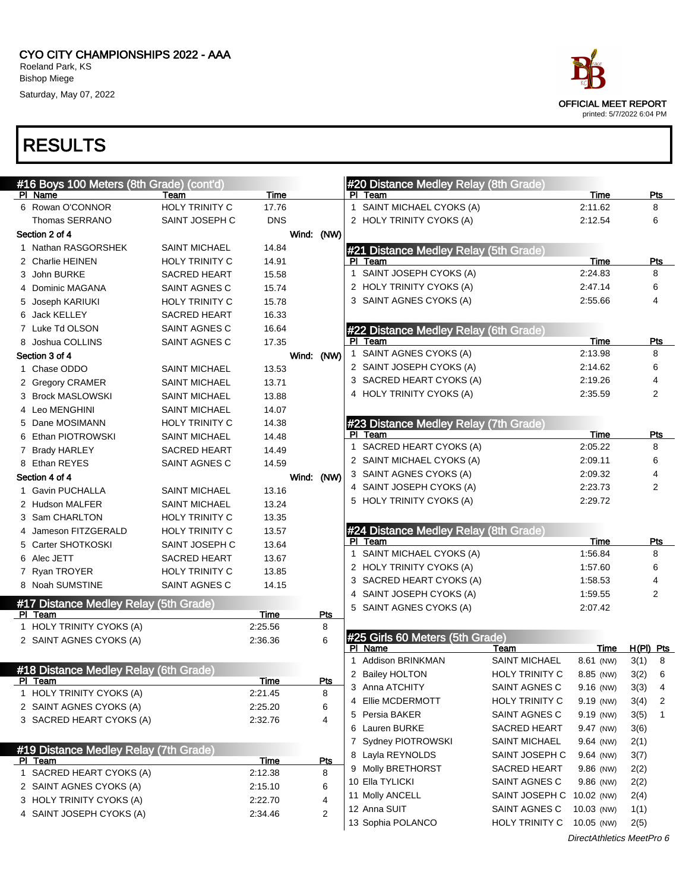CYO CITY CHAMPIONSHIPS 2022 - AAA
Roeland Park, KS
Bishop Miege
Saturday, May 07, 2022

OFFICIAL MEET REPORT
printed: 5/7/2022 6:04 PM

# RESULTS

## #16 Boys 100 Meters (8th Grade) (cont'd)

| Pl | Name | Team | Time |
|---|---|---|---|
| 6 | Rowan O'CONNOR | HOLY TRINITY C | 17.76 |
| | Thomas SERRANO | SAINT JOSEPH C | DNS |

Section 2 of 4 — Wind: (NW)

| Pl | Name | Team | Time |
|---|---|---|---|
| 1 | Nathan RASGORSHEK | SAINT MICHAEL | 14.84 |
| 2 | Charlie HEINEN | HOLY TRINITY C | 14.91 |
| 3 | John BURKE | SACRED HEART | 15.58 |
| 4 | Dominic MAGANA | SAINT AGNES C | 15.74 |
| 5 | Joseph KARIUKI | HOLY TRINITY C | 15.78 |
| 6 | Jack KELLEY | SACRED HEART | 16.33 |
| 7 | Luke Td OLSON | SAINT AGNES C | 16.64 |
| 8 | Joshua COLLINS | SAINT AGNES C | 17.35 |

Section 3 of 4 — Wind: (NW)

| Pl | Name | Team | Time |
|---|---|---|---|
| 1 | Chase ODDO | SAINT MICHAEL | 13.53 |
| 2 | Gregory CRAMER | SAINT MICHAEL | 13.71 |
| 3 | Brock MASLOWSKI | SAINT MICHAEL | 13.88 |
| 4 | Leo MENGHINI | SAINT MICHAEL | 14.07 |
| 5 | Dane MOSIMANN | HOLY TRINITY C | 14.38 |
| 6 | Ethan PIOTROWSKI | SAINT MICHAEL | 14.48 |
| 7 | Brady HARLEY | SACRED HEART | 14.49 |
| 8 | Ethan REYES | SAINT AGNES C | 14.59 |

Section 4 of 4 — Wind: (NW)

| Pl | Name | Team | Time |
|---|---|---|---|
| 1 | Gavin PUCHALLA | SAINT MICHAEL | 13.16 |
| 2 | Hudson MALFER | SAINT MICHAEL | 13.24 |
| 3 | Sam CHARLTON | HOLY TRINITY C | 13.35 |
| 4 | Jameson FITZGERALD | HOLY TRINITY C | 13.57 |
| 5 | Carter SHOTKOSKI | SAINT JOSEPH C | 13.64 |
| 6 | Alec JETT | SACRED HEART | 13.67 |
| 7 | Ryan TROYER | HOLY TRINITY C | 13.85 |
| 8 | Noah SUMSTINE | SAINT AGNES C | 14.15 |

## #17 Distance Medley Relay (5th Grade)

| Pl | Team | Time | Pts |
|---|---|---|---|
| 1 | HOLY TRINITY CYOKS (A) | 2:25.56 | 8 |
| 2 | SAINT AGNES CYOKS (A) | 2:36.36 | 6 |

## #18 Distance Medley Relay (6th Grade)

| Pl | Team | Time | Pts |
|---|---|---|---|
| 1 | HOLY TRINITY CYOKS (A) | 2:21.45 | 8 |
| 2 | SAINT AGNES CYOKS (A) | 2:25.20 | 6 |
| 3 | SACRED HEART CYOKS (A) | 2:32.76 | 4 |

## #19 Distance Medley Relay (7th Grade)

| Pl | Team | Time | Pts |
|---|---|---|---|
| 1 | SACRED HEART CYOKS (A) | 2:12.38 | 8 |
| 2 | SAINT AGNES CYOKS (A) | 2:15.10 | 6 |
| 3 | HOLY TRINITY CYOKS (A) | 2:22.70 | 4 |
| 4 | SAINT JOSEPH CYOKS (A) | 2:34.46 | 2 |

## #20 Distance Medley Relay (8th Grade)

| Pl | Team | Time | Pts |
|---|---|---|---|
| 1 | SAINT MICHAEL CYOKS (A) | 2:11.62 | 8 |
| 2 | HOLY TRINITY CYOKS (A) | 2:12.54 | 6 |

## #21 Distance Medley Relay (5th Grade)

| Pl | Team | Time | Pts |
|---|---|---|---|
| 1 | SAINT JOSEPH CYOKS (A) | 2:24.83 | 8 |
| 2 | HOLY TRINITY CYOKS (A) | 2:47.14 | 6 |
| 3 | SAINT AGNES CYOKS (A) | 2:55.66 | 4 |

## #22 Distance Medley Relay (6th Grade)

| Pl | Team | Time | Pts |
|---|---|---|---|
| 1 | SAINT AGNES CYOKS (A) | 2:13.98 | 8 |
| 2 | SAINT JOSEPH CYOKS (A) | 2:14.62 | 6 |
| 3 | SACRED HEART CYOKS (A) | 2:19.26 | 4 |
| 4 | HOLY TRINITY CYOKS (A) | 2:35.59 | 2 |

## #23 Distance Medley Relay (7th Grade)

| Pl | Team | Time | Pts |
|---|---|---|---|
| 1 | SACRED HEART CYOKS (A) | 2:05.22 | 8 |
| 2 | SAINT MICHAEL CYOKS (A) | 2:09.11 | 6 |
| 3 | SAINT AGNES CYOKS (A) | 2:09.32 | 4 |
| 4 | SAINT JOSEPH CYOKS (A) | 2:23.73 | 2 |
| 5 | HOLY TRINITY CYOKS (A) | 2:29.72 | |

## #24 Distance Medley Relay (8th Grade)

| Pl | Team | Time | Pts |
|---|---|---|---|
| 1 | SAINT MICHAEL CYOKS (A) | 1:56.84 | 8 |
| 2 | HOLY TRINITY CYOKS (A) | 1:57.60 | 6 |
| 3 | SACRED HEART CYOKS (A) | 1:58.53 | 4 |
| 4 | SAINT JOSEPH CYOKS (A) | 1:59.55 | 2 |
| 5 | SAINT AGNES CYOKS (A) | 2:07.42 | |

## #25 Girls 60 Meters (5th Grade)

| Pl | Name | Team | Time | H(Pl) | Pts |
|---|---|---|---|---|---|
| 1 | Addison BRINKMAN | SAINT MICHAEL | 8.61 (NW) | 3(1) | 8 |
| 2 | Bailey HOLTON | HOLY TRINITY C | 8.85 (NW) | 3(2) | 6 |
| 3 | Anna ATCHITY | SAINT AGNES C | 9.16 (NW) | 3(3) | 4 |
| 4 | Ellie MCDERMOTT | HOLY TRINITY C | 9.19 (NW) | 3(4) | 2 |
| 5 | Persia BAKER | SAINT AGNES C | 9.19 (NW) | 3(5) | 1 |
| 6 | Lauren BURKE | SACRED HEART | 9.47 (NW) | 3(6) | |
| 7 | Sydney PIOTROWSKI | SAINT MICHAEL | 9.64 (NW) | 2(1) | |
| 8 | Layla REYNOLDS | SAINT JOSEPH C | 9.64 (NW) | 3(7) | |
| 9 | Molly BRETHORST | SACRED HEART | 9.86 (NW) | 2(2) | |
| 10 | Ella TYLICKI | SAINT AGNES C | 9.86 (NW) | 2(2) | |
| 11 | Molly ANCELL | SAINT JOSEPH C | 10.02 (NW) | 2(4) | |
| 12 | Anna SUIT | SAINT AGNES C | 10.03 (NW) | 1(1) | |
| 13 | Sophia POLANCO | HOLY TRINITY C | 10.05 (NW) | 2(5) | |

DirectAthletics MeetPro 6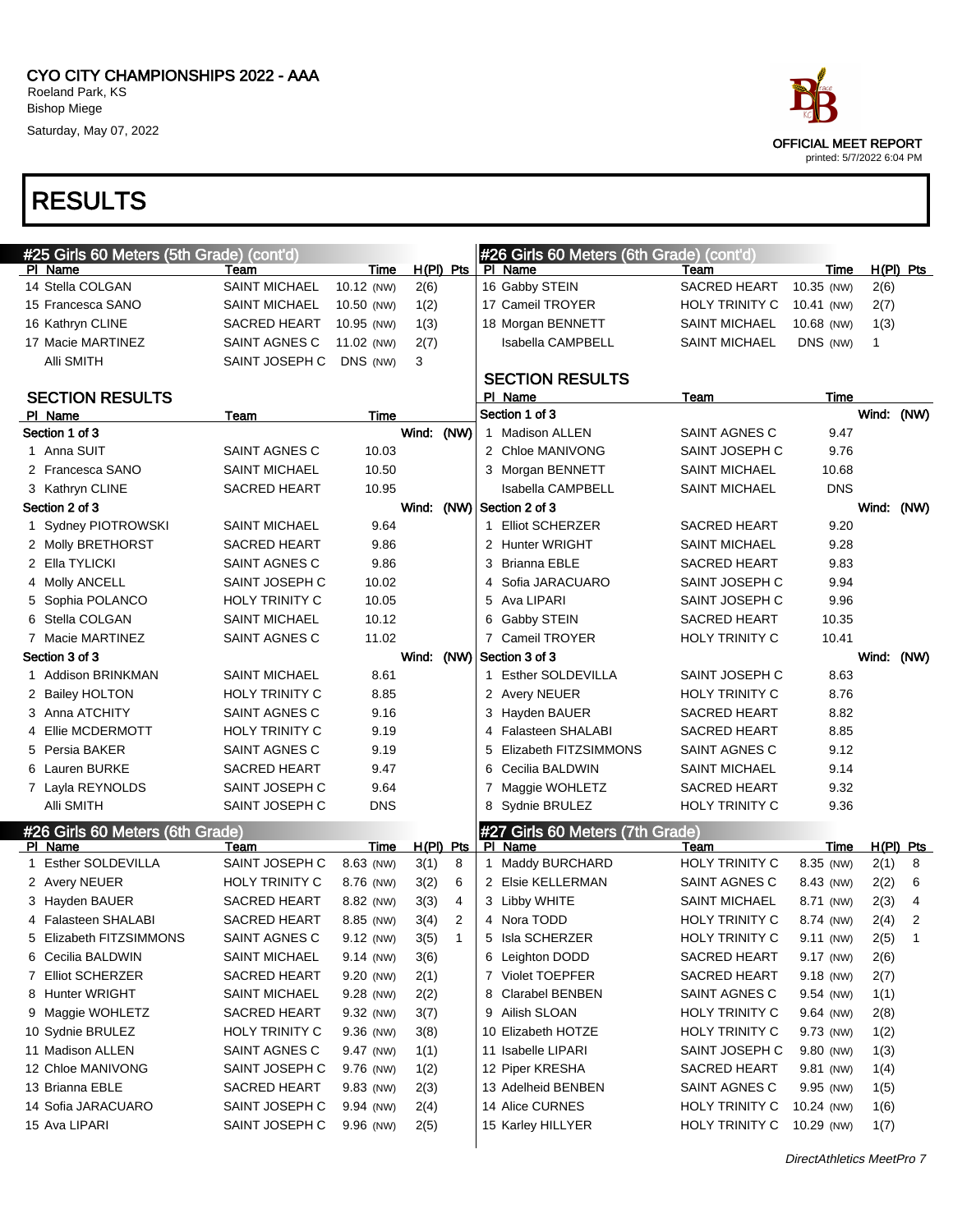CYO CITY CHAMPIONSHIPS 2022 - AAA
Roeland Park, KS
Bishop Miege
Saturday, May 07, 2022

OFFICIAL MEET REPORT
printed: 5/7/2022 6:04 PM

# RESULTS

## #25 Girls 60 Meters (5th Grade) (cont'd)

| Pl | Name | Team | Time | | H(Pl) | Pts |
|---|---|---|---|---|---|---|
| 14 | Stella COLGAN | SAINT MICHAEL | 10.12 | (NW) | 2(6) | |
| 15 | Francesca SANO | SAINT MICHAEL | 10.50 | (NW) | 1(2) | |
| 16 | Kathryn CLINE | SACRED HEART | 10.95 | (NW) | 1(3) | |
| 17 | Macie MARTINEZ | SAINT AGNES C | 11.02 | (NW) | 2(7) | |
| | Alli SMITH | SAINT JOSEPH C | DNS | (NW) | 3 | |

### SECTION RESULTS

| Pl | Name | Team | Time |
|---|---|---|---|
| **Section 1 of 3** | | | Wind: (NW) |
| 1 | Anna SUIT | SAINT AGNES C | 10.03 |
| 2 | Francesca SANO | SAINT MICHAEL | 10.50 |
| 3 | Kathryn CLINE | SACRED HEART | 10.95 |
| **Section 2 of 3** | | | Wind: (NW) |
| 1 | Sydney PIOTROWSKI | SAINT MICHAEL | 9.64 |
| 2 | Molly BRETHORST | SACRED HEART | 9.86 |
| 2 | Ella TYLICKI | SAINT AGNES C | 9.86 |
| 4 | Molly ANCELL | SAINT JOSEPH C | 10.02 |
| 5 | Sophia POLANCO | HOLY TRINITY C | 10.05 |
| 6 | Stella COLGAN | SAINT MICHAEL | 10.12 |
| 7 | Macie MARTINEZ | SAINT AGNES C | 11.02 |
| **Section 3 of 3** | | | Wind: (NW) |
| 1 | Addison BRINKMAN | SAINT MICHAEL | 8.61 |
| 2 | Bailey HOLTON | HOLY TRINITY C | 8.85 |
| 3 | Anna ATCHITY | SAINT AGNES C | 9.16 |
| 4 | Ellie MCDERMOTT | HOLY TRINITY C | 9.19 |
| 5 | Persia BAKER | SAINT AGNES C | 9.19 |
| 6 | Lauren BURKE | SACRED HEART | 9.47 |
| 7 | Layla REYNOLDS | SAINT JOSEPH C | 9.64 |
| | Alli SMITH | SAINT JOSEPH C | DNS |

## #26 Girls 60 Meters (6th Grade)

| Pl | Name | Team | Time | | H(Pl) | Pts |
|---|---|---|---|---|---|---|
| 1 | Esther SOLDEVILLA | SAINT JOSEPH C | 8.63 | (NW) | 3(1) | 8 |
| 2 | Avery NEUER | HOLY TRINITY C | 8.76 | (NW) | 3(2) | 6 |
| 3 | Hayden BAUER | SACRED HEART | 8.82 | (NW) | 3(3) | 4 |
| 4 | Falasteen SHALABI | SACRED HEART | 8.85 | (NW) | 3(4) | 2 |
| 5 | Elizabeth FITZSIMMONS | SAINT AGNES C | 9.12 | (NW) | 3(5) | 1 |
| 6 | Cecilia BALDWIN | SAINT MICHAEL | 9.14 | (NW) | 3(6) | |
| 7 | Elliot SCHERZER | SACRED HEART | 9.20 | (NW) | 2(1) | |
| 8 | Hunter WRIGHT | SAINT MICHAEL | 9.28 | (NW) | 2(2) | |
| 9 | Maggie WOHLETZ | SACRED HEART | 9.32 | (NW) | 3(7) | |
| 10 | Sydnie BRULEZ | HOLY TRINITY C | 9.36 | (NW) | 3(8) | |
| 11 | Madison ALLEN | SAINT AGNES C | 9.47 | (NW) | 1(1) | |
| 12 | Chloe MANIVONG | SAINT JOSEPH C | 9.76 | (NW) | 1(2) | |
| 13 | Brianna EBLE | SACRED HEART | 9.83 | (NW) | 2(3) | |
| 14 | Sofia JARACUARO | SAINT JOSEPH C | 9.94 | (NW) | 2(4) | |
| 15 | Ava LIPARI | SAINT JOSEPH C | 9.96 | (NW) | 2(5) | |
| 16 | Gabby STEIN | SACRED HEART | 10.35 | (NW) | 2(6) | |
| 17 | Cameil TROYER | HOLY TRINITY C | 10.41 | (NW) | 2(7) | |
| 18 | Morgan BENNETT | SAINT MICHAEL | 10.68 | (NW) | 1(3) | |
| | Isabella CAMPBELL | SAINT MICHAEL | DNS | (NW) | 1 | |

### SECTION RESULTS

| Pl | Name | Team | Time |
|---|---|---|---|
| **Section 1 of 3** | | | Wind: (NW) |
| 1 | Madison ALLEN | SAINT AGNES C | 9.47 |
| 2 | Chloe MANIVONG | SAINT JOSEPH C | 9.76 |
| 3 | Morgan BENNETT | SAINT MICHAEL | 10.68 |
| | Isabella CAMPBELL | SAINT MICHAEL | DNS |
| **Section 2 of 3** | | | Wind: (NW) |
| 1 | Elliot SCHERZER | SACRED HEART | 9.20 |
| 2 | Hunter WRIGHT | SAINT MICHAEL | 9.28 |
| 3 | Brianna EBLE | SACRED HEART | 9.83 |
| 4 | Sofia JARACUARO | SAINT JOSEPH C | 9.94 |
| 5 | Ava LIPARI | SAINT JOSEPH C | 9.96 |
| 6 | Gabby STEIN | SACRED HEART | 10.35 |
| 7 | Cameil TROYER | HOLY TRINITY C | 10.41 |
| **Section 3 of 3** | | | Wind: (NW) |
| 1 | Esther SOLDEVILLA | SAINT JOSEPH C | 8.63 |
| 2 | Avery NEUER | HOLY TRINITY C | 8.76 |
| 3 | Hayden BAUER | SACRED HEART | 8.82 |
| 4 | Falasteen SHALABI | SACRED HEART | 8.85 |
| 5 | Elizabeth FITZSIMMONS | SAINT AGNES C | 9.12 |
| 6 | Cecilia BALDWIN | SAINT MICHAEL | 9.14 |
| 7 | Maggie WOHLETZ | SACRED HEART | 9.32 |
| 8 | Sydnie BRULEZ | HOLY TRINITY C | 9.36 |

## #27 Girls 60 Meters (7th Grade)

| Pl | Name | Team | Time | | H(Pl) | Pts |
|---|---|---|---|---|---|---|
| 1 | Maddy BURCHARD | HOLY TRINITY C | 8.35 | (NW) | 2(1) | 8 |
| 2 | Elsie KELLERMAN | SAINT AGNES C | 8.43 | (NW) | 2(2) | 6 |
| 3 | Libby WHITE | SAINT MICHAEL | 8.71 | (NW) | 2(3) | 4 |
| 4 | Nora TODD | HOLY TRINITY C | 8.74 | (NW) | 2(4) | 2 |
| 5 | Isla SCHERZER | HOLY TRINITY C | 9.11 | (NW) | 2(5) | 1 |
| 6 | Leighton DODD | SACRED HEART | 9.17 | (NW) | 2(6) | |
| 7 | Violet TOEPFER | SACRED HEART | 9.18 | (NW) | 2(7) | |
| 8 | Clarabel BENBEN | SAINT AGNES C | 9.54 | (NW) | 1(1) | |
| 9 | Ailish SLOAN | HOLY TRINITY C | 9.64 | (NW) | 2(8) | |
| 10 | Elizabeth HOTZE | HOLY TRINITY C | 9.73 | (NW) | 1(2) | |
| 11 | Isabelle LIPARI | SAINT JOSEPH C | 9.80 | (NW) | 1(3) | |
| 12 | Piper KRESHA | SACRED HEART | 9.81 | (NW) | 1(4) | |
| 13 | Adelheid BENBEN | SAINT AGNES C | 9.95 | (NW) | 1(5) | |
| 14 | Alice CURNES | HOLY TRINITY C | 10.24 | (NW) | 1(6) | |
| 15 | Karley HILLYER | HOLY TRINITY C | 10.29 | (NW) | 1(7) | |

*DirectAthletics MeetPro 7*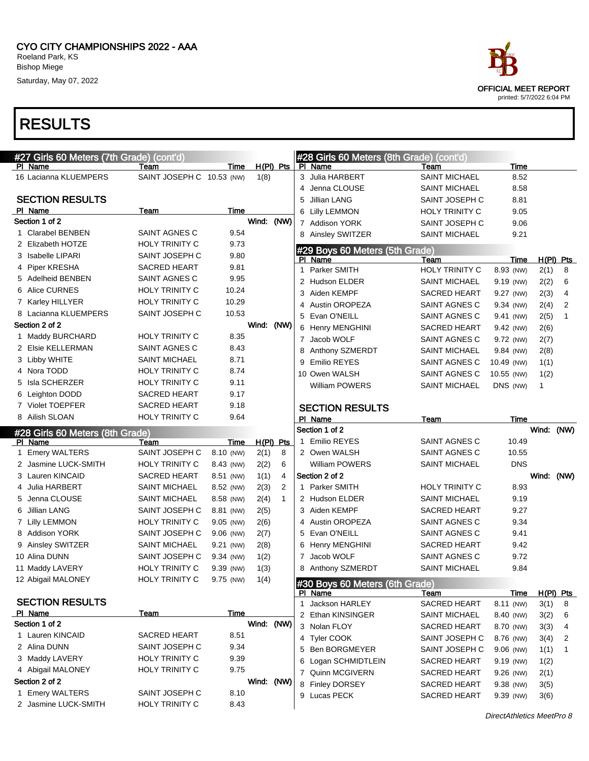# CYO CITY CHAMPIONSHIPS 2022 - AAA

Roeland Park, KS
Bishop Miege
Saturday, May 07, 2022

OFFICIAL MEET REPORT
printed: 5/7/2022 6:04 PM

# RESULTS

## #27 Girls 60 Meters (7th Grade) (cont'd)

| Pl | Name | Team | Time | | H(Pl) | Pts |
|---|---|---|---|---|---|---|
| 16 | Lacianna KLUEMPERS | SAINT JOSEPH C | 10.53 | (NW) | 1(8) | |

### SECTION RESULTS

| Pl | Name | Team | Time |
|---|---|---|---|
| **Section 1 of 2** | | | Wind: (NW) |
| 1 | Clarabel BENBEN | SAINT AGNES C | 9.54 |
| 2 | Elizabeth HOTZE | HOLY TRINITY C | 9.73 |
| 3 | Isabelle LIPARI | SAINT JOSEPH C | 9.80 |
| 4 | Piper KRESHA | SACRED HEART | 9.81 |
| 5 | Adelheid BENBEN | SAINT AGNES C | 9.95 |
| 6 | Alice CURNES | HOLY TRINITY C | 10.24 |
| 7 | Karley HILLYER | HOLY TRINITY C | 10.29 |
| 8 | Lacianna KLUEMPERS | SAINT JOSEPH C | 10.53 |
| **Section 2 of 2** | | | Wind: (NW) |
| 1 | Maddy BURCHARD | HOLY TRINITY C | 8.35 |
| 2 | Elsie KELLERMAN | SAINT AGNES C | 8.43 |
| 3 | Libby WHITE | SAINT MICHAEL | 8.71 |
| 4 | Nora TODD | HOLY TRINITY C | 8.74 |
| 5 | Isla SCHERZER | HOLY TRINITY C | 9.11 |
| 6 | Leighton DODD | SACRED HEART | 9.17 |
| 7 | Violet TOEPFER | SACRED HEART | 9.18 |
| 8 | Ailish SLOAN | HOLY TRINITY C | 9.64 |

## #28 Girls 60 Meters (8th Grade)

| Pl | Name | Team | Time | | H(Pl) | Pts |
|---|---|---|---|---|---|---|
| 1 | Emery WALTERS | SAINT JOSEPH C | 8.10 | (NW) | 2(1) | 8 |
| 2 | Jasmine LUCK-SMITH | HOLY TRINITY C | 8.43 | (NW) | 2(2) | 6 |
| 3 | Lauren KINCAID | SACRED HEART | 8.51 | (NW) | 1(1) | 4 |
| 4 | Julia HARBERT | SAINT MICHAEL | 8.52 | (NW) | 2(3) | 2 |
| 5 | Jenna CLOUSE | SAINT MICHAEL | 8.58 | (NW) | 2(4) | 1 |
| 6 | Jillian LANG | SAINT JOSEPH C | 8.81 | (NW) | 2(5) | |
| 7 | Lilly LEMMON | HOLY TRINITY C | 9.05 | (NW) | 2(6) | |
| 8 | Addison YORK | SAINT JOSEPH C | 9.06 | (NW) | 2(7) | |
| 9 | Ainsley SWITZER | SAINT MICHAEL | 9.21 | (NW) | 2(8) | |
| 10 | Alina DUNN | SAINT JOSEPH C | 9.34 | (NW) | 1(2) | |
| 11 | Maddy LAVERY | HOLY TRINITY C | 9.39 | (NW) | 1(3) | |
| 12 | Abigail MALONEY | HOLY TRINITY C | 9.75 | (NW) | 1(4) | |

### SECTION RESULTS

| Pl | Name | Team | Time |
|---|---|---|---|
| **Section 1 of 2** | | | Wind: (NW) |
| 1 | Lauren KINCAID | SACRED HEART | 8.51 |
| 2 | Alina DUNN | SAINT JOSEPH C | 9.34 |
| 3 | Maddy LAVERY | HOLY TRINITY C | 9.39 |
| 4 | Abigail MALONEY | HOLY TRINITY C | 9.75 |
| **Section 2 of 2** | | | Wind: (NW) |
| 1 | Emery WALTERS | SAINT JOSEPH C | 8.10 |
| 2 | Jasmine LUCK-SMITH | HOLY TRINITY C | 8.43 |
| 3 | Julia HARBERT | SAINT MICHAEL | 8.52 |
| 4 | Jenna CLOUSE | SAINT MICHAEL | 8.58 |
| 5 | Jillian LANG | SAINT JOSEPH C | 8.81 |
| 6 | Lilly LEMMON | HOLY TRINITY C | 9.05 |
| 7 | Addison YORK | SAINT JOSEPH C | 9.06 |
| 8 | Ainsley SWITZER | SAINT MICHAEL | 9.21 |

## #29 Boys 60 Meters (5th Grade)

| Pl | Name | Team | Time | | H(Pl) | Pts |
|---|---|---|---|---|---|---|
| 1 | Parker SMITH | HOLY TRINITY C | 8.93 | (NW) | 2(1) | 8 |
| 2 | Hudson ELDER | SAINT MICHAEL | 9.19 | (NW) | 2(2) | 6 |
| 3 | Aiden KEMPF | SACRED HEART | 9.27 | (NW) | 2(3) | 4 |
| 4 | Austin OROPEZA | SAINT AGNES C | 9.34 | (NW) | 2(4) | 2 |
| 5 | Evan O'NEILL | SAINT AGNES C | 9.41 | (NW) | 2(5) | 1 |
| 6 | Henry MENGHINI | SACRED HEART | 9.42 | (NW) | 2(6) | |
| 7 | Jacob WOLF | SAINT AGNES C | 9.72 | (NW) | 2(7) | |
| 8 | Anthony SZMERDT | SAINT MICHAEL | 9.84 | (NW) | 2(8) | |
| 9 | Emilio REYES | SAINT AGNES C | 10.49 | (NW) | 1(1) | |
| 10 | Owen WALSH | SAINT AGNES C | 10.55 | (NW) | 1(2) | |
| | William POWERS | SAINT MICHAEL | DNS | (NW) | 1 | |

### SECTION RESULTS

| Pl | Name | Team | Time |
|---|---|---|---|
| **Section 1 of 2** | | | Wind: (NW) |
| 1 | Emilio REYES | SAINT AGNES C | 10.49 |
| 2 | Owen WALSH | SAINT AGNES C | 10.55 |
| | William POWERS | SAINT MICHAEL | DNS |
| **Section 2 of 2** | | | Wind: (NW) |
| 1 | Parker SMITH | HOLY TRINITY C | 8.93 |
| 2 | Hudson ELDER | SAINT MICHAEL | 9.19 |
| 3 | Aiden KEMPF | SACRED HEART | 9.27 |
| 4 | Austin OROPEZA | SAINT AGNES C | 9.34 |
| 5 | Evan O'NEILL | SAINT AGNES C | 9.41 |
| 6 | Henry MENGHINI | SACRED HEART | 9.42 |
| 7 | Jacob WOLF | SAINT AGNES C | 9.72 |
| 8 | Anthony SZMERDT | SAINT MICHAEL | 9.84 |

## #30 Boys 60 Meters (6th Grade)

| Pl | Name | Team | Time | | H(Pl) | Pts |
|---|---|---|---|---|---|---|
| 1 | Jackson HARLEY | SACRED HEART | 8.11 | (NW) | 3(1) | 8 |
| 2 | Ethan KINSINGER | SAINT MICHAEL | 8.40 | (NW) | 3(2) | 6 |
| 3 | Nolan FLOY | SACRED HEART | 8.70 | (NW) | 3(3) | 4 |
| 4 | Tyler COOK | SAINT JOSEPH C | 8.76 | (NW) | 3(4) | 2 |
| 5 | Ben BORGMEYER | SAINT JOSEPH C | 9.06 | (NW) | 1(1) | 1 |
| 6 | Logan SCHMIDTLEIN | SACRED HEART | 9.19 | (NW) | 1(2) | |
| 7 | Quinn MCGIVERN | SACRED HEART | 9.26 | (NW) | 2(1) | |
| 8 | Finley DORSEY | SACRED HEART | 9.38 | (NW) | 3(5) | |
| 9 | Lucas PECK | SACRED HEART | 9.39 | (NW) | 3(6) | |

DirectAthletics MeetPro 8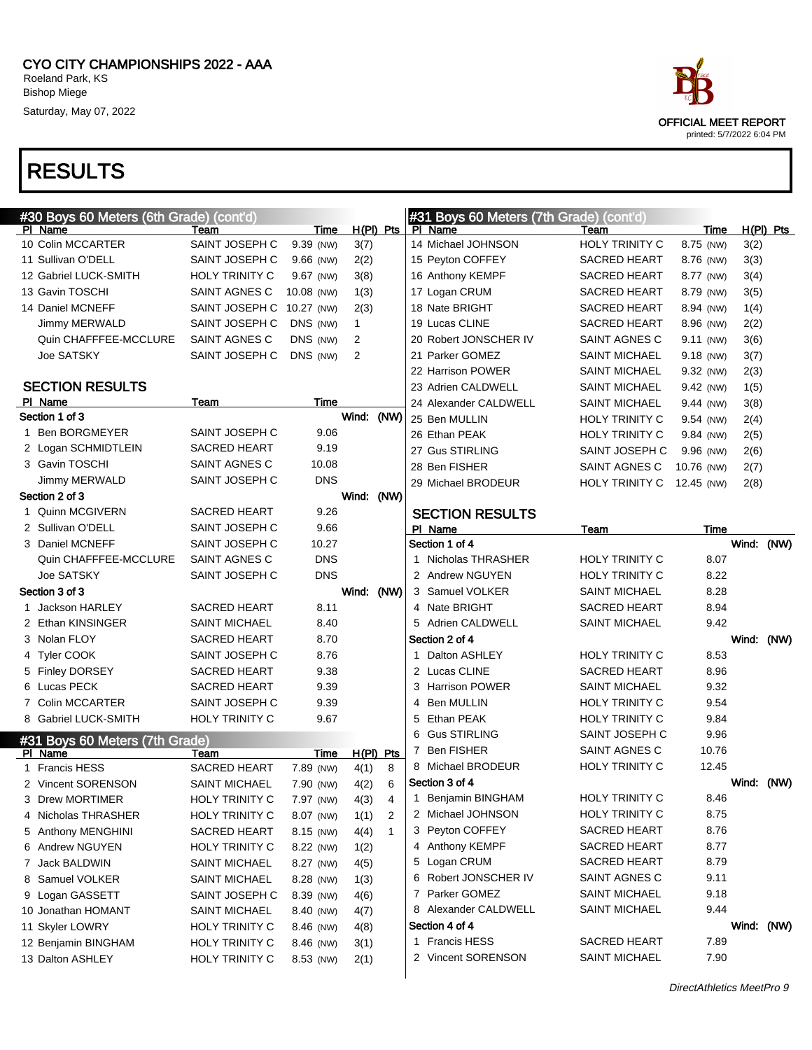CYO CITY CHAMPIONSHIPS 2022 - AAA
Roeland Park, KS
Bishop Miege
Saturday, May 07, 2022

OFFICIAL MEET REPORT
printed: 5/7/2022 6:04 PM

# RESULTS

## #30 Boys 60 Meters (6th Grade) (cont'd)

| Pl | Name | Team | Time | | H(Pl) | Pts |
|---|---|---|---|---|---|---|
| 10 | Colin MCCARTER | SAINT JOSEPH C | 9.39 | (NW) | 3(7) | |
| 11 | Sullivan O'DELL | SAINT JOSEPH C | 9.66 | (NW) | 2(2) | |
| 12 | Gabriel LUCK-SMITH | HOLY TRINITY C | 9.67 | (NW) | 3(8) | |
| 13 | Gavin TOSCHI | SAINT AGNES C | 10.08 | (NW) | 1(3) | |
| 14 | Daniel MCNEFF | SAINT JOSEPH C | 10.27 | (NW) | 2(3) | |
| | Jimmy MERWALD | SAINT JOSEPH C | DNS | (NW) | 1 | |
| | Quin CHAFFFEE-MCCLURE | SAINT AGNES C | DNS | (NW) | 2 | |
| | Joe SATSKY | SAINT JOSEPH C | DNS | (NW) | 2 | |

### SECTION RESULTS

| Pl | Name | Team | Time |
|---|---|---|---|
| **Section 1 of 3** | | | Wind: (NW) |
| 1 | Ben BORGMEYER | SAINT JOSEPH C | 9.06 |
| 2 | Logan SCHMIDTLEIN | SACRED HEART | 9.19 |
| 3 | Gavin TOSCHI | SAINT AGNES C | 10.08 |
| | Jimmy MERWALD | SAINT JOSEPH C | DNS |
| **Section 2 of 3** | | | Wind: (NW) |
| 1 | Quinn MCGIVERN | SACRED HEART | 9.26 |
| 2 | Sullivan O'DELL | SAINT JOSEPH C | 9.66 |
| 3 | Daniel MCNEFF | SAINT JOSEPH C | 10.27 |
| | Quin CHAFFFEE-MCCLURE | SAINT AGNES C | DNS |
| | Joe SATSKY | SAINT JOSEPH C | DNS |
| **Section 3 of 3** | | | Wind: (NW) |
| 1 | Jackson HARLEY | SACRED HEART | 8.11 |
| 2 | Ethan KINSINGER | SAINT MICHAEL | 8.40 |
| 3 | Nolan FLOY | SACRED HEART | 8.70 |
| 4 | Tyler COOK | SAINT JOSEPH C | 8.76 |
| 5 | Finley DORSEY | SACRED HEART | 9.38 |
| 6 | Lucas PECK | SACRED HEART | 9.39 |
| 7 | Colin MCCARTER | SAINT JOSEPH C | 9.39 |
| 8 | Gabriel LUCK-SMITH | HOLY TRINITY C | 9.67 |

## #31 Boys 60 Meters (7th Grade)

| Pl | Name | Team | Time | | H(Pl) | Pts |
|---|---|---|---|---|---|---|
| 1 | Francis HESS | SACRED HEART | 7.89 | (NW) | 4(1) | 8 |
| 2 | Vincent SORENSON | SAINT MICHAEL | 7.90 | (NW) | 4(2) | 6 |
| 3 | Drew MORTIMER | HOLY TRINITY C | 7.97 | (NW) | 4(3) | 4 |
| 4 | Nicholas THRASHER | HOLY TRINITY C | 8.07 | (NW) | 1(1) | 2 |
| 5 | Anthony MENGHINI | SACRED HEART | 8.15 | (NW) | 4(4) | 1 |
| 6 | Andrew NGUYEN | HOLY TRINITY C | 8.22 | (NW) | 1(2) | |
| 7 | Jack BALDWIN | SAINT MICHAEL | 8.27 | (NW) | 4(5) | |
| 8 | Samuel VOLKER | SAINT MICHAEL | 8.28 | (NW) | 1(3) | |
| 9 | Logan GASSETT | SAINT JOSEPH C | 8.39 | (NW) | 4(6) | |
| 10 | Jonathan HOMANT | SAINT MICHAEL | 8.40 | (NW) | 4(7) | |
| 11 | Skyler LOWRY | HOLY TRINITY C | 8.46 | (NW) | 4(8) | |
| 12 | Benjamin BINGHAM | HOLY TRINITY C | 8.46 | (NW) | 3(1) | |
| 13 | Dalton ASHLEY | HOLY TRINITY C | 8.53 | (NW) | 2(1) | |
| 14 | Michael JOHNSON | HOLY TRINITY C | 8.75 | (NW) | 3(2) | |
| 15 | Peyton COFFEY | SACRED HEART | 8.76 | (NW) | 3(3) | |
| 16 | Anthony KEMPF | SACRED HEART | 8.77 | (NW) | 3(4) | |
| 17 | Logan CRUM | SACRED HEART | 8.79 | (NW) | 3(5) | |
| 18 | Nate BRIGHT | SACRED HEART | 8.94 | (NW) | 1(4) | |
| 19 | Lucas CLINE | SACRED HEART | 8.96 | (NW) | 2(2) | |
| 20 | Robert JONSCHER IV | SAINT AGNES C | 9.11 | (NW) | 3(6) | |
| 21 | Parker GOMEZ | SAINT MICHAEL | 9.18 | (NW) | 3(7) | |
| 22 | Harrison POWER | SAINT MICHAEL | 9.32 | (NW) | 2(3) | |
| 23 | Adrien CALDWELL | SAINT MICHAEL | 9.42 | (NW) | 1(5) | |
| 24 | Alexander CALDWELL | SAINT MICHAEL | 9.44 | (NW) | 3(8) | |
| 25 | Ben MULLIN | HOLY TRINITY C | 9.54 | (NW) | 2(4) | |
| 26 | Ethan PEAK | HOLY TRINITY C | 9.84 | (NW) | 2(5) | |
| 27 | Gus STIRLING | SAINT JOSEPH C | 9.96 | (NW) | 2(6) | |
| 28 | Ben FISHER | SAINT AGNES C | 10.76 | (NW) | 2(7) | |
| 29 | Michael BRODEUR | HOLY TRINITY C | 12.45 | (NW) | 2(8) | |

### SECTION RESULTS

| Pl | Name | Team | Time |
|---|---|---|---|
| **Section 1 of 4** | | | Wind: (NW) |
| 1 | Nicholas THRASHER | HOLY TRINITY C | 8.07 |
| 2 | Andrew NGUYEN | HOLY TRINITY C | 8.22 |
| 3 | Samuel VOLKER | SAINT MICHAEL | 8.28 |
| 4 | Nate BRIGHT | SACRED HEART | 8.94 |
| 5 | Adrien CALDWELL | SAINT MICHAEL | 9.42 |
| **Section 2 of 4** | | | Wind: (NW) |
| 1 | Dalton ASHLEY | HOLY TRINITY C | 8.53 |
| 2 | Lucas CLINE | SACRED HEART | 8.96 |
| 3 | Harrison POWER | SAINT MICHAEL | 9.32 |
| 4 | Ben MULLIN | HOLY TRINITY C | 9.54 |
| 5 | Ethan PEAK | HOLY TRINITY C | 9.84 |
| 6 | Gus STIRLING | SAINT JOSEPH C | 9.96 |
| 7 | Ben FISHER | SAINT AGNES C | 10.76 |
| 8 | Michael BRODEUR | HOLY TRINITY C | 12.45 |
| **Section 3 of 4** | | | Wind: (NW) |
| 1 | Benjamin BINGHAM | HOLY TRINITY C | 8.46 |
| 2 | Michael JOHNSON | HOLY TRINITY C | 8.75 |
| 3 | Peyton COFFEY | SACRED HEART | 8.76 |
| 4 | Anthony KEMPF | SACRED HEART | 8.77 |
| 5 | Logan CRUM | SACRED HEART | 8.79 |
| 6 | Robert JONSCHER IV | SAINT AGNES C | 9.11 |
| 7 | Parker GOMEZ | SAINT MICHAEL | 9.18 |
| 8 | Alexander CALDWELL | SAINT MICHAEL | 9.44 |
| **Section 4 of 4** | | | Wind: (NW) |
| 1 | Francis HESS | SACRED HEART | 7.89 |
| 2 | Vincent SORENSON | SAINT MICHAEL | 7.90 |

*DirectAthletics MeetPro 9*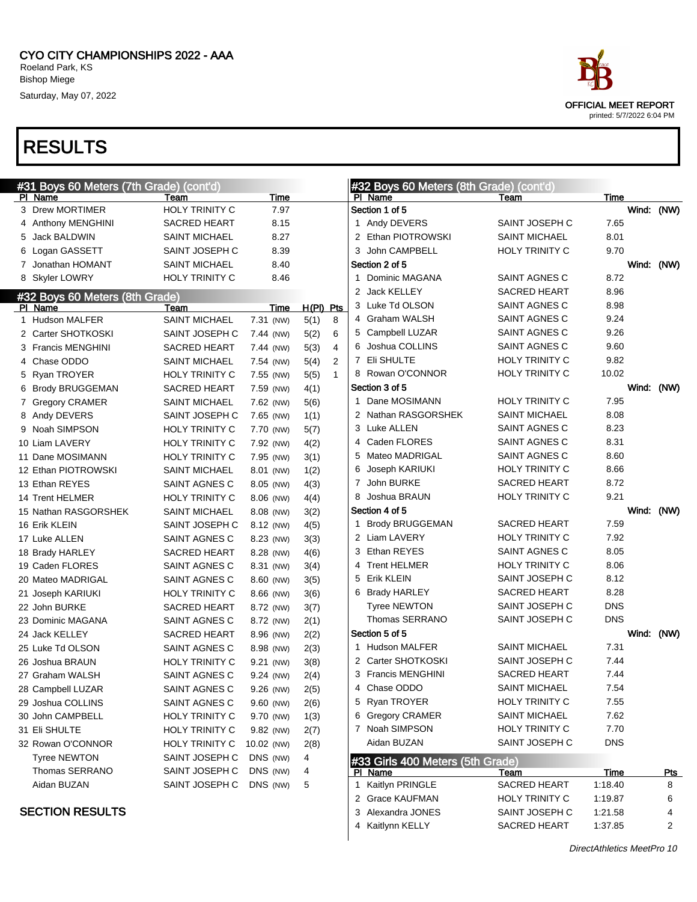# CYO CITY CHAMPIONSHIPS 2022 - AAA

Roeland Park, KS
Bishop Miege
Saturday, May 07, 2022

OFFICIAL MEET REPORT
printed: 5/7/2022 6:04 PM

## RESULTS

### #31 Boys 60 Meters (7th Grade) (cont'd)

| Pl | Name | Team | Time |
|---|---|---|---|
| 3 | Drew MORTIMER | HOLY TRINITY C | 7.97 |
| 4 | Anthony MENGHINI | SACRED HEART | 8.15 |
| 5 | Jack BALDWIN | SAINT MICHAEL | 8.27 |
| 6 | Logan GASSETT | SAINT JOSEPH C | 8.39 |
| 7 | Jonathan HOMANT | SAINT MICHAEL | 8.40 |
| 8 | Skyler LOWRY | HOLY TRINITY C | 8.46 |

### #32 Boys 60 Meters (8th Grade)

| Pl | Name | Team | Time | | H(Pl) | Pts |
|---|---|---|---|---|---|---|
| 1 | Hudson MALFER | SAINT MICHAEL | 7.31 | (NW) | 5(1) | 8 |
| 2 | Carter SHOTKOSKI | SAINT JOSEPH C | 7.44 | (NW) | 5(2) | 6 |
| 3 | Francis MENGHINI | SACRED HEART | 7.44 | (NW) | 5(3) | 4 |
| 4 | Chase ODDO | SAINT MICHAEL | 7.54 | (NW) | 5(4) | 2 |
| 5 | Ryan TROYER | HOLY TRINITY C | 7.55 | (NW) | 5(5) | 1 |
| 6 | Brody BRUGGEMAN | SACRED HEART | 7.59 | (NW) | 4(1) | |
| 7 | Gregory CRAMER | SAINT MICHAEL | 7.62 | (NW) | 5(6) | |
| 8 | Andy DEVERS | SAINT JOSEPH C | 7.65 | (NW) | 1(1) | |
| 9 | Noah SIMPSON | HOLY TRINITY C | 7.70 | (NW) | 5(7) | |
| 10 | Liam LAVERY | HOLY TRINITY C | 7.92 | (NW) | 4(2) | |
| 11 | Dane MOSIMANN | HOLY TRINITY C | 7.95 | (NW) | 3(1) | |
| 12 | Ethan PIOTROWSKI | SAINT MICHAEL | 8.01 | (NW) | 1(2) | |
| 13 | Ethan REYES | SAINT AGNES C | 8.05 | (NW) | 4(3) | |
| 14 | Trent HELMER | HOLY TRINITY C | 8.06 | (NW) | 4(4) | |
| 15 | Nathan RASGORSHEK | SAINT MICHAEL | 8.08 | (NW) | 3(2) | |
| 16 | Erik KLEIN | SAINT JOSEPH C | 8.12 | (NW) | 4(5) | |
| 17 | Luke ALLEN | SAINT AGNES C | 8.23 | (NW) | 3(3) | |
| 18 | Brady HARLEY | SACRED HEART | 8.28 | (NW) | 4(6) | |
| 19 | Caden FLORES | SAINT AGNES C | 8.31 | (NW) | 3(4) | |
| 20 | Mateo MADRIGAL | SAINT AGNES C | 8.60 | (NW) | 3(5) | |
| 21 | Joseph KARIUKI | HOLY TRINITY C | 8.66 | (NW) | 3(6) | |
| 22 | John BURKE | SACRED HEART | 8.72 | (NW) | 3(7) | |
| 23 | Dominic MAGANA | SAINT AGNES C | 8.72 | (NW) | 2(1) | |
| 24 | Jack KELLEY | SACRED HEART | 8.96 | (NW) | 2(2) | |
| 25 | Luke Td OLSON | SAINT AGNES C | 8.98 | (NW) | 2(3) | |
| 26 | Joshua BRAUN | HOLY TRINITY C | 9.21 | (NW) | 3(8) | |
| 27 | Graham WALSH | SAINT AGNES C | 9.24 | (NW) | 2(4) | |
| 28 | Campbell LUZAR | SAINT AGNES C | 9.26 | (NW) | 2(5) | |
| 29 | Joshua COLLINS | SAINT AGNES C | 9.60 | (NW) | 2(6) | |
| 30 | John CAMPBELL | HOLY TRINITY C | 9.70 | (NW) | 1(3) | |
| 31 | Eli SHULTE | HOLY TRINITY C | 9.82 | (NW) | 2(7) | |
| 32 | Rowan O'CONNOR | HOLY TRINITY C | 10.02 | (NW) | 2(8) | |
| | Tyree NEWTON | SAINT JOSEPH C | DNS | (NW) | 4 | |
| | Thomas SERRANO | SAINT JOSEPH C | DNS | (NW) | 4 | |
| | Aidan BUZAN | SAINT JOSEPH C | DNS | (NW) | 5 | |

#### SECTION RESULTS

### #32 Boys 60 Meters (8th Grade) (cont'd)

| Pl | Name | Team | Time |
|---|---|---|---|
| **Section 1 of 5** | | | Wind: (NW) |
| 1 | Andy DEVERS | SAINT JOSEPH C | 7.65 |
| 2 | Ethan PIOTROWSKI | SAINT MICHAEL | 8.01 |
| 3 | John CAMPBELL | HOLY TRINITY C | 9.70 |
| **Section 2 of 5** | | | Wind: (NW) |
| 1 | Dominic MAGANA | SAINT AGNES C | 8.72 |
| 2 | Jack KELLEY | SACRED HEART | 8.96 |
| 3 | Luke Td OLSON | SAINT AGNES C | 8.98 |
| 4 | Graham WALSH | SAINT AGNES C | 9.24 |
| 5 | Campbell LUZAR | SAINT AGNES C | 9.26 |
| 6 | Joshua COLLINS | SAINT AGNES C | 9.60 |
| 7 | Eli SHULTE | HOLY TRINITY C | 9.82 |
| 8 | Rowan O'CONNOR | HOLY TRINITY C | 10.02 |
| **Section 3 of 5** | | | Wind: (NW) |
| 1 | Dane MOSIMANN | HOLY TRINITY C | 7.95 |
| 2 | Nathan RASGORSHEK | SAINT MICHAEL | 8.08 |
| 3 | Luke ALLEN | SAINT AGNES C | 8.23 |
| 4 | Caden FLORES | SAINT AGNES C | 8.31 |
| 5 | Mateo MADRIGAL | SAINT AGNES C | 8.60 |
| 6 | Joseph KARIUKI | HOLY TRINITY C | 8.66 |
| 7 | John BURKE | SACRED HEART | 8.72 |
| 8 | Joshua BRAUN | HOLY TRINITY C | 9.21 |
| **Section 4 of 5** | | | Wind: (NW) |
| 1 | Brody BRUGGEMAN | SACRED HEART | 7.59 |
| 2 | Liam LAVERY | HOLY TRINITY C | 7.92 |
| 3 | Ethan REYES | SAINT AGNES C | 8.05 |
| 4 | Trent HELMER | HOLY TRINITY C | 8.06 |
| 5 | Erik KLEIN | SAINT JOSEPH C | 8.12 |
| 6 | Brady HARLEY | SACRED HEART | 8.28 |
| | Tyree NEWTON | SAINT JOSEPH C | DNS |
| | Thomas SERRANO | SAINT JOSEPH C | DNS |
| **Section 5 of 5** | | | Wind: (NW) |
| 1 | Hudson MALFER | SAINT MICHAEL | 7.31 |
| 2 | Carter SHOTKOSKI | SAINT JOSEPH C | 7.44 |
| 3 | Francis MENGHINI | SACRED HEART | 7.44 |
| 4 | Chase ODDO | SAINT MICHAEL | 7.54 |
| 5 | Ryan TROYER | HOLY TRINITY C | 7.55 |
| 6 | Gregory CRAMER | SAINT MICHAEL | 7.62 |
| 7 | Noah SIMPSON | HOLY TRINITY C | 7.70 |
| | Aidan BUZAN | SAINT JOSEPH C | DNS |

### #33 Girls 400 Meters (5th Grade)

| Pl | Name | Team | Time | Pts |
|---|---|---|---|---|
| 1 | Kaitlyn PRINGLE | SACRED HEART | 1:18.40 | 8 |
| 2 | Grace KAUFMAN | HOLY TRINITY C | 1:19.87 | 6 |
| 3 | Alexandra JONES | SAINT JOSEPH C | 1:21.58 | 4 |
| 4 | Kaitlynn KELLY | SACRED HEART | 1:37.85 | 2 |

*DirectAthletics MeetPro 10*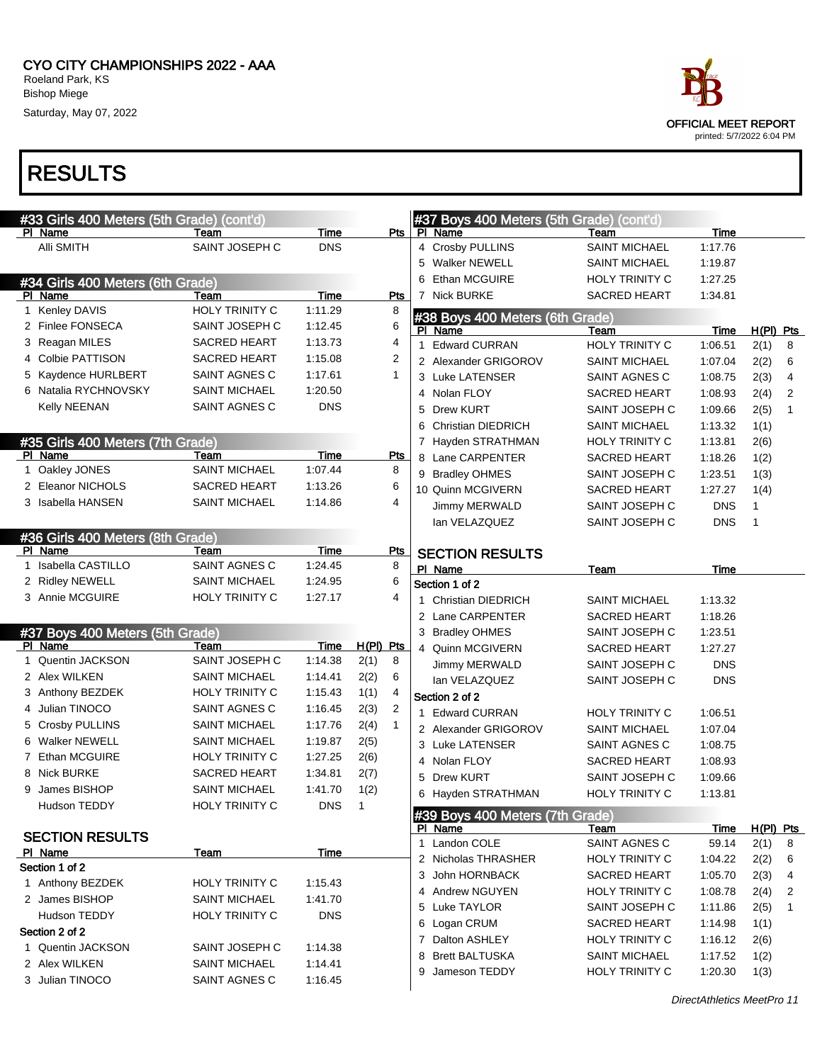CYO CITY CHAMPIONSHIPS 2022 - AAA
Roeland Park, KS
Bishop Miege
Saturday, May 07, 2022

OFFICIAL MEET REPORT
printed: 5/7/2022 6:04 PM

# RESULTS

## #33 Girls 400 Meters (5th Grade) (cont'd)

| Pl | Name | Team | Time | Pts |
|---|---|---|---|---|
| | Alli SMITH | SAINT JOSEPH C | DNS | |

## #34 Girls 400 Meters (6th Grade)

| Pl | Name | Team | Time | Pts |
|---|---|---|---|---|
| 1 | Kenley DAVIS | HOLY TRINITY C | 1:11.29 | 8 |
| 2 | Finlee FONSECA | SAINT JOSEPH C | 1:12.45 | 6 |
| 3 | Reagan MILES | SACRED HEART | 1:13.73 | 4 |
| 4 | Colbie PATTISON | SACRED HEART | 1:15.08 | 2 |
| 5 | Kaydence HURLBERT | SAINT AGNES C | 1:17.61 | 1 |
| 6 | Natalia RYCHNOVSKY | SAINT MICHAEL | 1:20.50 | |
| | Kelly NEENAN | SAINT AGNES C | DNS | |

## #35 Girls 400 Meters (7th Grade)

| Pl | Name | Team | Time | Pts |
|---|---|---|---|---|
| 1 | Oakley JONES | SAINT MICHAEL | 1:07.44 | 8 |
| 2 | Eleanor NICHOLS | SACRED HEART | 1:13.26 | 6 |
| 3 | Isabella HANSEN | SAINT MICHAEL | 1:14.86 | 4 |

## #36 Girls 400 Meters (8th Grade)

| Pl | Name | Team | Time | Pts |
|---|---|---|---|---|
| 1 | Isabella CASTILLO | SAINT AGNES C | 1:24.45 | 8 |
| 2 | Ridley NEWELL | SAINT MICHAEL | 1:24.95 | 6 |
| 3 | Annie MCGUIRE | HOLY TRINITY C | 1:27.17 | 4 |

## #37 Boys 400 Meters (5th Grade)

| Pl | Name | Team | Time | H(Pl) | Pts |
|---|---|---|---|---|---|
| 1 | Quentin JACKSON | SAINT JOSEPH C | 1:14.38 | 2(1) | 8 |
| 2 | Alex WILKEN | SAINT MICHAEL | 1:14.41 | 2(2) | 6 |
| 3 | Anthony BEZDEK | HOLY TRINITY C | 1:15.43 | 1(1) | 4 |
| 4 | Julian TINOCO | SAINT AGNES C | 1:16.45 | 2(3) | 2 |
| 5 | Crosby PULLINS | SAINT MICHAEL | 1:17.76 | 2(4) | 1 |
| 6 | Walker NEWELL | SAINT MICHAEL | 1:19.87 | 2(5) | |
| 7 | Ethan MCGUIRE | HOLY TRINITY C | 1:27.25 | 2(6) | |
| 8 | Nick BURKE | SACRED HEART | 1:34.81 | 2(7) | |
| 9 | James BISHOP | SAINT MICHAEL | 1:41.70 | 1(2) | |
| | Hudson TEDDY | HOLY TRINITY C | DNS | 1 | |

### SECTION RESULTS

| Pl | Name | Team | Time |
|---|---|---|---|
| **Section 1 of 2** | | | |
| 1 | Anthony BEZDEK | HOLY TRINITY C | 1:15.43 |
| 2 | James BISHOP | SAINT MICHAEL | 1:41.70 |
| | Hudson TEDDY | HOLY TRINITY C | DNS |
| **Section 2 of 2** | | | |
| 1 | Quentin JACKSON | SAINT JOSEPH C | 1:14.38 |
| 2 | Alex WILKEN | SAINT MICHAEL | 1:14.41 |
| 3 | Julian TINOCO | SAINT AGNES C | 1:16.45 |
| 4 | Crosby PULLINS | SAINT MICHAEL | 1:17.76 |
| 5 | Walker NEWELL | SAINT MICHAEL | 1:19.87 |
| 6 | Ethan MCGUIRE | HOLY TRINITY C | 1:27.25 |
| 7 | Nick BURKE | SACRED HEART | 1:34.81 |

## #38 Boys 400 Meters (6th Grade)

| Pl | Name | Team | Time | H(Pl) | Pts |
|---|---|---|---|---|---|
| 1 | Edward CURRAN | HOLY TRINITY C | 1:06.51 | 2(1) | 8 |
| 2 | Alexander GRIGOROV | SAINT MICHAEL | 1:07.04 | 2(2) | 6 |
| 3 | Luke LATENSER | SAINT AGNES C | 1:08.75 | 2(3) | 4 |
| 4 | Nolan FLOY | SACRED HEART | 1:08.93 | 2(4) | 2 |
| 5 | Drew KURT | SAINT JOSEPH C | 1:09.66 | 2(5) | 1 |
| 6 | Christian DIEDRICH | SAINT MICHAEL | 1:13.32 | 1(1) | |
| 7 | Hayden STRATHMAN | HOLY TRINITY C | 1:13.81 | 2(6) | |
| 8 | Lane CARPENTER | SACRED HEART | 1:18.26 | 1(2) | |
| 9 | Bradley OHMES | SAINT JOSEPH C | 1:23.51 | 1(3) | |
| 10 | Quinn MCGIVERN | SACRED HEART | 1:27.27 | 1(4) | |
| | Jimmy MERWALD | SAINT JOSEPH C | DNS | 1 | |
| | Ian VELAZQUEZ | SAINT JOSEPH C | DNS | 1 | |

### SECTION RESULTS

| Pl | Name | Team | Time |
|---|---|---|---|
| **Section 1 of 2** | | | |
| 1 | Christian DIEDRICH | SAINT MICHAEL | 1:13.32 |
| 2 | Lane CARPENTER | SACRED HEART | 1:18.26 |
| 3 | Bradley OHMES | SAINT JOSEPH C | 1:23.51 |
| 4 | Quinn MCGIVERN | SACRED HEART | 1:27.27 |
| | Jimmy MERWALD | SAINT JOSEPH C | DNS |
| | Ian VELAZQUEZ | SAINT JOSEPH C | DNS |
| **Section 2 of 2** | | | |
| 1 | Edward CURRAN | HOLY TRINITY C | 1:06.51 |
| 2 | Alexander GRIGOROV | SAINT MICHAEL | 1:07.04 |
| 3 | Luke LATENSER | SAINT AGNES C | 1:08.75 |
| 4 | Nolan FLOY | SACRED HEART | 1:08.93 |
| 5 | Drew KURT | SAINT JOSEPH C | 1:09.66 |
| 6 | Hayden STRATHMAN | HOLY TRINITY C | 1:13.81 |

## #39 Boys 400 Meters (7th Grade)

| Pl | Name | Team | Time | H(Pl) | Pts |
|---|---|---|---|---|---|
| 1 | Landon COLE | SAINT AGNES C | 59.14 | 2(1) | 8 |
| 2 | Nicholas THRASHER | HOLY TRINITY C | 1:04.22 | 2(2) | 6 |
| 3 | John HORNBACK | SACRED HEART | 1:05.70 | 2(3) | 4 |
| 4 | Andrew NGUYEN | HOLY TRINITY C | 1:08.78 | 2(4) | 2 |
| 5 | Luke TAYLOR | SAINT JOSEPH C | 1:11.86 | 2(5) | 1 |
| 6 | Logan CRUM | SACRED HEART | 1:14.98 | 1(1) | |
| 7 | Dalton ASHLEY | HOLY TRINITY C | 1:16.12 | 2(6) | |
| 8 | Brett BALTUSKA | SAINT MICHAEL | 1:17.52 | 1(2) | |
| 9 | Jameson TEDDY | HOLY TRINITY C | 1:20.30 | 1(3) | |

DirectAthletics MeetPro 11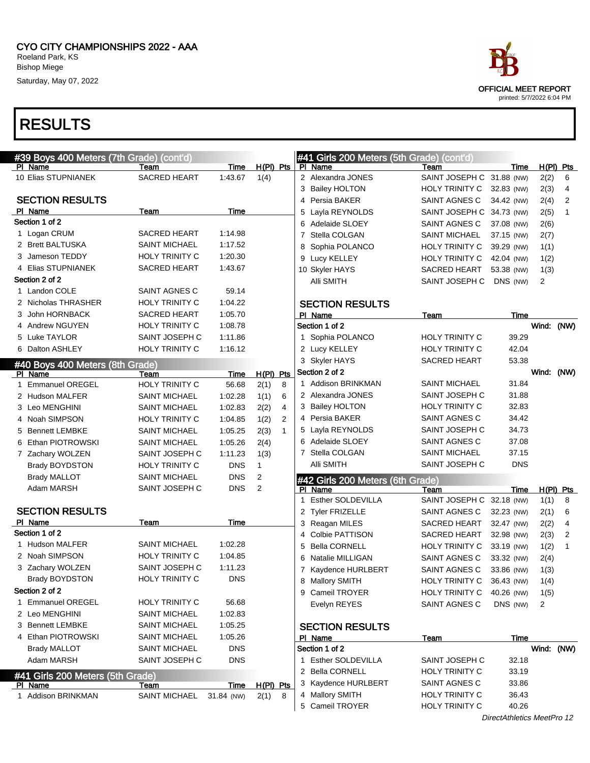# CYO CITY CHAMPIONSHIPS 2022 - AAA

Roeland Park, KS
Bishop Miege
Saturday, May 07, 2022

OFFICIAL MEET REPORT
printed: 5/7/2022 6:04 PM

## RESULTS

### #39 Boys 400 Meters (7th Grade) (cont'd)

| Pl | Name | Team | Time | H(Pl) | Pts |
|---|---|---|---|---|---|
| 10 | Elias STUPNIANEK | SACRED HEART | 1:43.67 | 1(4) | |

**SECTION RESULTS**

| Pl | Name | Team | Time |
|---|---|---|---|
| **Section 1 of 2** | | | |
| 1 | Logan CRUM | SACRED HEART | 1:14.98 |
| 2 | Brett BALTUSKA | SAINT MICHAEL | 1:17.52 |
| 3 | Jameson TEDDY | HOLY TRINITY C | 1:20.30 |
| 4 | Elias STUPNIANEK | SACRED HEART | 1:43.67 |
| **Section 2 of 2** | | | |
| 1 | Landon COLE | SAINT AGNES C | 59.14 |
| 2 | Nicholas THRASHER | HOLY TRINITY C | 1:04.22 |
| 3 | John HORNBACK | SACRED HEART | 1:05.70 |
| 4 | Andrew NGUYEN | HOLY TRINITY C | 1:08.78 |
| 5 | Luke TAYLOR | SAINT JOSEPH C | 1:11.86 |
| 6 | Dalton ASHLEY | HOLY TRINITY C | 1:16.12 |

### #40 Boys 400 Meters (8th Grade)

| Pl | Name | Team | Time | H(Pl) | Pts |
|---|---|---|---|---|---|
| 1 | Emmanuel OREGEL | HOLY TRINITY C | 56.68 | 2(1) | 8 |
| 2 | Hudson MALFER | SAINT MICHAEL | 1:02.28 | 1(1) | 6 |
| 3 | Leo MENGHINI | SAINT MICHAEL | 1:02.83 | 2(2) | 4 |
| 4 | Noah SIMPSON | HOLY TRINITY C | 1:04.85 | 1(2) | 2 |
| 5 | Bennett LEMBKE | SAINT MICHAEL | 1:05.25 | 2(3) | 1 |
| 6 | Ethan PIOTROWSKI | SAINT MICHAEL | 1:05.26 | 2(4) | |
| 7 | Zachary WOLZEN | SAINT JOSEPH C | 1:11.23 | 1(3) | |
| | Brady BOYDSTON | HOLY TRINITY C | DNS | 1 | |
| | Brady MALLOT | SAINT MICHAEL | DNS | 2 | |
| | Adam MARSH | SAINT JOSEPH C | DNS | 2 | |

**SECTION RESULTS**

| Pl | Name | Team | Time |
|---|---|---|---|
| **Section 1 of 2** | | | |
| 1 | Hudson MALFER | SAINT MICHAEL | 1:02.28 |
| 2 | Noah SIMPSON | HOLY TRINITY C | 1:04.85 |
| 3 | Zachary WOLZEN | SAINT JOSEPH C | 1:11.23 |
| | Brady BOYDSTON | HOLY TRINITY C | DNS |
| **Section 2 of 2** | | | |
| 1 | Emmanuel OREGEL | HOLY TRINITY C | 56.68 |
| 2 | Leo MENGHINI | SAINT MICHAEL | 1:02.83 |
| 3 | Bennett LEMBKE | SAINT MICHAEL | 1:05.25 |
| 4 | Ethan PIOTROWSKI | SAINT MICHAEL | 1:05.26 |
| | Brady MALLOT | SAINT MICHAEL | DNS |
| | Adam MARSH | SAINT JOSEPH C | DNS |

### #41 Girls 200 Meters (5th Grade)

| Pl | Name | Team | Time | H(Pl) | Pts |
|---|---|---|---|---|---|
| 1 | Addison BRINKMAN | SAINT MICHAEL | 31.84 (NW) | 2(1) | 8 |
| 2 | Alexandra JONES | SAINT JOSEPH C | 31.88 (NW) | 2(2) | 6 |
| 3 | Bailey HOLTON | HOLY TRINITY C | 32.83 (NW) | 2(3) | 4 |
| 4 | Persia BAKER | SAINT AGNES C | 34.42 (NW) | 2(4) | 2 |
| 5 | Layla REYNOLDS | SAINT JOSEPH C | 34.73 (NW) | 2(5) | 1 |
| 6 | Adelaide SLOEY | SAINT AGNES C | 37.08 (NW) | 2(6) | |
| 7 | Stella COLGAN | SAINT MICHAEL | 37.15 (NW) | 2(7) | |
| 8 | Sophia POLANCO | HOLY TRINITY C | 39.29 (NW) | 1(1) | |
| 9 | Lucy KELLEY | HOLY TRINITY C | 42.04 (NW) | 1(2) | |
| 10 | Skyler HAYS | SACRED HEART | 53.38 (NW) | 1(3) | |
| | Alli SMITH | SAINT JOSEPH C | DNS (NW) | 2 | |

**SECTION RESULTS**

| Pl | Name | Team | Time |
|---|---|---|---|
| **Section 1 of 2** | | | Wind: (NW) |
| 1 | Sophia POLANCO | HOLY TRINITY C | 39.29 |
| 2 | Lucy KELLEY | HOLY TRINITY C | 42.04 |
| 3 | Skyler HAYS | SACRED HEART | 53.38 |
| **Section 2 of 2** | | | Wind: (NW) |
| 1 | Addison BRINKMAN | SAINT MICHAEL | 31.84 |
| 2 | Alexandra JONES | SAINT JOSEPH C | 31.88 |
| 3 | Bailey HOLTON | HOLY TRINITY C | 32.83 |
| 4 | Persia BAKER | SAINT AGNES C | 34.42 |
| 5 | Layla REYNOLDS | SAINT JOSEPH C | 34.73 |
| 6 | Adelaide SLOEY | SAINT AGNES C | 37.08 |
| 7 | Stella COLGAN | SAINT MICHAEL | 37.15 |
| | Alli SMITH | SAINT JOSEPH C | DNS |

### #42 Girls 200 Meters (6th Grade)

| Pl | Name | Team | Time | H(Pl) | Pts |
|---|---|---|---|---|---|
| 1 | Esther SOLDEVILLA | SAINT JOSEPH C | 32.18 (NW) | 1(1) | 8 |
| 2 | Tyler FRIZELLE | SAINT AGNES C | 32.23 (NW) | 2(1) | 6 |
| 3 | Reagan MILES | SACRED HEART | 32.47 (NW) | 2(2) | 4 |
| 4 | Colbie PATTISON | SACRED HEART | 32.98 (NW) | 2(3) | 2 |
| 5 | Bella CORNELL | HOLY TRINITY C | 33.19 (NW) | 1(2) | 1 |
| 6 | Natalie MILLIGAN | SAINT AGNES C | 33.32 (NW) | 2(4) | |
| 7 | Kaydence HURLBERT | SAINT AGNES C | 33.86 (NW) | 1(3) | |
| 8 | Mallory SMITH | HOLY TRINITY C | 36.43 (NW) | 1(4) | |
| 9 | Cameil TROYER | HOLY TRINITY C | 40.26 (NW) | 1(5) | |
| | Evelyn REYES | SAINT AGNES C | DNS (NW) | 2 | |

**SECTION RESULTS**

| Pl | Name | Team | Time |
|---|---|---|---|
| **Section 1 of 2** | | | Wind: (NW) |
| 1 | Esther SOLDEVILLA | SAINT JOSEPH C | 32.18 |
| 2 | Bella CORNELL | HOLY TRINITY C | 33.19 |
| 3 | Kaydence HURLBERT | SAINT AGNES C | 33.86 |
| 4 | Mallory SMITH | HOLY TRINITY C | 36.43 |
| 5 | Cameil TROYER | HOLY TRINITY C | 40.26 |

DirectAthletics MeetPro 12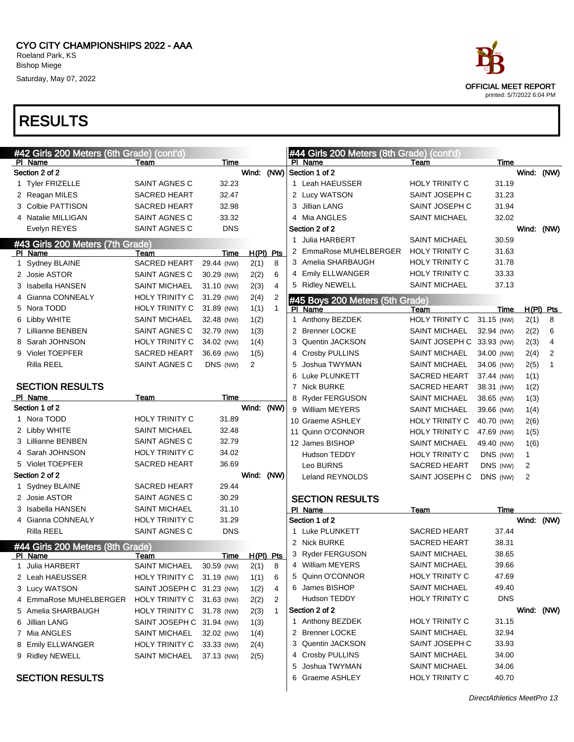# CYO CITY CHAMPIONSHIPS 2022 - AAA

Roeland Park, KS
Bishop Miege
Saturday, May 07, 2022

OFFICIAL MEET REPORT
printed: 5/7/2022 6:04 PM

# RESULTS

## #42 Girls 200 Meters (6th Grade) (cont'd)

| Pl | Name | Team | Time |
|---|---|---|---|
| **Section 2 of 2** | | | Wind: (NW) |
| 1 | Tyler FRIZELLE | SAINT AGNES C | 32.23 |
| 2 | Reagan MILES | SACRED HEART | 32.47 |
| 3 | Colbie PATTISON | SACRED HEART | 32.98 |
| 4 | Natalie MILLIGAN | SAINT AGNES C | 33.32 |
| | Evelyn REYES | SAINT AGNES C | DNS |

## #43 Girls 200 Meters (7th Grade)

| Pl | Name | Team | Time | | H(Pl) | Pts |
|---|---|---|---|---|---|---|
| 1 | Sydney BLAINE | SACRED HEART | 29.44 | (NW) | 2(1) | 8 |
| 2 | Josie ASTOR | SAINT AGNES C | 30.29 | (NW) | 2(2) | 6 |
| 3 | Isabella HANSEN | SAINT MICHAEL | 31.10 | (NW) | 2(3) | 4 |
| 4 | Gianna CONNEALY | HOLY TRINITY C | 31.29 | (NW) | 2(4) | 2 |
| 5 | Nora TODD | HOLY TRINITY C | 31.89 | (NW) | 1(1) | 1 |
| 6 | Libby WHITE | SAINT MICHAEL | 32.48 | (NW) | 1(2) | |
| 7 | Lillianne BENBEN | SAINT AGNES C | 32.79 | (NW) | 1(3) | |
| 8 | Sarah JOHNSON | HOLY TRINITY C | 34.02 | (NW) | 1(4) | |
| 9 | Violet TOEPFER | SACRED HEART | 36.69 | (NW) | 1(5) | |
| | Rilla REEL | SAINT AGNES C | DNS | (NW) | 2 | |

### SECTION RESULTS

| Pl | Name | Team | Time |
|---|---|---|---|
| **Section 1 of 2** | | | Wind: (NW) |
| 1 | Nora TODD | HOLY TRINITY C | 31.89 |
| 2 | Libby WHITE | SAINT MICHAEL | 32.48 |
| 3 | Lillianne BENBEN | SAINT AGNES C | 32.79 |
| 4 | Sarah JOHNSON | HOLY TRINITY C | 34.02 |
| 5 | Violet TOEPFER | SACRED HEART | 36.69 |
| **Section 2 of 2** | | | Wind: (NW) |
| 1 | Sydney BLAINE | SACRED HEART | 29.44 |
| 2 | Josie ASTOR | SAINT AGNES C | 30.29 |
| 3 | Isabella HANSEN | SAINT MICHAEL | 31.10 |
| 4 | Gianna CONNEALY | HOLY TRINITY C | 31.29 |
| | Rilla REEL | SAINT AGNES C | DNS |

## #44 Girls 200 Meters (8th Grade)

| Pl | Name | Team | Time | | H(Pl) | Pts |
|---|---|---|---|---|---|---|
| 1 | Julia HARBERT | SAINT MICHAEL | 30.59 | (NW) | 2(1) | 8 |
| 2 | Leah HAEUSSER | HOLY TRINITY C | 31.19 | (NW) | 1(1) | 6 |
| 3 | Lucy WATSON | SAINT JOSEPH C | 31.23 | (NW) | 1(2) | 4 |
| 4 | EmmaRose MUHELBERGER | HOLY TRINITY C | 31.63 | (NW) | 2(2) | 2 |
| 5 | Amelia SHARBAUGH | HOLY TRINITY C | 31.78 | (NW) | 2(3) | 1 |
| 6 | Jillian LANG | SAINT JOSEPH C | 31.94 | (NW) | 1(3) | |
| 7 | Mia ANGLES | SAINT MICHAEL | 32.02 | (NW) | 1(4) | |
| 8 | Emily ELLWANGER | HOLY TRINITY C | 33.33 | (NW) | 2(4) | |
| 9 | Ridley NEWELL | SAINT MICHAEL | 37.13 | (NW) | 2(5) | |

### SECTION RESULTS

| Pl | Name | Team | Time |
|---|---|---|---|
| **Section 1 of 2** | | | Wind: (NW) |
| 1 | Leah HAEUSSER | HOLY TRINITY C | 31.19 |
| 2 | Lucy WATSON | SAINT JOSEPH C | 31.23 |
| 3 | Jillian LANG | SAINT JOSEPH C | 31.94 |
| 4 | Mia ANGLES | SAINT MICHAEL | 32.02 |
| **Section 2 of 2** | | | Wind: (NW) |
| 1 | Julia HARBERT | SAINT MICHAEL | 30.59 |
| 2 | EmmaRose MUHELBERGER | HOLY TRINITY C | 31.63 |
| 3 | Amelia SHARBAUGH | HOLY TRINITY C | 31.78 |
| 4 | Emily ELLWANGER | HOLY TRINITY C | 33.33 |
| 5 | Ridley NEWELL | SAINT MICHAEL | 37.13 |

## #45 Boys 200 Meters (5th Grade)

| Pl | Name | Team | Time | | H(Pl) | Pts |
|---|---|---|---|---|---|---|
| 1 | Anthony BEZDEK | HOLY TRINITY C | 31.15 | (NW) | 2(1) | 8 |
| 2 | Brenner LOCKE | SAINT MICHAEL | 32.94 | (NW) | 2(2) | 6 |
| 3 | Quentin JACKSON | SAINT JOSEPH C | 33.93 | (NW) | 2(3) | 4 |
| 4 | Crosby PULLINS | SAINT MICHAEL | 34.00 | (NW) | 2(4) | 2 |
| 5 | Joshua TWYMAN | SAINT MICHAEL | 34.06 | (NW) | 2(5) | 1 |
| 6 | Luke PLUNKETT | SACRED HEART | 37.44 | (NW) | 1(1) | |
| 7 | Nick BURKE | SACRED HEART | 38.31 | (NW) | 1(2) | |
| 8 | Ryder FERGUSON | SAINT MICHAEL | 38.65 | (NW) | 1(3) | |
| 9 | William MEYERS | SAINT MICHAEL | 39.66 | (NW) | 1(4) | |
| 10 | Graeme ASHLEY | HOLY TRINITY C | 40.70 | (NW) | 2(6) | |
| 11 | Quinn O'CONNOR | HOLY TRINITY C | 47.69 | (NW) | 1(5) | |
| 12 | James BISHOP | SAINT MICHAEL | 49.40 | (NW) | 1(6) | |
| | Hudson TEDDY | HOLY TRINITY C | DNS | (NW) | 1 | |
| | Leo BURNS | SACRED HEART | DNS | (NW) | 2 | |
| | Leland REYNOLDS | SAINT JOSEPH C | DNS | (NW) | 2 | |

### SECTION RESULTS

| Pl | Name | Team | Time |
|---|---|---|---|
| **Section 1 of 2** | | | Wind: (NW) |
| 1 | Luke PLUNKETT | SACRED HEART | 37.44 |
| 2 | Nick BURKE | SACRED HEART | 38.31 |
| 3 | Ryder FERGUSON | SAINT MICHAEL | 38.65 |
| 4 | William MEYERS | SAINT MICHAEL | 39.66 |
| 5 | Quinn O'CONNOR | HOLY TRINITY C | 47.69 |
| 6 | James BISHOP | SAINT MICHAEL | 49.40 |
| | Hudson TEDDY | HOLY TRINITY C | DNS |
| **Section 2 of 2** | | | Wind: (NW) |
| 1 | Anthony BEZDEK | HOLY TRINITY C | 31.15 |
| 2 | Brenner LOCKE | SAINT MICHAEL | 32.94 |
| 3 | Quentin JACKSON | SAINT JOSEPH C | 33.93 |
| 4 | Crosby PULLINS | SAINT MICHAEL | 34.00 |
| 5 | Joshua TWYMAN | SAINT MICHAEL | 34.06 |
| 6 | Graeme ASHLEY | HOLY TRINITY C | 40.70 |

*DirectAthletics MeetPro 13*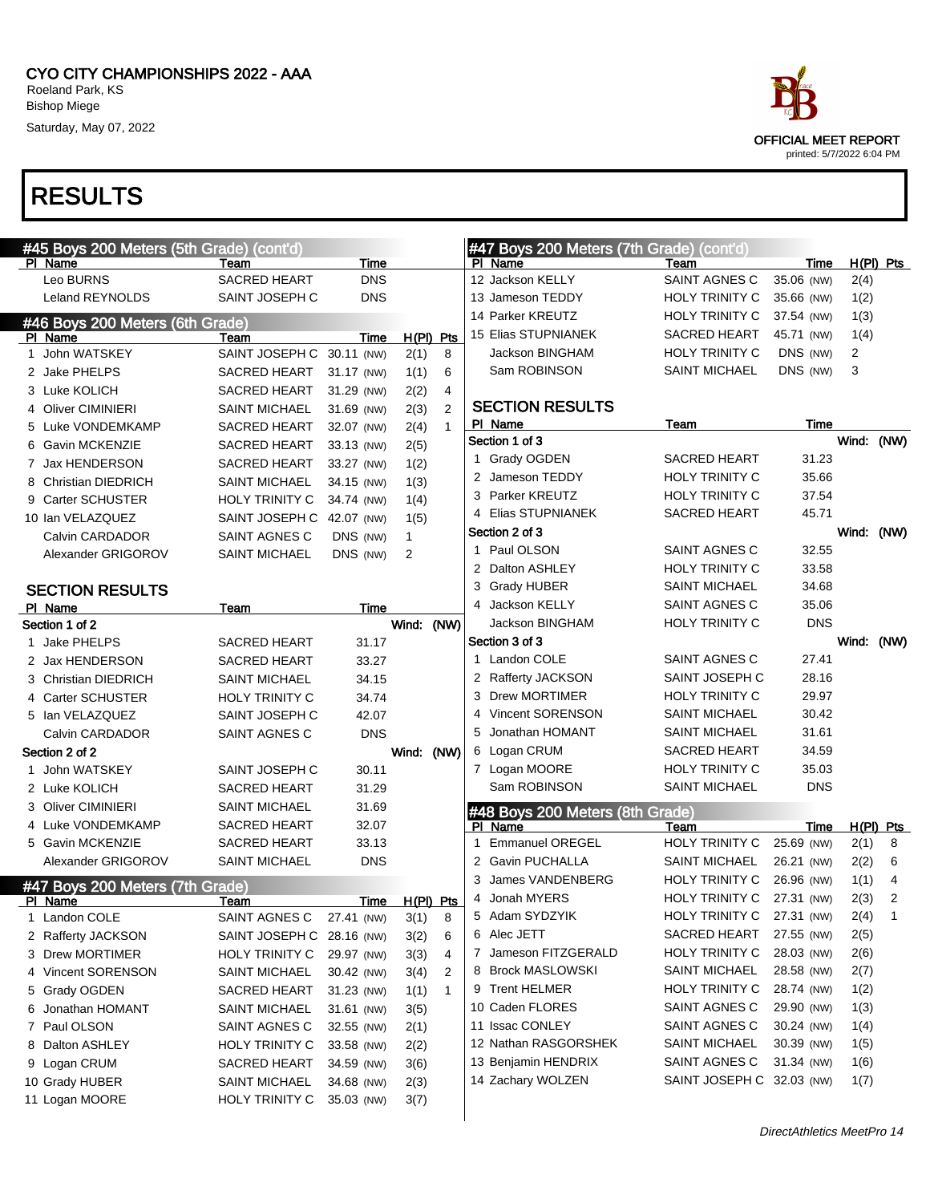# CYO CITY CHAMPIONSHIPS 2022 - AAA

Roeland Park, KS
Bishop Miege
Saturday, May 07, 2022

OFFICIAL MEET REPORT
printed: 5/7/2022 6:04 PM

# RESULTS

## #45 Boys 200 Meters (5th Grade) (cont'd)

| Pl | Name | Team | Time |
|---|---|---|---|
| | Leo BURNS | SACRED HEART | DNS |
| | Leland REYNOLDS | SAINT JOSEPH C | DNS |

## #46 Boys 200 Meters (6th Grade)

| Pl | Name | Team | Time | | H(Pl) | Pts |
|---|---|---|---|---|---|---|
| 1 | John WATSKEY | SAINT JOSEPH C | 30.11 | (NW) | 2(1) | 8 |
| 2 | Jake PHELPS | SACRED HEART | 31.17 | (NW) | 1(1) | 6 |
| 3 | Luke KOLICH | SACRED HEART | 31.29 | (NW) | 2(2) | 4 |
| 4 | Oliver CIMINIERI | SAINT MICHAEL | 31.69 | (NW) | 2(3) | 2 |
| 5 | Luke VONDEMKAMP | SACRED HEART | 32.07 | (NW) | 2(4) | 1 |
| 6 | Gavin MCKENZIE | SACRED HEART | 33.13 | (NW) | 2(5) | |
| 7 | Jax HENDERSON | SACRED HEART | 33.27 | (NW) | 1(2) | |
| 8 | Christian DIEDRICH | SAINT MICHAEL | 34.15 | (NW) | 1(3) | |
| 9 | Carter SCHUSTER | HOLY TRINITY C | 34.74 | (NW) | 1(4) | |
| 10 | Ian VELAZQUEZ | SAINT JOSEPH C | 42.07 | (NW) | 1(5) | |
| | Calvin CARDADOR | SAINT AGNES C | DNS | (NW) | 1 | |
| | Alexander GRIGOROV | SAINT MICHAEL | DNS | (NW) | 2 | |

### SECTION RESULTS

| Pl | Name | Team | Time |
|---|---|---|---|
| **Section 1 of 2** | | | Wind: (NW) |
| 1 | Jake PHELPS | SACRED HEART | 31.17 |
| 2 | Jax HENDERSON | SACRED HEART | 33.27 |
| 3 | Christian DIEDRICH | SAINT MICHAEL | 34.15 |
| 4 | Carter SCHUSTER | HOLY TRINITY C | 34.74 |
| 5 | Ian VELAZQUEZ | SAINT JOSEPH C | 42.07 |
| | Calvin CARDADOR | SAINT AGNES C | DNS |
| **Section 2 of 2** | | | Wind: (NW) |
| 1 | John WATSKEY | SAINT JOSEPH C | 30.11 |
| 2 | Luke KOLICH | SACRED HEART | 31.29 |
| 3 | Oliver CIMINIERI | SAINT MICHAEL | 31.69 |
| 4 | Luke VONDEMKAMP | SACRED HEART | 32.07 |
| 5 | Gavin MCKENZIE | SACRED HEART | 33.13 |
| | Alexander GRIGOROV | SAINT MICHAEL | DNS |

## #47 Boys 200 Meters (7th Grade)

| Pl | Name | Team | Time | | H(Pl) | Pts |
|---|---|---|---|---|---|---|
| 1 | Landon COLE | SAINT AGNES C | 27.41 | (NW) | 3(1) | 8 |
| 2 | Rafferty JACKSON | SAINT JOSEPH C | 28.16 | (NW) | 3(2) | 6 |
| 3 | Drew MORTIMER | HOLY TRINITY C | 29.97 | (NW) | 3(3) | 4 |
| 4 | Vincent SORENSON | SAINT MICHAEL | 30.42 | (NW) | 3(4) | 2 |
| 5 | Grady OGDEN | SACRED HEART | 31.23 | (NW) | 1(1) | 1 |
| 6 | Jonathan HOMANT | SAINT MICHAEL | 31.61 | (NW) | 3(5) | |
| 7 | Paul OLSON | SAINT AGNES C | 32.55 | (NW) | 2(1) | |
| 8 | Dalton ASHLEY | HOLY TRINITY C | 33.58 | (NW) | 2(2) | |
| 9 | Logan CRUM | SACRED HEART | 34.59 | (NW) | 3(6) | |
| 10 | Grady HUBER | SAINT MICHAEL | 34.68 | (NW) | 2(3) | |
| 11 | Logan MOORE | HOLY TRINITY C | 35.03 | (NW) | 3(7) | |
| 12 | Jackson KELLY | SAINT AGNES C | 35.06 | (NW) | 2(4) | |
| 13 | Jameson TEDDY | HOLY TRINITY C | 35.66 | (NW) | 1(2) | |
| 14 | Parker KREUTZ | HOLY TRINITY C | 37.54 | (NW) | 1(3) | |
| 15 | Elias STUPNIANEK | SACRED HEART | 45.71 | (NW) | 1(4) | |
| | Jackson BINGHAM | HOLY TRINITY C | DNS | (NW) | 2 | |
| | Sam ROBINSON | SAINT MICHAEL | DNS | (NW) | 3 | |

### SECTION RESULTS

| Pl | Name | Team | Time |
|---|---|---|---|
| **Section 1 of 3** | | | Wind: (NW) |
| 1 | Grady OGDEN | SACRED HEART | 31.23 |
| 2 | Jameson TEDDY | HOLY TRINITY C | 35.66 |
| 3 | Parker KREUTZ | HOLY TRINITY C | 37.54 |
| 4 | Elias STUPNIANEK | SACRED HEART | 45.71 |
| **Section 2 of 3** | | | Wind: (NW) |
| 1 | Paul OLSON | SAINT AGNES C | 32.55 |
| 2 | Dalton ASHLEY | HOLY TRINITY C | 33.58 |
| 3 | Grady HUBER | SAINT MICHAEL | 34.68 |
| 4 | Jackson KELLY | SAINT AGNES C | 35.06 |
| | Jackson BINGHAM | HOLY TRINITY C | DNS |
| **Section 3 of 3** | | | Wind: (NW) |
| 1 | Landon COLE | SAINT AGNES C | 27.41 |
| 2 | Rafferty JACKSON | SAINT JOSEPH C | 28.16 |
| 3 | Drew MORTIMER | HOLY TRINITY C | 29.97 |
| 4 | Vincent SORENSON | SAINT MICHAEL | 30.42 |
| 5 | Jonathan HOMANT | SAINT MICHAEL | 31.61 |
| 6 | Logan CRUM | SACRED HEART | 34.59 |
| 7 | Logan MOORE | HOLY TRINITY C | 35.03 |
| | Sam ROBINSON | SAINT MICHAEL | DNS |

## #48 Boys 200 Meters (8th Grade)

| Pl | Name | Team | Time | | H(Pl) | Pts |
|---|---|---|---|---|---|---|
| 1 | Emmanuel OREGEL | HOLY TRINITY C | 25.69 | (NW) | 2(1) | 8 |
| 2 | Gavin PUCHALLA | SAINT MICHAEL | 26.21 | (NW) | 2(2) | 6 |
| 3 | James VANDENBERG | HOLY TRINITY C | 26.96 | (NW) | 1(1) | 4 |
| 4 | Jonah MYERS | HOLY TRINITY C | 27.31 | (NW) | 2(3) | 2 |
| 5 | Adam SYDZYIK | HOLY TRINITY C | 27.31 | (NW) | 2(4) | 1 |
| 6 | Alec JETT | SACRED HEART | 27.55 | (NW) | 2(5) | |
| 7 | Jameson FITZGERALD | HOLY TRINITY C | 28.03 | (NW) | 2(6) | |
| 8 | Brock MASLOWSKI | SAINT MICHAEL | 28.58 | (NW) | 2(7) | |
| 9 | Trent HELMER | HOLY TRINITY C | 28.74 | (NW) | 1(2) | |
| 10 | Caden FLORES | SAINT AGNES C | 29.90 | (NW) | 1(3) | |
| 11 | Issac CONLEY | SAINT AGNES C | 30.24 | (NW) | 1(4) | |
| 12 | Nathan RASGORSHEK | SAINT MICHAEL | 30.39 | (NW) | 1(5) | |
| 13 | Benjamin HENDRIX | SAINT AGNES C | 31.34 | (NW) | 1(6) | |
| 14 | Zachary WOLZEN | SAINT JOSEPH C | 32.03 | (NW) | 1(7) | |

*DirectAthletics MeetPro 14*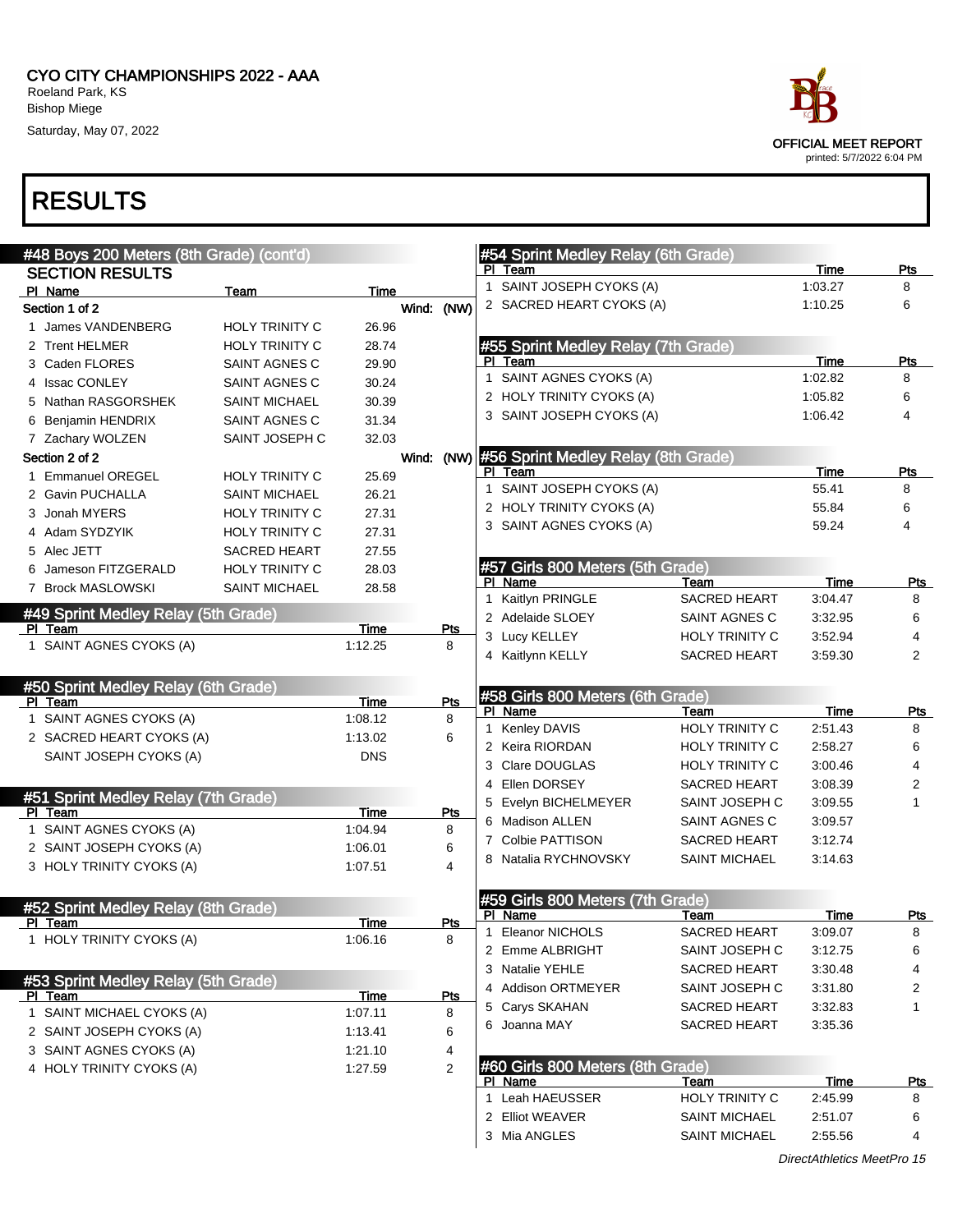CYO CITY CHAMPIONSHIPS 2022 - AAA
Roeland Park, KS
Bishop Miege
Saturday, May 07, 2022

OFFICIAL MEET REPORT
printed: 5/7/2022 6:04 PM

# RESULTS

## #48 Boys 200 Meters (8th Grade) (cont'd)

### SECTION RESULTS

**Section 1 of 2** — Wind: (NW)

| Pl | Name | Team | Time |
|---|---|---|---|
| 1 | James VANDENBERG | HOLY TRINITY C | 26.96 |
| 2 | Trent HELMER | HOLY TRINITY C | 28.74 |
| 3 | Caden FLORES | SAINT AGNES C | 29.90 |
| 4 | Issac CONLEY | SAINT AGNES C | 30.24 |
| 5 | Nathan RASGORSHEK | SAINT MICHAEL | 30.39 |
| 6 | Benjamin HENDRIX | SAINT AGNES C | 31.34 |
| 7 | Zachary WOLZEN | SAINT JOSEPH C | 32.03 |

**Section 2 of 2** — Wind: (NW)

| Pl | Name | Team | Time |
|---|---|---|---|
| 1 | Emmanuel OREGEL | HOLY TRINITY C | 25.69 |
| 2 | Gavin PUCHALLA | SAINT MICHAEL | 26.21 |
| 3 | Jonah MYERS | HOLY TRINITY C | 27.31 |
| 4 | Adam SYDZYIK | HOLY TRINITY C | 27.31 |
| 5 | Alec JETT | SACRED HEART | 27.55 |
| 6 | Jameson FITZGERALD | HOLY TRINITY C | 28.03 |
| 7 | Brock MASLOWSKI | SAINT MICHAEL | 28.58 |

## #49 Sprint Medley Relay (5th Grade)

| Pl | Team | Time | Pts |
|---|---|---|---|
| 1 | SAINT AGNES CYOKS (A) | 1:12.25 | 8 |

## #50 Sprint Medley Relay (6th Grade)

| Pl | Team | Time | Pts |
|---|---|---|---|
| 1 | SAINT AGNES CYOKS (A) | 1:08.12 | 8 |
| 2 | SACRED HEART CYOKS (A) | 1:13.02 | 6 |
| | SAINT JOSEPH CYOKS (A) | DNS | |

## #51 Sprint Medley Relay (7th Grade)

| Pl | Team | Time | Pts |
|---|---|---|---|
| 1 | SAINT AGNES CYOKS (A) | 1:04.94 | 8 |
| 2 | SAINT JOSEPH CYOKS (A) | 1:06.01 | 6 |
| 3 | HOLY TRINITY CYOKS (A) | 1:07.51 | 4 |

## #52 Sprint Medley Relay (8th Grade)

| Pl | Team | Time | Pts |
|---|---|---|---|
| 1 | HOLY TRINITY CYOKS (A) | 1:06.16 | 8 |

## #53 Sprint Medley Relay (5th Grade)

| Pl | Team | Time | Pts |
|---|---|---|---|
| 1 | SAINT MICHAEL CYOKS (A) | 1:07.11 | 8 |
| 2 | SAINT JOSEPH CYOKS (A) | 1:13.41 | 6 |
| 3 | SAINT AGNES CYOKS (A) | 1:21.10 | 4 |
| 4 | HOLY TRINITY CYOKS (A) | 1:27.59 | 2 |

## #54 Sprint Medley Relay (6th Grade)

| Pl | Team | Time | Pts |
|---|---|---|---|
| 1 | SAINT JOSEPH CYOKS (A) | 1:03.27 | 8 |
| 2 | SACRED HEART CYOKS (A) | 1:10.25 | 6 |

## #55 Sprint Medley Relay (7th Grade)

| Pl | Team | Time | Pts |
|---|---|---|---|
| 1 | SAINT AGNES CYOKS (A) | 1:02.82 | 8 |
| 2 | HOLY TRINITY CYOKS (A) | 1:05.82 | 6 |
| 3 | SAINT JOSEPH CYOKS (A) | 1:06.42 | 4 |

## #56 Sprint Medley Relay (8th Grade)

| Pl | Team | Time | Pts |
|---|---|---|---|
| 1 | SAINT JOSEPH CYOKS (A) | 55.41 | 8 |
| 2 | HOLY TRINITY CYOKS (A) | 55.84 | 6 |
| 3 | SAINT AGNES CYOKS (A) | 59.24 | 4 |

## #57 Girls 800 Meters (5th Grade)

| Pl | Name | Team | Time | Pts |
|---|---|---|---|---|
| 1 | Kaitlyn PRINGLE | SACRED HEART | 3:04.47 | 8 |
| 2 | Adelaide SLOEY | SAINT AGNES C | 3:32.95 | 6 |
| 3 | Lucy KELLEY | HOLY TRINITY C | 3:52.94 | 4 |
| 4 | Kaitlynn KELLY | SACRED HEART | 3:59.30 | 2 |

## #58 Girls 800 Meters (6th Grade)

| Pl | Name | Team | Time | Pts |
|---|---|---|---|---|
| 1 | Kenley DAVIS | HOLY TRINITY C | 2:51.43 | 8 |
| 2 | Keira RIORDAN | HOLY TRINITY C | 2:58.27 | 6 |
| 3 | Clare DOUGLAS | HOLY TRINITY C | 3:00.46 | 4 |
| 4 | Ellen DORSEY | SACRED HEART | 3:08.39 | 2 |
| 5 | Evelyn BICHELMEYER | SAINT JOSEPH C | 3:09.55 | 1 |
| 6 | Madison ALLEN | SAINT AGNES C | 3:09.57 | |
| 7 | Colbie PATTISON | SACRED HEART | 3:12.74 | |
| 8 | Natalia RYCHNOVSKY | SAINT MICHAEL | 3:14.63 | |

## #59 Girls 800 Meters (7th Grade)

| Pl | Name | Team | Time | Pts |
|---|---|---|---|---|
| 1 | Eleanor NICHOLS | SACRED HEART | 3:09.07 | 8 |
| 2 | Emme ALBRIGHT | SAINT JOSEPH C | 3:12.75 | 6 |
| 3 | Natalie YEHLE | SACRED HEART | 3:30.48 | 4 |
| 4 | Addison ORTMEYER | SAINT JOSEPH C | 3:31.80 | 2 |
| 5 | Carys SKAHAN | SACRED HEART | 3:32.83 | 1 |
| 6 | Joanna MAY | SACRED HEART | 3:35.36 | |

## #60 Girls 800 Meters (8th Grade)

| Pl | Name | Team | Time | Pts |
|---|---|---|---|---|
| 1 | Leah HAEUSSER | HOLY TRINITY C | 2:45.99 | 8 |
| 2 | Elliot WEAVER | SAINT MICHAEL | 2:51.07 | 6 |
| 3 | Mia ANGLES | SAINT MICHAEL | 2:55.56 | 4 |

*DirectAthletics MeetPro 15*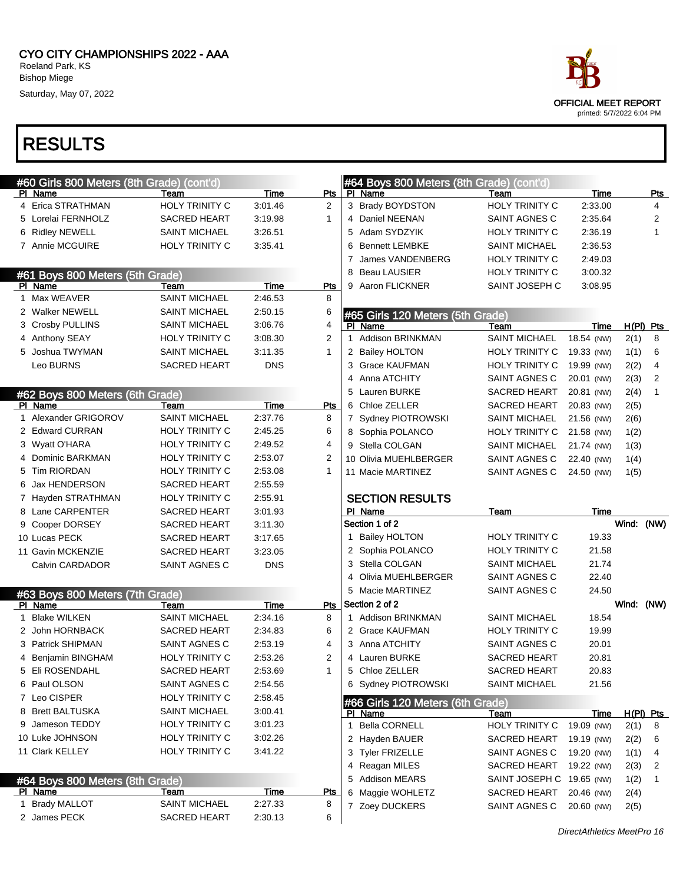CYO CITY CHAMPIONSHIPS 2022 - AAA
Roeland Park, KS
Bishop Miege
Saturday, May 07, 2022

OFFICIAL MEET REPORT
printed: 5/7/2022 6:04 PM

# RESULTS

### #60 Girls 800 Meters (8th Grade) (cont'd)

| Pl | Name | Team | Time | Pts |
|---|---|---|---|---|
| 4 | Erica STRATHMAN | HOLY TRINITY C | 3:01.46 | 2 |
| 5 | Lorelai FERNHOLZ | SACRED HEART | 3:19.98 | 1 |
| 6 | Ridley NEWELL | SAINT MICHAEL | 3:26.51 | |
| 7 | Annie MCGUIRE | HOLY TRINITY C | 3:35.41 | |

### #61 Boys 800 Meters (5th Grade)

| Pl | Name | Team | Time | Pts |
|---|---|---|---|---|
| 1 | Max WEAVER | SAINT MICHAEL | 2:46.53 | 8 |
| 2 | Walker NEWELL | SAINT MICHAEL | 2:50.15 | 6 |
| 3 | Crosby PULLINS | SAINT MICHAEL | 3:06.76 | 4 |
| 4 | Anthony SEAY | HOLY TRINITY C | 3:08.30 | 2 |
| 5 | Joshua TWYMAN | SAINT MICHAEL | 3:11.35 | 1 |
| | Leo BURNS | SACRED HEART | DNS | |

### #62 Boys 800 Meters (6th Grade)

| Pl | Name | Team | Time | Pts |
|---|---|---|---|---|
| 1 | Alexander GRIGOROV | SAINT MICHAEL | 2:37.76 | 8 |
| 2 | Edward CURRAN | HOLY TRINITY C | 2:45.25 | 6 |
| 3 | Wyatt O'HARA | HOLY TRINITY C | 2:49.52 | 4 |
| 4 | Dominic BARKMAN | HOLY TRINITY C | 2:53.07 | 2 |
| 5 | Tim RIORDAN | HOLY TRINITY C | 2:53.08 | 1 |
| 6 | Jax HENDERSON | SACRED HEART | 2:55.59 | |
| 7 | Hayden STRATHMAN | HOLY TRINITY C | 2:55.91 | |
| 8 | Lane CARPENTER | SACRED HEART | 3:01.93 | |
| 9 | Cooper DORSEY | SACRED HEART | 3:11.30 | |
| 10 | Lucas PECK | SACRED HEART | 3:17.65 | |
| 11 | Gavin MCKENZIE | SACRED HEART | 3:23.05 | |
| | Calvin CARDADOR | SAINT AGNES C | DNS | |

### #63 Boys 800 Meters (7th Grade)

| Pl | Name | Team | Time | Pts |
|---|---|---|---|---|
| 1 | Blake WILKEN | SAINT MICHAEL | 2:34.16 | 8 |
| 2 | John HORNBACK | SACRED HEART | 2:34.83 | 6 |
| 3 | Patrick SHIPMAN | SAINT AGNES C | 2:53.19 | 4 |
| 4 | Benjamin BINGHAM | HOLY TRINITY C | 2:53.26 | 2 |
| 5 | Eli ROSENDAHL | SACRED HEART | 2:53.69 | 1 |
| 6 | Paul OLSON | SAINT AGNES C | 2:54.56 | |
| 7 | Leo CISPER | HOLY TRINITY C | 2:58.45 | |
| 8 | Brett BALTUSKA | SAINT MICHAEL | 3:00.41 | |
| 9 | Jameson TEDDY | HOLY TRINITY C | 3:01.23 | |
| 10 | Luke JOHNSON | HOLY TRINITY C | 3:02.26 | |
| 11 | Clark KELLEY | HOLY TRINITY C | 3:41.22 | |

### #64 Boys 800 Meters (8th Grade)

| Pl | Name | Team | Time | Pts |
|---|---|---|---|---|
| 1 | Brady MALLOT | SAINT MICHAEL | 2:27.33 | 8 |
| 2 | James PECK | SACRED HEART | 2:30.13 | 6 |
| 3 | Brady BOYDSTON | HOLY TRINITY C | 2:33.00 | 4 |
| 4 | Daniel NEENAN | SAINT AGNES C | 2:35.64 | 2 |
| 5 | Adam SYDZYIK | HOLY TRINITY C | 2:36.19 | 1 |
| 6 | Bennett LEMBKE | SAINT MICHAEL | 2:36.53 | |
| 7 | James VANDENBERG | HOLY TRINITY C | 2:49.03 | |
| 8 | Beau LAUSIER | HOLY TRINITY C | 3:00.32 | |
| 9 | Aaron FLICKNER | SAINT JOSEPH C | 3:08.95 | |

### #65 Girls 120 Meters (5th Grade)

| Pl | Name | Team | Time | H(Pl) | Pts |
|---|---|---|---|---|---|
| 1 | Addison BRINKMAN | SAINT MICHAEL | 18.54 (NW) | 2(1) | 8 |
| 2 | Bailey HOLTON | HOLY TRINITY C | 19.33 (NW) | 1(1) | 6 |
| 3 | Grace KAUFMAN | HOLY TRINITY C | 19.99 (NW) | 2(2) | 4 |
| 4 | Anna ATCHITY | SAINT AGNES C | 20.01 (NW) | 2(3) | 2 |
| 5 | Lauren BURKE | SACRED HEART | 20.81 (NW) | 2(4) | 1 |
| 6 | Chloe ZELLER | SACRED HEART | 20.83 (NW) | 2(5) | |
| 7 | Sydney PIOTROWSKI | SAINT MICHAEL | 21.56 (NW) | 2(6) | |
| 8 | Sophia POLANCO | HOLY TRINITY C | 21.58 (NW) | 1(2) | |
| 9 | Stella COLGAN | SAINT MICHAEL | 21.74 (NW) | 1(3) | |
| 10 | Olivia MUEHLBERGER | SAINT AGNES C | 22.40 (NW) | 1(4) | |
| 11 | Macie MARTINEZ | SAINT AGNES C | 24.50 (NW) | 1(5) | |

#### SECTION RESULTS

| Pl | Name | Team | Time |
|---|---|---|---|
| **Section 1 of 2** | | | Wind: (NW) |
| 1 | Bailey HOLTON | HOLY TRINITY C | 19.33 |
| 2 | Sophia POLANCO | HOLY TRINITY C | 21.58 |
| 3 | Stella COLGAN | SAINT MICHAEL | 21.74 |
| 4 | Olivia MUEHLBERGER | SAINT AGNES C | 22.40 |
| 5 | Macie MARTINEZ | SAINT AGNES C | 24.50 |
| **Section 2 of 2** | | | Wind: (NW) |
| 1 | Addison BRINKMAN | SAINT MICHAEL | 18.54 |
| 2 | Grace KAUFMAN | HOLY TRINITY C | 19.99 |
| 3 | Anna ATCHITY | SAINT AGNES C | 20.01 |
| 4 | Lauren BURKE | SACRED HEART | 20.81 |
| 5 | Chloe ZELLER | SACRED HEART | 20.83 |
| 6 | Sydney PIOTROWSKI | SAINT MICHAEL | 21.56 |

### #66 Girls 120 Meters (6th Grade)

| Pl | Name | Team | Time | H(Pl) | Pts |
|---|---|---|---|---|---|
| 1 | Bella CORNELL | HOLY TRINITY C | 19.09 (NW) | 2(1) | 8 |
| 2 | Hayden BAUER | SACRED HEART | 19.19 (NW) | 2(2) | 6 |
| 3 | Tyler FRIZELLE | SAINT AGNES C | 19.20 (NW) | 1(1) | 4 |
| 4 | Reagan MILES | SACRED HEART | 19.22 (NW) | 2(3) | 2 |
| 5 | Addison MEARS | SAINT JOSEPH C | 19.65 (NW) | 1(2) | 1 |
| 6 | Maggie WOHLETZ | SACRED HEART | 20.46 (NW) | 2(4) | |
| 7 | Zoey DUCKERS | SAINT AGNES C | 20.60 (NW) | 2(5) | |

*DirectAthletics MeetPro 16*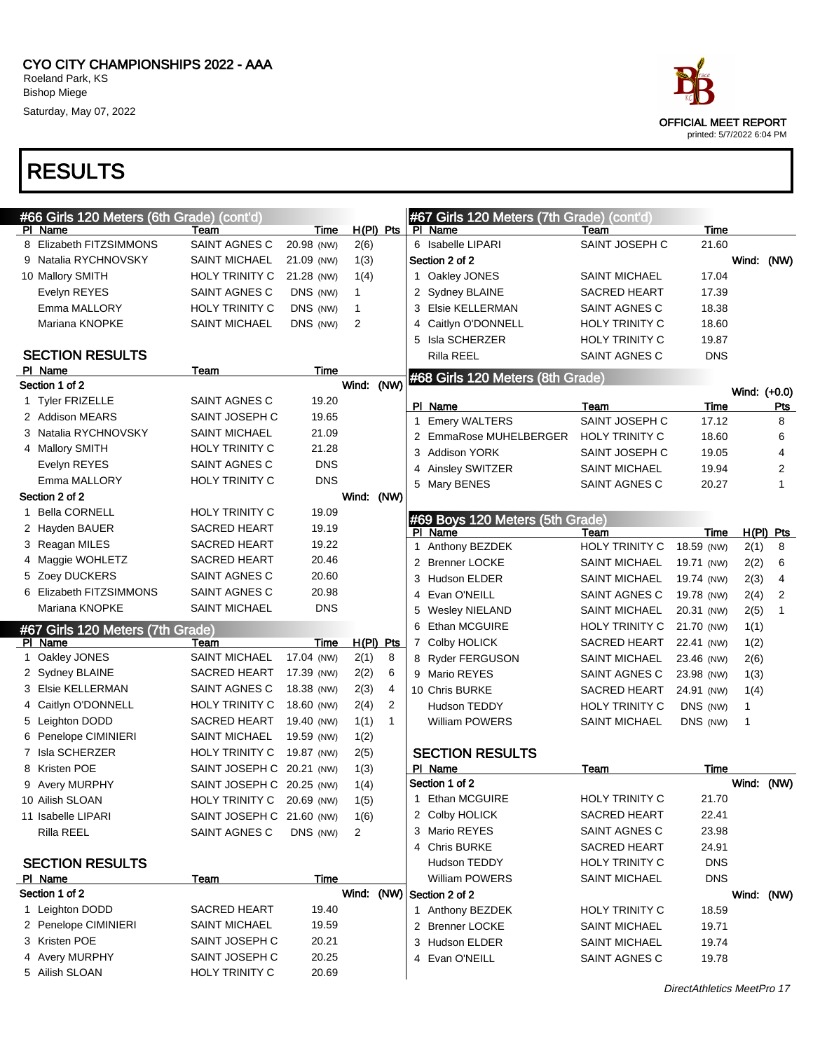CYO CITY CHAMPIONSHIPS 2022 - AAA
Roeland Park, KS
Bishop Miege
Saturday, May 07, 2022

OFFICIAL MEET REPORT
printed: 5/7/2022 6:04 PM

# RESULTS

## #66 Girls 120 Meters (6th Grade) (cont'd)

| Pl | Name | Team | Time | | H(Pl) | Pts |
|---|---|---|---|---|---|---|
| 8 | Elizabeth FITZSIMMONS | SAINT AGNES C | 20.98 | (NW) | 2(6) | |
| 9 | Natalia RYCHNOVSKY | SAINT MICHAEL | 21.09 | (NW) | 1(3) | |
| 10 | Mallory SMITH | HOLY TRINITY C | 21.28 | (NW) | 1(4) | |
| | Evelyn REYES | SAINT AGNES C | DNS | (NW) | 1 | |
| | Emma MALLORY | HOLY TRINITY C | DNS | (NW) | 1 | |
| | Mariana KNOPKE | SAINT MICHAEL | DNS | (NW) | 2 | |

### SECTION RESULTS

| Pl | Name | Team | Time |
|---|---|---|---|
| **Section 1 of 2** | | Wind: (NW) | |
| 1 | Tyler FRIZELLE | SAINT AGNES C | 19.20 |
| 2 | Addison MEARS | SAINT JOSEPH C | 19.65 |
| 3 | Natalia RYCHNOVSKY | SAINT MICHAEL | 21.09 |
| 4 | Mallory SMITH | HOLY TRINITY C | 21.28 |
| | Evelyn REYES | SAINT AGNES C | DNS |
| | Emma MALLORY | HOLY TRINITY C | DNS |
| **Section 2 of 2** | | Wind: (NW) | |
| 1 | Bella CORNELL | HOLY TRINITY C | 19.09 |
| 2 | Hayden BAUER | SACRED HEART | 19.19 |
| 3 | Reagan MILES | SACRED HEART | 19.22 |
| 4 | Maggie WOHLETZ | SACRED HEART | 20.46 |
| 5 | Zoey DUCKERS | SAINT AGNES C | 20.60 |
| 6 | Elizabeth FITZSIMMONS | SAINT AGNES C | 20.98 |
| | Mariana KNOPKE | SAINT MICHAEL | DNS |

## #67 Girls 120 Meters (7th Grade)

| Pl | Name | Team | Time | | H(Pl) | Pts |
|---|---|---|---|---|---|---|
| 1 | Oakley JONES | SAINT MICHAEL | 17.04 | (NW) | 2(1) | 8 |
| 2 | Sydney BLAINE | SACRED HEART | 17.39 | (NW) | 2(2) | 6 |
| 3 | Elsie KELLERMAN | SAINT AGNES C | 18.38 | (NW) | 2(3) | 4 |
| 4 | Caitlyn O'DONNELL | HOLY TRINITY C | 18.60 | (NW) | 2(4) | 2 |
| 5 | Leighton DODD | SACRED HEART | 19.40 | (NW) | 1(1) | 1 |
| 6 | Penelope CIMINIERI | SAINT MICHAEL | 19.59 | (NW) | 1(2) | |
| 7 | Isla SCHERZER | HOLY TRINITY C | 19.87 | (NW) | 2(5) | |
| 8 | Kristen POE | SAINT JOSEPH C | 20.21 | (NW) | 1(3) | |
| 9 | Avery MURPHY | SAINT JOSEPH C | 20.25 | (NW) | 1(4) | |
| 10 | Ailish SLOAN | HOLY TRINITY C | 20.69 | (NW) | 1(5) | |
| 11 | Isabelle LIPARI | SAINT JOSEPH C | 21.60 | (NW) | 1(6) | |
| | Rilla REEL | SAINT AGNES C | DNS | (NW) | 2 | |

### SECTION RESULTS

| Pl | Name | Team | Time |
|---|---|---|---|
| **Section 1 of 2** | | Wind: (NW) | |
| 1 | Leighton DODD | SACRED HEART | 19.40 |
| 2 | Penelope CIMINIERI | SAINT MICHAEL | 19.59 |
| 3 | Kristen POE | SAINT JOSEPH C | 20.21 |
| 4 | Avery MURPHY | SAINT JOSEPH C | 20.25 |
| 5 | Ailish SLOAN | HOLY TRINITY C | 20.69 |
| 6 | Isabelle LIPARI | SAINT JOSEPH C | 21.60 |
| **Section 2 of 2** | | Wind: (NW) | |
| 1 | Oakley JONES | SAINT MICHAEL | 17.04 |
| 2 | Sydney BLAINE | SACRED HEART | 17.39 |
| 3 | Elsie KELLERMAN | SAINT AGNES C | 18.38 |
| 4 | Caitlyn O'DONNELL | HOLY TRINITY C | 18.60 |
| 5 | Isla SCHERZER | HOLY TRINITY C | 19.87 |
| | Rilla REEL | SAINT AGNES C | DNS |

## #68 Girls 120 Meters (8th Grade)

Wind: (+0.0)

| Pl | Name | Team | Time | Pts |
|---|---|---|---|---|
| 1 | Emery WALTERS | SAINT JOSEPH C | 17.12 | 8 |
| 2 | EmmaRose MUHLEBERGER | HOLY TRINITY C | 18.60 | 6 |
| 3 | Addison YORK | SAINT JOSEPH C | 19.05 | 4 |
| 4 | Ainsley SWITZER | SAINT MICHAEL | 19.94 | 2 |
| 5 | Mary BENES | SAINT AGNES C | 20.27 | 1 |

## #69 Boys 120 Meters (5th Grade)

| Pl | Name | Team | Time | | H(Pl) | Pts |
|---|---|---|---|---|---|---|
| 1 | Anthony BEZDEK | HOLY TRINITY C | 18.59 | (NW) | 2(1) | 8 |
| 2 | Brenner LOCKE | SAINT MICHAEL | 19.71 | (NW) | 2(2) | 6 |
| 3 | Hudson ELDER | SAINT MICHAEL | 19.74 | (NW) | 2(3) | 4 |
| 4 | Evan O'NEILL | SAINT AGNES C | 19.78 | (NW) | 2(4) | 2 |
| 5 | Wesley NIELAND | SAINT MICHAEL | 20.31 | (NW) | 2(5) | 1 |
| 6 | Ethan MCGUIRE | HOLY TRINITY C | 21.70 | (NW) | 1(1) | |
| 7 | Colby HOLICK | SACRED HEART | 22.41 | (NW) | 1(2) | |
| 8 | Ryder FERGUSON | SAINT MICHAEL | 23.46 | (NW) | 2(6) | |
| 9 | Mario REYES | SAINT AGNES C | 23.98 | (NW) | 1(3) | |
| 10 | Chris BURKE | SACRED HEART | 24.91 | (NW) | 1(4) | |
| | Hudson TEDDY | HOLY TRINITY C | DNS | (NW) | 1 | |
| | William POWERS | SAINT MICHAEL | DNS | (NW) | 1 | |

### SECTION RESULTS

| Pl | Name | Team | Time |
|---|---|---|---|
| **Section 1 of 2** | | Wind: (NW) | |
| 1 | Ethan MCGUIRE | HOLY TRINITY C | 21.70 |
| 2 | Colby HOLICK | SACRED HEART | 22.41 |
| 3 | Mario REYES | SAINT AGNES C | 23.98 |
| 4 | Chris BURKE | SACRED HEART | 24.91 |
| | Hudson TEDDY | HOLY TRINITY C | DNS |
| | William POWERS | SAINT MICHAEL | DNS |
| **Section 2 of 2** | | Wind: (NW) | |
| 1 | Anthony BEZDEK | HOLY TRINITY C | 18.59 |
| 2 | Brenner LOCKE | SAINT MICHAEL | 19.71 |
| 3 | Hudson ELDER | SAINT MICHAEL | 19.74 |
| 4 | Evan O'NEILL | SAINT AGNES C | 19.78 |

DirectAthletics MeetPro 17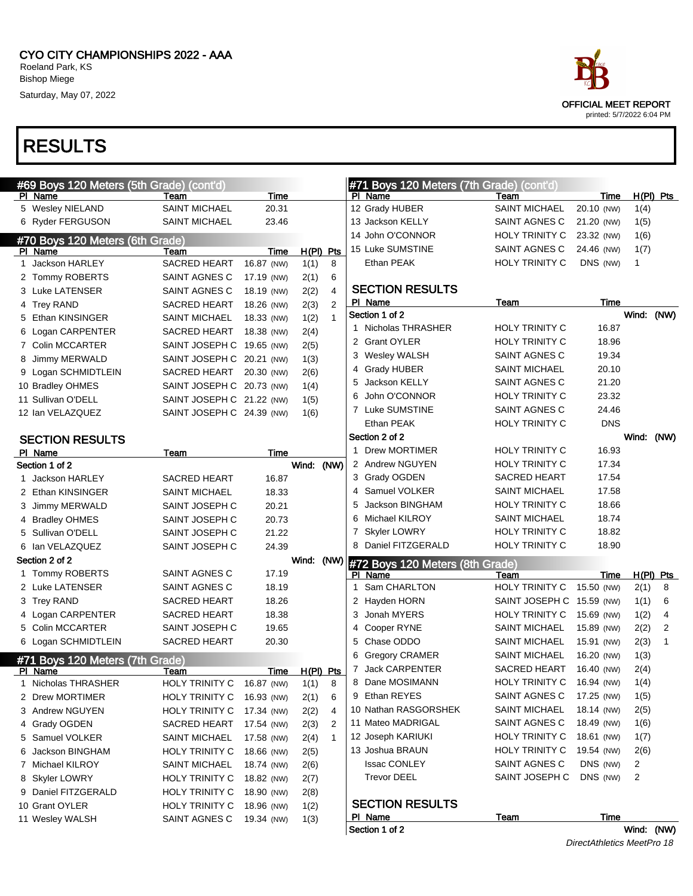CYO CITY CHAMPIONSHIPS 2022 - AAA
Roeland Park, KS
Bishop Miege
Saturday, May 07, 2022

OFFICIAL MEET REPORT
printed: 5/7/2022 6:04 PM

# RESULTS

## #69 Boys 120 Meters (5th Grade) (cont'd)

| Pl | Name | Team | Time |
|---|---|---|---|
| 5 | Wesley NIELAND | SAINT MICHAEL | 20.31 |
| 6 | Ryder FERGUSON | SAINT MICHAEL | 23.46 |

## #70 Boys 120 Meters (6th Grade)

| Pl | Name | Team | Time | | H(Pl) | Pts |
|---|---|---|---|---|---|---|
| 1 | Jackson HARLEY | SACRED HEART | 16.87 | (NW) | 1(1) | 8 |
| 2 | Tommy ROBERTS | SAINT AGNES C | 17.19 | (NW) | 2(1) | 6 |
| 3 | Luke LATENSER | SAINT AGNES C | 18.19 | (NW) | 2(2) | 4 |
| 4 | Trey RAND | SACRED HEART | 18.26 | (NW) | 2(3) | 2 |
| 5 | Ethan KINSINGER | SAINT MICHAEL | 18.33 | (NW) | 1(2) | 1 |
| 6 | Logan CARPENTER | SACRED HEART | 18.38 | (NW) | 2(4) | |
| 7 | Colin MCCARTER | SAINT JOSEPH C | 19.65 | (NW) | 2(5) | |
| 8 | Jimmy MERWALD | SAINT JOSEPH C | 20.21 | (NW) | 1(3) | |
| 9 | Logan SCHMIDTLEIN | SACRED HEART | 20.30 | (NW) | 2(6) | |
| 10 | Bradley OHMES | SAINT JOSEPH C | 20.73 | (NW) | 1(4) | |
| 11 | Sullivan O'DELL | SAINT JOSEPH C | 21.22 | (NW) | 1(5) | |
| 12 | Ian VELAZQUEZ | SAINT JOSEPH C | 24.39 | (NW) | 1(6) | |

### SECTION RESULTS

| Pl | Name | Team | Time |
|---|---|---|---|
| **Section 1 of 2** | | | Wind: (NW) |
| 1 | Jackson HARLEY | SACRED HEART | 16.87 |
| 2 | Ethan KINSINGER | SAINT MICHAEL | 18.33 |
| 3 | Jimmy MERWALD | SAINT JOSEPH C | 20.21 |
| 4 | Bradley OHMES | SAINT JOSEPH C | 20.73 |
| 5 | Sullivan O'DELL | SAINT JOSEPH C | 21.22 |
| 6 | Ian VELAZQUEZ | SAINT JOSEPH C | 24.39 |
| **Section 2 of 2** | | | Wind: (NW) |
| 1 | Tommy ROBERTS | SAINT AGNES C | 17.19 |
| 2 | Luke LATENSER | SAINT AGNES C | 18.19 |
| 3 | Trey RAND | SACRED HEART | 18.26 |
| 4 | Logan CARPENTER | SACRED HEART | 18.38 |
| 5 | Colin MCCARTER | SAINT JOSEPH C | 19.65 |
| 6 | Logan SCHMIDTLEIN | SACRED HEART | 20.30 |

## #71 Boys 120 Meters (7th Grade)

| Pl | Name | Team | Time | | H(Pl) | Pts |
|---|---|---|---|---|---|---|
| 1 | Nicholas THRASHER | HOLY TRINITY C | 16.87 | (NW) | 1(1) | 8 |
| 2 | Drew MORTIMER | HOLY TRINITY C | 16.93 | (NW) | 2(1) | 6 |
| 3 | Andrew NGUYEN | HOLY TRINITY C | 17.34 | (NW) | 2(2) | 4 |
| 4 | Grady OGDEN | SACRED HEART | 17.54 | (NW) | 2(3) | 2 |
| 5 | Samuel VOLKER | SAINT MICHAEL | 17.58 | (NW) | 2(4) | 1 |
| 6 | Jackson BINGHAM | HOLY TRINITY C | 18.66 | (NW) | 2(5) | |
| 7 | Michael KILROY | SAINT MICHAEL | 18.74 | (NW) | 2(6) | |
| 8 | Skyler LOWRY | HOLY TRINITY C | 18.82 | (NW) | 2(7) | |
| 9 | Daniel FITZGERALD | HOLY TRINITY C | 18.90 | (NW) | 2(8) | |
| 10 | Grant OYLER | HOLY TRINITY C | 18.96 | (NW) | 1(2) | |
| 11 | Wesley WALSH | SAINT AGNES C | 19.34 | (NW) | 1(3) | |
| 12 | Grady HUBER | SAINT MICHAEL | 20.10 | (NW) | 1(4) | |
| 13 | Jackson KELLY | SAINT AGNES C | 21.20 | (NW) | 1(5) | |
| 14 | John O'CONNOR | HOLY TRINITY C | 23.32 | (NW) | 1(6) | |
| 15 | Luke SUMSTINE | SAINT AGNES C | 24.46 | (NW) | 1(7) | |
| | Ethan PEAK | HOLY TRINITY C | DNS | (NW) | 1 | |

### SECTION RESULTS

| Pl | Name | Team | Time |
|---|---|---|---|
| **Section 1 of 2** | | | Wind: (NW) |
| 1 | Nicholas THRASHER | HOLY TRINITY C | 16.87 |
| 2 | Grant OYLER | HOLY TRINITY C | 18.96 |
| 3 | Wesley WALSH | SAINT AGNES C | 19.34 |
| 4 | Grady HUBER | SAINT MICHAEL | 20.10 |
| 5 | Jackson KELLY | SAINT AGNES C | 21.20 |
| 6 | John O'CONNOR | HOLY TRINITY C | 23.32 |
| 7 | Luke SUMSTINE | SAINT AGNES C | 24.46 |
| | Ethan PEAK | HOLY TRINITY C | DNS |
| **Section 2 of 2** | | | Wind: (NW) |
| 1 | Drew MORTIMER | HOLY TRINITY C | 16.93 |
| 2 | Andrew NGUYEN | HOLY TRINITY C | 17.34 |
| 3 | Grady OGDEN | SACRED HEART | 17.54 |
| 4 | Samuel VOLKER | SAINT MICHAEL | 17.58 |
| 5 | Jackson BINGHAM | HOLY TRINITY C | 18.66 |
| 6 | Michael KILROY | SAINT MICHAEL | 18.74 |
| 7 | Skyler LOWRY | HOLY TRINITY C | 18.82 |
| 8 | Daniel FITZGERALD | HOLY TRINITY C | 18.90 |

## #72 Boys 120 Meters (8th Grade)

| Pl | Name | Team | Time | | H(Pl) | Pts |
|---|---|---|---|---|---|---|
| 1 | Sam CHARLTON | HOLY TRINITY C | 15.50 | (NW) | 2(1) | 8 |
| 2 | Hayden HORN | SAINT JOSEPH C | 15.59 | (NW) | 1(1) | 6 |
| 3 | Jonah MYERS | HOLY TRINITY C | 15.69 | (NW) | 1(2) | 4 |
| 4 | Cooper RYNE | SAINT MICHAEL | 15.89 | (NW) | 2(2) | 2 |
| 5 | Chase ODDO | SAINT MICHAEL | 15.91 | (NW) | 2(3) | 1 |
| 6 | Gregory CRAMER | SAINT MICHAEL | 16.20 | (NW) | 1(3) | |
| 7 | Jack CARPENTER | SACRED HEART | 16.40 | (NW) | 2(4) | |
| 8 | Dane MOSIMANN | HOLY TRINITY C | 16.94 | (NW) | 1(4) | |
| 9 | Ethan REYES | SAINT AGNES C | 17.25 | (NW) | 1(5) | |
| 10 | Nathan RASGORSHEK | SAINT MICHAEL | 18.14 | (NW) | 2(5) | |
| 11 | Mateo MADRIGAL | SAINT AGNES C | 18.49 | (NW) | 1(6) | |
| 12 | Joseph KARIUKI | HOLY TRINITY C | 18.61 | (NW) | 1(7) | |
| 13 | Joshua BRAUN | HOLY TRINITY C | 19.54 | (NW) | 2(6) | |
| | Issac CONLEY | SAINT AGNES C | DNS | (NW) | 2 | |
| | Trevor DEEL | SAINT JOSEPH C | DNS | (NW) | 2 | |

### SECTION RESULTS

| Pl | Name | Team | Time |
|---|---|---|---|
| **Section 1 of 2** | | | Wind: (NW) |

DirectAthletics MeetPro 18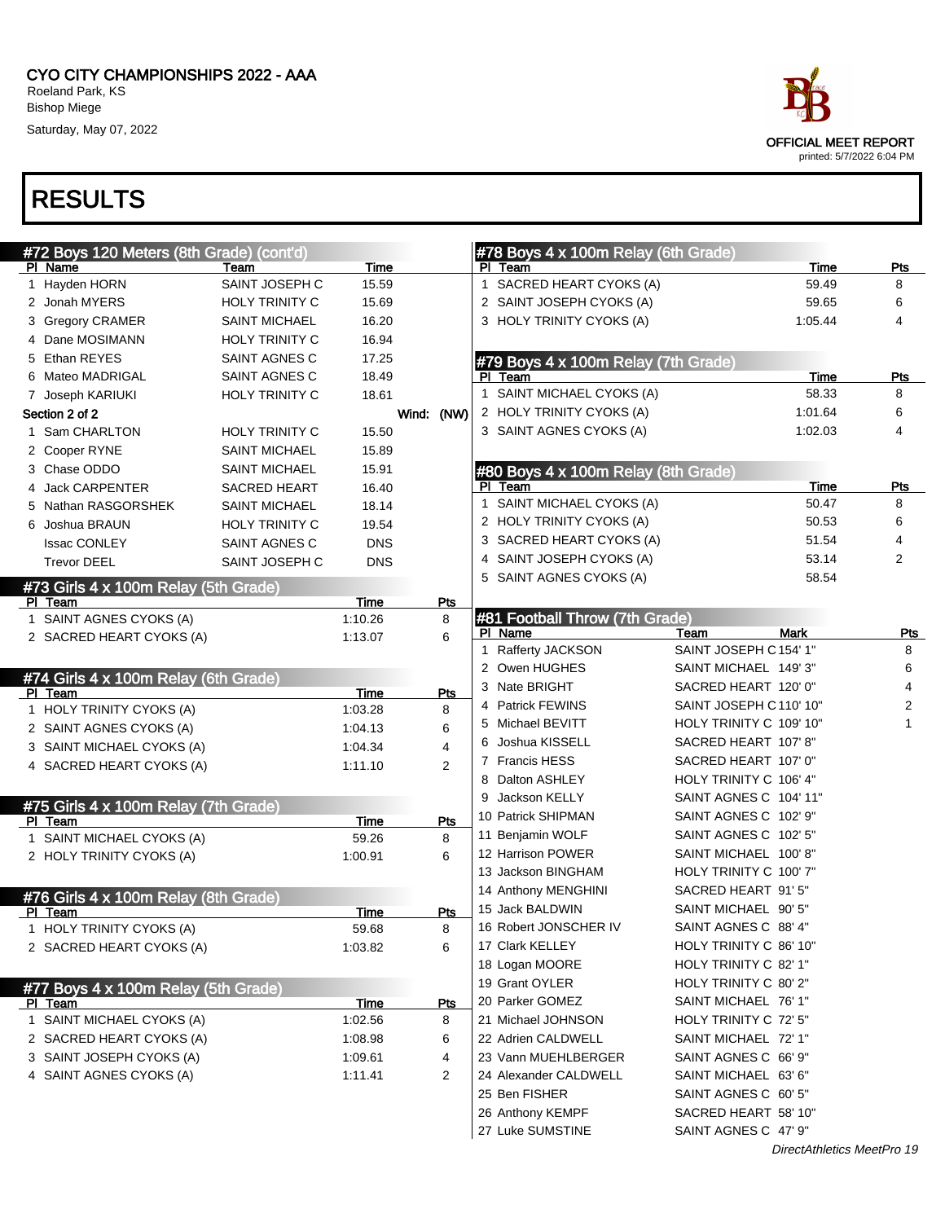CYO CITY CHAMPIONSHIPS 2022 - AAA
Roeland Park, KS
Bishop Miege
Saturday, May 07, 2022

OFFICIAL MEET REPORT
printed: 5/7/2022 6:04 PM

# RESULTS

## #72 Boys 120 Meters (8th Grade) (cont'd)

| Pl | Name | Team | Time |
|---|---|---|---|
| 1 | Hayden HORN | SAINT JOSEPH C | 15.59 |
| 2 | Jonah MYERS | HOLY TRINITY C | 15.69 |
| 3 | Gregory CRAMER | SAINT MICHAEL | 16.20 |
| 4 | Dane MOSIMANN | HOLY TRINITY C | 16.94 |
| 5 | Ethan REYES | SAINT AGNES C | 17.25 |
| 6 | Mateo MADRIGAL | SAINT AGNES C | 18.49 |
| 7 | Joseph KARIUKI | HOLY TRINITY C | 18.61 |

Section 2 of 2 Wind: (NW)

| Pl | Name | Team | Time |
|---|---|---|---|
| 1 | Sam CHARLTON | HOLY TRINITY C | 15.50 |
| 2 | Cooper RYNE | SAINT MICHAEL | 15.89 |
| 3 | Chase ODDO | SAINT MICHAEL | 15.91 |
| 4 | Jack CARPENTER | SACRED HEART | 16.40 |
| 5 | Nathan RASGORSHEK | SAINT MICHAEL | 18.14 |
| 6 | Joshua BRAUN | HOLY TRINITY C | 19.54 |
| | Issac CONLEY | SAINT AGNES C | DNS |
| | Trevor DEEL | SAINT JOSEPH C | DNS |

## #73 Girls 4 x 100m Relay (5th Grade)

| Pl | Team | Time | Pts |
|---|---|---|---|
| 1 | SAINT AGNES CYOKS (A) | 1:10.26 | 8 |
| 2 | SACRED HEART CYOKS (A) | 1:13.07 | 6 |

## #74 Girls 4 x 100m Relay (6th Grade)

| Pl | Team | Time | Pts |
|---|---|---|---|
| 1 | HOLY TRINITY CYOKS (A) | 1:03.28 | 8 |
| 2 | SAINT AGNES CYOKS (A) | 1:04.13 | 6 |
| 3 | SAINT MICHAEL CYOKS (A) | 1:04.34 | 4 |
| 4 | SACRED HEART CYOKS (A) | 1:11.10 | 2 |

## #75 Girls 4 x 100m Relay (7th Grade)

| Pl | Team | Time | Pts |
|---|---|---|---|
| 1 | SAINT MICHAEL CYOKS (A) | 59.26 | 8 |
| 2 | HOLY TRINITY CYOKS (A) | 1:00.91 | 6 |

## #76 Girls 4 x 100m Relay (8th Grade)

| Pl | Team | Time | Pts |
|---|---|---|---|
| 1 | HOLY TRINITY CYOKS (A) | 59.68 | 8 |
| 2 | SACRED HEART CYOKS (A) | 1:03.82 | 6 |

## #77 Boys 4 x 100m Relay (5th Grade)

| Pl | Team | Time | Pts |
|---|---|---|---|
| 1 | SAINT MICHAEL CYOKS (A) | 1:02.56 | 8 |
| 2 | SACRED HEART CYOKS (A) | 1:08.98 | 6 |
| 3 | SAINT JOSEPH CYOKS (A) | 1:09.61 | 4 |
| 4 | SAINT AGNES CYOKS (A) | 1:11.41 | 2 |

## #78 Boys 4 x 100m Relay (6th Grade)

| Pl | Team | Time | Pts |
|---|---|---|---|
| 1 | SACRED HEART CYOKS (A) | 59.49 | 8 |
| 2 | SAINT JOSEPH CYOKS (A) | 59.65 | 6 |
| 3 | HOLY TRINITY CYOKS (A) | 1:05.44 | 4 |

## #79 Boys 4 x 100m Relay (7th Grade)

| Pl | Team | Time | Pts |
|---|---|---|---|
| 1 | SAINT MICHAEL CYOKS (A) | 58.33 | 8 |
| 2 | HOLY TRINITY CYOKS (A) | 1:01.64 | 6 |
| 3 | SAINT AGNES CYOKS (A) | 1:02.03 | 4 |

## #80 Boys 4 x 100m Relay (8th Grade)

| Pl | Team | Time | Pts |
|---|---|---|---|
| 1 | SAINT MICHAEL CYOKS (A) | 50.47 | 8 |
| 2 | HOLY TRINITY CYOKS (A) | 50.53 | 6 |
| 3 | SACRED HEART CYOKS (A) | 51.54 | 4 |
| 4 | SAINT JOSEPH CYOKS (A) | 53.14 | 2 |
| 5 | SAINT AGNES CYOKS (A) | 58.54 | |

## #81 Football Throw (7th Grade)

| Pl | Name | Team | Mark | Pts |
|---|---|---|---|---|
| 1 | Rafferty JACKSON | SAINT JOSEPH C | 154' 1" | 8 |
| 2 | Owen HUGHES | SAINT MICHAEL | 149' 3" | 6 |
| 3 | Nate BRIGHT | SACRED HEART | 120' 0" | 4 |
| 4 | Patrick FEWINS | SAINT JOSEPH C | 110' 10" | 2 |
| 5 | Michael BEVITT | HOLY TRINITY C | 109' 10" | 1 |
| 6 | Joshua KISSELL | SACRED HEART | 107' 8" | |
| 7 | Francis HESS | SACRED HEART | 107' 0" | |
| 8 | Dalton ASHLEY | HOLY TRINITY C | 106' 4" | |
| 9 | Jackson KELLY | SAINT AGNES C | 104' 11" | |
| 10 | Patrick SHIPMAN | SAINT AGNES C | 102' 9" | |
| 11 | Benjamin WOLF | SAINT AGNES C | 102' 5" | |
| 12 | Harrison POWER | SAINT MICHAEL | 100' 8" | |
| 13 | Jackson BINGHAM | HOLY TRINITY C | 100' 7" | |
| 14 | Anthony MENGHINI | SACRED HEART | 91' 5" | |
| 15 | Jack BALDWIN | SAINT MICHAEL | 90' 5" | |
| 16 | Robert JONSCHER IV | SAINT AGNES C | 88' 4" | |
| 17 | Clark KELLEY | HOLY TRINITY C | 86' 10" | |
| 18 | Logan MOORE | HOLY TRINITY C | 82' 1" | |
| 19 | Grant OYLER | HOLY TRINITY C | 80' 2" | |
| 20 | Parker GOMEZ | SAINT MICHAEL | 76' 1" | |
| 21 | Michael JOHNSON | HOLY TRINITY C | 72' 5" | |
| 22 | Adrien CALDWELL | SAINT MICHAEL | 72' 1" | |
| 23 | Vann MUEHLBERGER | SAINT AGNES C | 66' 9" | |
| 24 | Alexander CALDWELL | SAINT MICHAEL | 63' 6" | |
| 25 | Ben FISHER | SAINT AGNES C | 60' 5" | |
| 26 | Anthony KEMPF | SACRED HEART | 58' 10" | |
| 27 | Luke SUMSTINE | SAINT AGNES C | 47' 9" | |

*DirectAthletics MeetPro 19*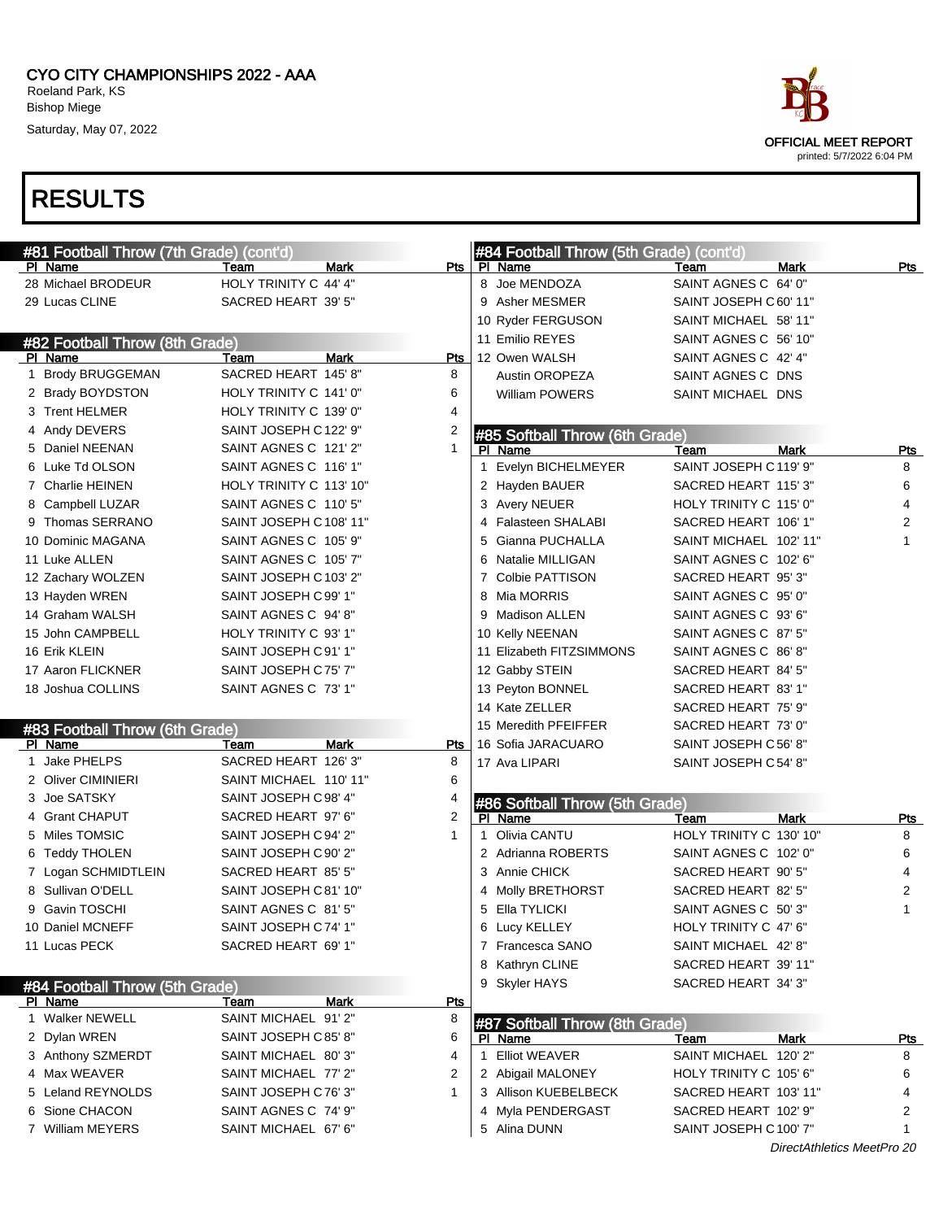# CYO CITY CHAMPIONSHIPS 2022 - AAA

Roeland Park, KS
Bishop Miege
Saturday, May 07, 2022

OFFICIAL MEET REPORT
printed: 5/7/2022 6:04 PM

## RESULTS

### #81 Football Throw (7th Grade) (cont'd)

| Pl | Name | Team | Mark | Pts |
|---|---|---|---|---|
| 28 | Michael BRODEUR | HOLY TRINITY C | 44' 4" | |
| 29 | Lucas CLINE | SACRED HEART | 39' 5" | |

### #82 Football Throw (8th Grade)

| Pl | Name | Team | Mark | Pts |
|---|---|---|---|---|
| 1 | Brody BRUGGEMAN | SACRED HEART | 145' 8" | 8 |
| 2 | Brady BOYDSTON | HOLY TRINITY C | 141' 0" | 6 |
| 3 | Trent HELMER | HOLY TRINITY C | 139' 0" | 4 |
| 4 | Andy DEVERS | SAINT JOSEPH C | 122' 9" | 2 |
| 5 | Daniel NEENAN | SAINT AGNES C | 121' 2" | 1 |
| 6 | Luke Td OLSON | SAINT AGNES C | 116' 1" | |
| 7 | Charlie HEINEN | HOLY TRINITY C | 113' 10" | |
| 8 | Campbell LUZAR | SAINT AGNES C | 110' 5" | |
| 9 | Thomas SERRANO | SAINT JOSEPH C | 108' 11" | |
| 10 | Dominic MAGANA | SAINT AGNES C | 105' 9" | |
| 11 | Luke ALLEN | SAINT AGNES C | 105' 7" | |
| 12 | Zachary WOLZEN | SAINT JOSEPH C | 103' 2" | |
| 13 | Hayden WREN | SAINT JOSEPH C | 99' 1" | |
| 14 | Graham WALSH | SAINT AGNES C | 94' 8" | |
| 15 | John CAMPBELL | HOLY TRINITY C | 93' 1" | |
| 16 | Erik KLEIN | SAINT JOSEPH C | 91' 1" | |
| 17 | Aaron FLICKNER | SAINT JOSEPH C | 75' 7" | |
| 18 | Joshua COLLINS | SAINT AGNES C | 73' 1" | |

### #83 Football Throw (6th Grade)

| Pl | Name | Team | Mark | Pts |
|---|---|---|---|---|
| 1 | Jake PHELPS | SACRED HEART | 126' 3" | 8 |
| 2 | Oliver CIMINIERI | SAINT MICHAEL | 110' 11" | 6 |
| 3 | Joe SATSKY | SAINT JOSEPH C | 98' 4" | 4 |
| 4 | Grant CHAPUT | SACRED HEART | 97' 6" | 2 |
| 5 | Miles TOMSIC | SAINT JOSEPH C | 94' 2" | 1 |
| 6 | Teddy THOLEN | SAINT JOSEPH C | 90' 2" | |
| 7 | Logan SCHMIDTLEIN | SACRED HEART | 85' 5" | |
| 8 | Sullivan O'DELL | SAINT JOSEPH C | 81' 10" | |
| 9 | Gavin TOSCHI | SAINT AGNES C | 81' 5" | |
| 10 | Daniel MCNEFF | SAINT JOSEPH C | 74' 1" | |
| 11 | Lucas PECK | SACRED HEART | 69' 1" | |

### #84 Football Throw (5th Grade)

| Pl | Name | Team | Mark | Pts |
|---|---|---|---|---|
| 1 | Walker NEWELL | SAINT MICHAEL | 91' 2" | 8 |
| 2 | Dylan WREN | SAINT JOSEPH C | 85' 8" | 6 |
| 3 | Anthony SZMERDT | SAINT MICHAEL | 80' 3" | 4 |
| 4 | Max WEAVER | SAINT MICHAEL | 77' 2" | 2 |
| 5 | Leland REYNOLDS | SAINT JOSEPH C | 76' 3" | 1 |
| 6 | Sione CHACON | SAINT AGNES C | 74' 9" | |
| 7 | William MEYERS | SAINT MICHAEL | 67' 6" | |
| 8 | Joe MENDOZA | SAINT AGNES C | 64' 0" | |
| 9 | Asher MESMER | SAINT JOSEPH C | 60' 11" | |
| 10 | Ryder FERGUSON | SAINT MICHAEL | 58' 11" | |
| 11 | Emilio REYES | SAINT AGNES C | 56' 10" | |
| 12 | Owen WALSH | SAINT AGNES C | 42' 4" | |
| | Austin OROPEZA | SAINT AGNES C | DNS | |
| | William POWERS | SAINT MICHAEL | DNS | |

### #85 Softball Throw (6th Grade)

| Pl | Name | Team | Mark | Pts |
|---|---|---|---|---|
| 1 | Evelyn BICHELMEYER | SAINT JOSEPH C | 119' 9" | 8 |
| 2 | Hayden BAUER | SACRED HEART | 115' 3" | 6 |
| 3 | Avery NEUER | HOLY TRINITY C | 115' 0" | 4 |
| 4 | Falasteen SHALABI | SACRED HEART | 106' 1" | 2 |
| 5 | Gianna PUCHALLA | SAINT MICHAEL | 102' 11" | 1 |
| 6 | Natalie MILLIGAN | SAINT AGNES C | 102' 6" | |
| 7 | Colbie PATTISON | SACRED HEART | 95' 3" | |
| 8 | Mia MORRIS | SAINT AGNES C | 95' 0" | |
| 9 | Madison ALLEN | SAINT AGNES C | 93' 6" | |
| 10 | Kelly NEENAN | SAINT AGNES C | 87' 5" | |
| 11 | Elizabeth FITZSIMMONS | SAINT AGNES C | 86' 8" | |
| 12 | Gabby STEIN | SACRED HEART | 84' 5" | |
| 13 | Peyton BONNEL | SACRED HEART | 83' 1" | |
| 14 | Kate ZELLER | SACRED HEART | 75' 9" | |
| 15 | Meredith PFEIFFER | SACRED HEART | 73' 0" | |
| 16 | Sofia JARACUARO | SAINT JOSEPH C | 56' 8" | |
| 17 | Ava LIPARI | SAINT JOSEPH C | 54' 8" | |

### #86 Softball Throw (5th Grade)

| Pl | Name | Team | Mark | Pts |
|---|---|---|---|---|
| 1 | Olivia CANTU | HOLY TRINITY C | 130' 10" | 8 |
| 2 | Adrianna ROBERTS | SAINT AGNES C | 102' 0" | 6 |
| 3 | Annie CHICK | SACRED HEART | 90' 5" | 4 |
| 4 | Molly BRETHORST | SACRED HEART | 82' 5" | 2 |
| 5 | Ella TYLICKI | SAINT AGNES C | 50' 3" | 1 |
| 6 | Lucy KELLEY | HOLY TRINITY C | 47' 6" | |
| 7 | Francesca SANO | SAINT MICHAEL | 42' 8" | |
| 8 | Kathryn CLINE | SACRED HEART | 39' 11" | |
| 9 | Skyler HAYS | SACRED HEART | 34' 3" | |

### #87 Softball Throw (8th Grade)

| Pl | Name | Team | Mark | Pts |
|---|---|---|---|---|
| 1 | Elliot WEAVER | SAINT MICHAEL | 120' 2" | 8 |
| 2 | Abigail MALONEY | HOLY TRINITY C | 105' 6" | 6 |
| 3 | Allison KUEBELBECK | SACRED HEART | 103' 11" | 4 |
| 4 | Myla PENDERGAST | SACRED HEART | 102' 9" | 2 |
| 5 | Alina DUNN | SAINT JOSEPH C | 100' 7" | 1 |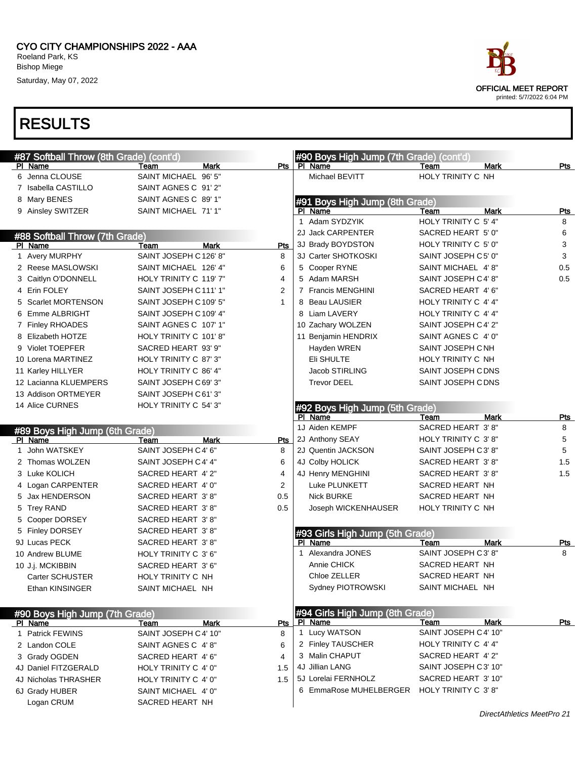CYO CITY CHAMPIONSHIPS 2022 - AAA
Roeland Park, KS
Bishop Miege
Saturday, May 07, 2022

OFFICIAL MEET REPORT
printed: 5/7/2022 6:04 PM

# RESULTS

## #87 Softball Throw (8th Grade) (cont'd)

| Pl | Name | Team | Mark | Pts |
|---|---|---|---|---|
| 6 | Jenna CLOUSE | SAINT MICHAEL | 96' 5" | |
| 7 | Isabella CASTILLO | SAINT AGNES C | 91' 2" | |
| 8 | Mary BENES | SAINT AGNES C | 89' 1" | |
| 9 | Ainsley SWITZER | SAINT MICHAEL | 71' 1" | |

## #88 Softball Throw (7th Grade)

| Pl | Name | Team | Mark | Pts |
|---|---|---|---|---|
| 1 | Avery MURPHY | SAINT JOSEPH C | 126' 8" | 8 |
| 2 | Reese MASLOWSKI | SAINT MICHAEL | 126' 4" | 6 |
| 3 | Caitlyn O'DONNELL | HOLY TRINITY C | 119' 7" | 4 |
| 4 | Erin FOLEY | SAINT JOSEPH C | 111' 1" | 2 |
| 5 | Scarlet MORTENSON | SAINT JOSEPH C | 109' 5" | 1 |
| 6 | Emme ALBRIGHT | SAINT JOSEPH C | 109' 4" | |
| 7 | Finley RHOADES | SAINT AGNES C | 107' 1" | |
| 8 | Elizabeth HOTZE | HOLY TRINITY C | 101' 8" | |
| 9 | Violet TOEPFER | SACRED HEART | 93' 9" | |
| 10 | Lorena MARTINEZ | HOLY TRINITY C | 87' 3" | |
| 11 | Karley HILLYER | HOLY TRINITY C | 86' 4" | |
| 12 | Lacianna KLUEMPERS | SAINT JOSEPH C | 69' 3" | |
| 13 | Addison ORTMEYER | SAINT JOSEPH C | 61' 3" | |
| 14 | Alice CURNES | HOLY TRINITY C | 54' 3" | |

## #89 Boys High Jump (6th Grade)

| Pl | Name | Team | Mark | Pts |
|---|---|---|---|---|
| 1 | John WATSKEY | SAINT JOSEPH C | 4' 6" | 8 |
| 2 | Thomas WOLZEN | SAINT JOSEPH C | 4' 4" | 6 |
| 3 | Luke KOLICH | SACRED HEART | 4' 2" | 4 |
| 4 | Logan CARPENTER | SACRED HEART | 4' 0" | 2 |
| 5 | Jax HENDERSON | SACRED HEART | 3' 8" | 0.5 |
| 5 | Trey RAND | SACRED HEART | 3' 8" | 0.5 |
| 5 | Cooper DORSEY | SACRED HEART | 3' 8" | |
| 5 | Finley DORSEY | SACRED HEART | 3' 8" | |
| 9J | Lucas PECK | SACRED HEART | 3' 8" | |
| 10 | Andrew BLUME | HOLY TRINITY C | 3' 6" | |
| 10 | J.j. MCKIBBIN | SACRED HEART | 3' 6" | |
| | Carter SCHUSTER | HOLY TRINITY C | NH | |
| | Ethan KINSINGER | SAINT MICHAEL | NH | |

## #90 Boys High Jump (7th Grade)

| Pl | Name | Team | Mark | Pts |
|---|---|---|---|---|
| 1 | Patrick FEWINS | SAINT JOSEPH C | 4' 10" | 8 |
| 2 | Landon COLE | SAINT AGNES C | 4' 8" | 6 |
| 3 | Grady OGDEN | SACRED HEART | 4' 6" | 4 |
| 4J | Daniel FITZGERALD | HOLY TRINITY C | 4' 0" | 1.5 |
| 4J | Nicholas THRASHER | HOLY TRINITY C | 4' 0" | 1.5 |
| 6J | Grady HUBER | SAINT MICHAEL | 4' 0" | |
| | Logan CRUM | SACRED HEART | NH | |
| | Michael BEVITT | HOLY TRINITY C | NH | |

## #91 Boys High Jump (8th Grade)

| Pl | Name | Team | Mark | Pts |
|---|---|---|---|---|
| 1 | Adam SYDZYIK | HOLY TRINITY C | 5' 4" | 8 |
| 2J | Jack CARPENTER | SACRED HEART | 5' 0" | 6 |
| 3J | Brady BOYDSTON | HOLY TRINITY C | 5' 0" | 3 |
| 3J | Carter SHOTKOSKI | SAINT JOSEPH C | 5' 0" | 3 |
| 5 | Cooper RYNE | SAINT MICHAEL | 4' 8" | 0.5 |
| 5 | Adam MARSH | SAINT JOSEPH C | 4' 8" | 0.5 |
| 7 | Francis MENGHINI | SACRED HEART | 4' 6" | |
| 8 | Beau LAUSIER | HOLY TRINITY C | 4' 4" | |
| 8 | Liam LAVERY | HOLY TRINITY C | 4' 4" | |
| 10 | Zachary WOLZEN | SAINT JOSEPH C | 4' 2" | |
| 11 | Benjamin HENDRIX | SAINT AGNES C | 4' 0" | |
| | Hayden WREN | SAINT JOSEPH C | NH | |
| | Eli SHULTE | HOLY TRINITY C | NH | |
| | Jacob STIRLING | SAINT JOSEPH C | DNS | |
| | Trevor DEEL | SAINT JOSEPH C | DNS | |

## #92 Boys High Jump (5th Grade)

| Pl | Name | Team | Mark | Pts |
|---|---|---|---|---|
| 1J | Aiden KEMPF | SACRED HEART | 3' 8" | 8 |
| 2J | Anthony SEAY | HOLY TRINITY C | 3' 8" | 5 |
| 2J | Quentin JACKSON | SAINT JOSEPH C | 3' 8" | 5 |
| 4J | Colby HOLICK | SACRED HEART | 3' 8" | 1.5 |
| 4J | Henry MENGHINI | SACRED HEART | 3' 8" | 1.5 |
| | Luke PLUNKETT | SACRED HEART | NH | |
| | Nick BURKE | SACRED HEART | NH | |
| | Joseph WICKENHAUSER | HOLY TRINITY C | NH | |

## #93 Girls High Jump (5th Grade)

| Pl | Name | Team | Mark | Pts |
|---|---|---|---|---|
| 1 | Alexandra JONES | SAINT JOSEPH C | 3' 8" | 8 |
| | Annie CHICK | SACRED HEART | NH | |
| | Chloe ZELLER | SACRED HEART | NH | |
| | Sydney PIOTROWSKI | SAINT MICHAEL | NH | |

## #94 Girls High Jump (8th Grade)

| Pl | Name | Team | Mark | Pts |
|---|---|---|---|---|
| 1 | Lucy WATSON | SAINT JOSEPH C | 4' 10" | |
| 2 | Finley TAUSCHER | HOLY TRINITY C | 4' 4" | |
| 3 | Malin CHAPUT | SACRED HEART | 4' 2" | |
| 4J | Jillian LANG | SAINT JOSEPH C | 3' 10" | |
| 5J | Lorelai FERNHOLZ | SACRED HEART | 3' 10" | |
| 6 | EmmaRose MUHELBERGER | HOLY TRINITY C | 3' 8" | |

*DirectAthletics MeetPro 21*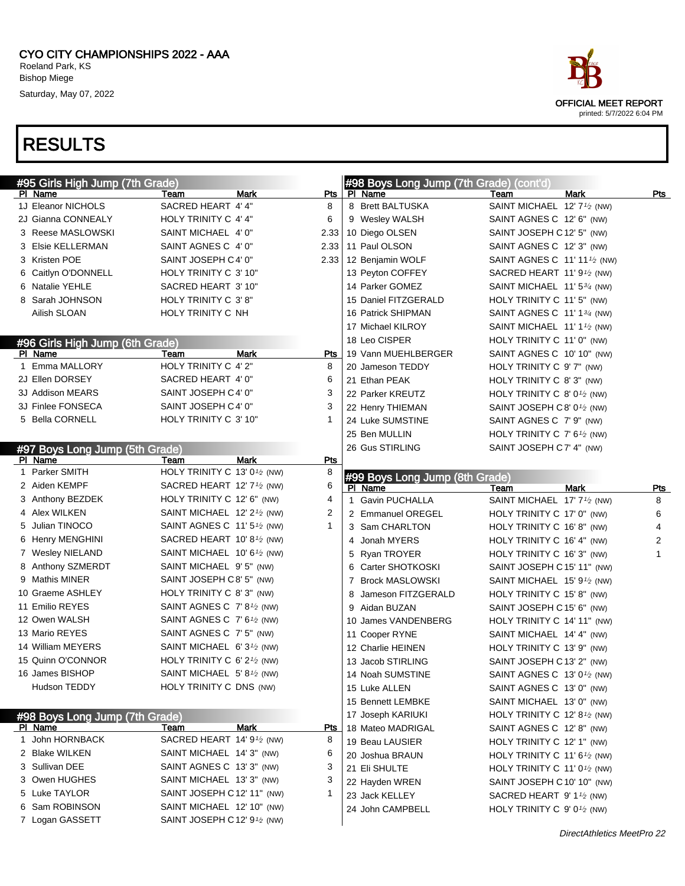# CYO CITY CHAMPIONSHIPS 2022 - AAA

Roeland Park, KS
Bishop Miege
Saturday, May 07, 2022

OFFICIAL MEET REPORT
printed: 5/7/2022 6:04 PM

## RESULTS

### #95 Girls High Jump (7th Grade)

| Pl | Name | Team | Mark | Pts |
|---|---|---|---|---|
| 1J | Eleanor NICHOLS | SACRED HEART | 4' 4" | 8 |
| 2J | Gianna CONNEALY | HOLY TRINITY C | 4' 4" | 6 |
| 3 | Reese MASLOWSKI | SAINT MICHAEL | 4' 0" | 2.33 |
| 3 | Elsie KELLERMAN | SAINT AGNES C | 4' 0" | 2.33 |
| 3 | Kristen POE | SAINT JOSEPH C | 4' 0" | 2.33 |
| 6 | Caitlyn O'DONNELL | HOLY TRINITY C | 3' 10" | |
| 6 | Natalie YEHLE | SACRED HEART | 3' 10" | |
| 8 | Sarah JOHNSON | HOLY TRINITY C | 3' 8" | |
| | Ailish SLOAN | HOLY TRINITY C | NH | |

### #96 Girls High Jump (6th Grade)

| Pl | Name | Team | Mark | Pts |
|---|---|---|---|---|
| 1 | Emma MALLORY | HOLY TRINITY C | 4' 2" | 8 |
| 2J | Ellen DORSEY | SACRED HEART | 4' 0" | 6 |
| 3J | Addison MEARS | SAINT JOSEPH C | 4' 0" | 3 |
| 3J | Finlee FONSECA | SAINT JOSEPH C | 4' 0" | 3 |
| 5 | Bella CORNELL | HOLY TRINITY C | 3' 10" | 1 |

### #97 Boys Long Jump (5th Grade)

| Pl | Name | Team | Mark | Pts |
|---|---|---|---|---|
| 1 | Parker SMITH | HOLY TRINITY C | 13' 0½ (NW) | 8 |
| 2 | Aiden KEMPF | SACRED HEART | 12' 7½ (NW) | 6 |
| 3 | Anthony BEZDEK | HOLY TRINITY C | 12' 6" (NW) | 4 |
| 4 | Alex WILKEN | SAINT MICHAEL | 12' 2½ (NW) | 2 |
| 5 | Julian TINOCO | SAINT AGNES C | 11' 5½ (NW) | 1 |
| 6 | Henry MENGHINI | SACRED HEART | 10' 8½ (NW) | |
| 7 | Wesley NIELAND | SAINT MICHAEL | 10' 6½ (NW) | |
| 8 | Anthony SZMERDT | SAINT MICHAEL | 9' 5" (NW) | |
| 9 | Mathis MINER | SAINT JOSEPH C | 8' 5" (NW) | |
| 10 | Graeme ASHLEY | HOLY TRINITY C | 8' 3" (NW) | |
| 11 | Emilio REYES | SAINT AGNES C | 7' 8½ (NW) | |
| 12 | Owen WALSH | SAINT AGNES C | 7' 6½ (NW) | |
| 13 | Mario REYES | SAINT AGNES C | 7' 5" (NW) | |
| 14 | William MEYERS | SAINT MICHAEL | 6' 3½ (NW) | |
| 15 | Quinn O'CONNOR | HOLY TRINITY C | 6' 2½ (NW) | |
| 16 | James BISHOP | SAINT MICHAEL | 5' 8½ (NW) | |
| | Hudson TEDDY | HOLY TRINITY C | DNS (NW) | |

### #98 Boys Long Jump (7th Grade)

| Pl | Name | Team | Mark | Pts |
|---|---|---|---|---|
| 1 | John HORNBACK | SACRED HEART | 14' 9½ (NW) | 8 |
| 2 | Blake WILKEN | SAINT MICHAEL | 14' 3" (NW) | 6 |
| 3 | Sullivan DEE | SAINT AGNES C | 13' 3" (NW) | 3 |
| 3 | Owen HUGHES | SAINT MICHAEL | 13' 3" (NW) | 3 |
| 5 | Luke TAYLOR | SAINT JOSEPH C | 12' 11" (NW) | 1 |
| 6 | Sam ROBINSON | SAINT MICHAEL | 12' 10" (NW) | |
| 7 | Logan GASSETT | SAINT JOSEPH C | 12' 9½ (NW) | |
| 8 | Brett BALTUSKA | SAINT MICHAEL | 12' 7½ (NW) | |
| 9 | Wesley WALSH | SAINT AGNES C | 12' 6" (NW) | |
| 10 | Diego OLSEN | SAINT JOSEPH C | 12' 5" (NW) | |
| 11 | Paul OLSON | SAINT AGNES C | 12' 3" (NW) | |
| 12 | Benjamin WOLF | SAINT AGNES C | 11' 11½ (NW) | |
| 13 | Peyton COFFEY | SACRED HEART | 11' 9½ (NW) | |
| 14 | Parker GOMEZ | SAINT MICHAEL | 11' 5¾ (NW) | |
| 15 | Daniel FITZGERALD | HOLY TRINITY C | 11' 5" (NW) | |
| 16 | Patrick SHIPMAN | SAINT AGNES C | 11' 1¾ (NW) | |
| 17 | Michael KILROY | SAINT MICHAEL | 11' 1½ (NW) | |
| 18 | Leo CISPER | HOLY TRINITY C | 11' 0" (NW) | |
| 19 | Vann MUEHLBERGER | SAINT AGNES C | 10' 10" (NW) | |
| 20 | Jameson TEDDY | HOLY TRINITY C | 9' 7" (NW) | |
| 21 | Ethan PEAK | HOLY TRINITY C | 8' 3" (NW) | |
| 22 | Parker KREUTZ | HOLY TRINITY C | 8' 0½ (NW) | |
| 22 | Henry THIEMAN | SAINT JOSEPH C | 8' 0½ (NW) | |
| 24 | Luke SUMSTINE | SAINT AGNES C | 7' 9" (NW) | |
| 25 | Ben MULLIN | HOLY TRINITY C | 7' 6½ (NW) | |
| 26 | Gus STIRLING | SAINT JOSEPH C | 7' 4" (NW) | |

### #99 Boys Long Jump (8th Grade)

| Pl | Name | Team | Mark | Pts |
|---|---|---|---|---|
| 1 | Gavin PUCHALLA | SAINT MICHAEL | 17' 7½ (NW) | 8 |
| 2 | Emmanuel OREGEL | HOLY TRINITY C | 17' 0" (NW) | 6 |
| 3 | Sam CHARLTON | HOLY TRINITY C | 16' 8" (NW) | 4 |
| 4 | Jonah MYERS | HOLY TRINITY C | 16' 4" (NW) | 2 |
| 5 | Ryan TROYER | HOLY TRINITY C | 16' 3" (NW) | 1 |
| 6 | Carter SHOTKOSKI | SAINT JOSEPH C | 15' 11" (NW) | |
| 7 | Brock MASLOWSKI | SAINT MICHAEL | 15' 9½ (NW) | |
| 8 | Jameson FITZGERALD | HOLY TRINITY C | 15' 8" (NW) | |
| 9 | Aidan BUZAN | SAINT JOSEPH C | 15' 6" (NW) | |
| 10 | James VANDENBERG | HOLY TRINITY C | 14' 11" (NW) | |
| 11 | Cooper RYNE | SAINT MICHAEL | 14' 4" (NW) | |
| 12 | Charlie HEINEN | HOLY TRINITY C | 13' 9" (NW) | |
| 13 | Jacob STIRLING | SAINT JOSEPH C | 13' 2" (NW) | |
| 14 | Noah SUMSTINE | SAINT AGNES C | 13' 0½ (NW) | |
| 15 | Luke ALLEN | SAINT AGNES C | 13' 0" (NW) | |
| 15 | Bennett LEMBKE | SAINT MICHAEL | 13' 0" (NW) | |
| 17 | Joseph KARIUKI | HOLY TRINITY C | 12' 8½ (NW) | |
| 18 | Mateo MADRIGAL | SAINT AGNES C | 12' 8" (NW) | |
| 19 | Beau LAUSIER | HOLY TRINITY C | 12' 1" (NW) | |
| 20 | Joshua BRAUN | HOLY TRINITY C | 11' 6½ (NW) | |
| 21 | Eli SHULTE | HOLY TRINITY C | 11' 0½ (NW) | |
| 22 | Hayden WREN | SAINT JOSEPH C | 10' 10" (NW) | |
| 23 | Jack KELLEY | SACRED HEART | 9' 1½ (NW) | |
| 24 | John CAMPBELL | HOLY TRINITY C | 9' 0½ (NW) | |

*DirectAthletics MeetPro 22*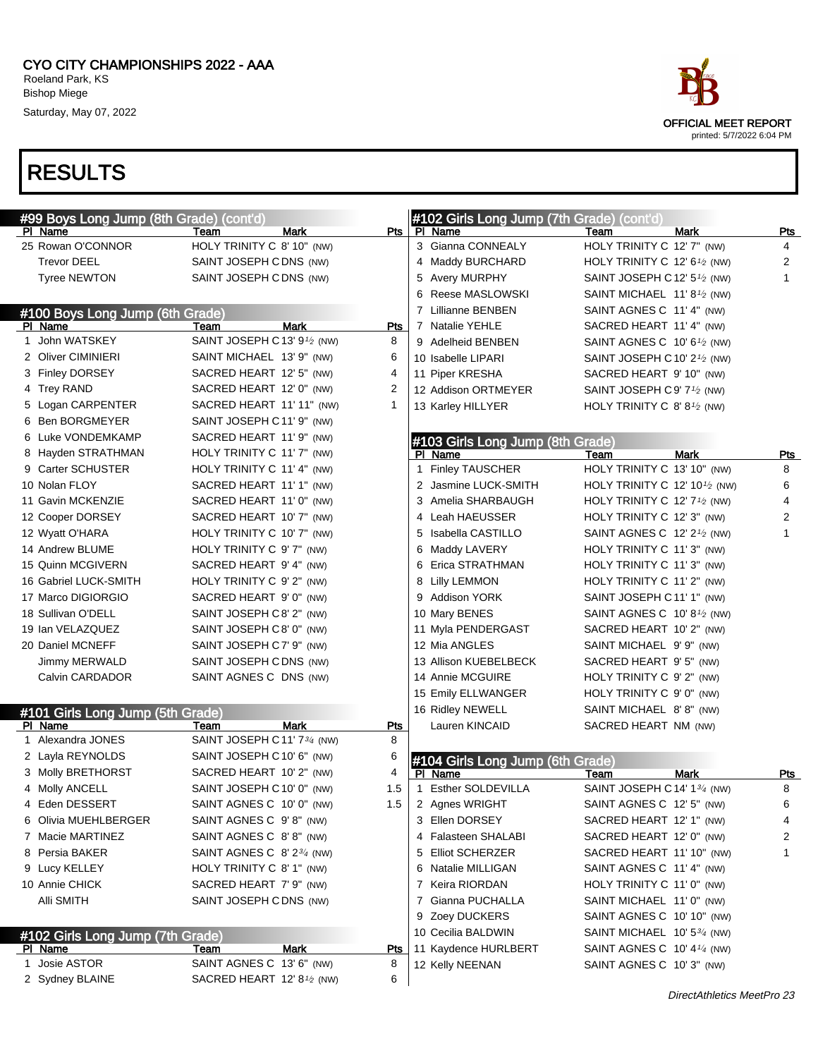CYO CITY CHAMPIONSHIPS 2022 - AAA
Roeland Park, KS
Bishop Miege
Saturday, May 07, 2022

OFFICIAL MEET REPORT
printed: 5/7/2022 6:04 PM

# RESULTS

## #99 Boys Long Jump (8th Grade) (cont'd)

| Pl | Name | Team | Mark | Pts |
|---|---|---|---|---|
| 25 | Rowan O'CONNOR | HOLY TRINITY C | 8' 10" (NW) | |
| | Trevor DEEL | SAINT JOSEPH C | DNS (NW) | |
| | Tyree NEWTON | SAINT JOSEPH C | DNS (NW) | |

## #100 Boys Long Jump (6th Grade)

| Pl | Name | Team | Mark | Pts |
|---|---|---|---|---|
| 1 | John WATSKEY | SAINT JOSEPH C | 13' 9½ (NW) | 8 |
| 2 | Oliver CIMINIERI | SAINT MICHAEL | 13' 9" (NW) | 6 |
| 3 | Finley DORSEY | SACRED HEART | 12' 5" (NW) | 4 |
| 4 | Trey RAND | SACRED HEART | 12' 0" (NW) | 2 |
| 5 | Logan CARPENTER | SACRED HEART | 11' 11" (NW) | 1 |
| 6 | Ben BORGMEYER | SAINT JOSEPH C | 11' 9" (NW) | |
| 6 | Luke VONDEMKAMP | SACRED HEART | 11' 9" (NW) | |
| 8 | Hayden STRATHMAN | HOLY TRINITY C | 11' 7" (NW) | |
| 9 | Carter SCHUSTER | HOLY TRINITY C | 11' 4" (NW) | |
| 10 | Nolan FLOY | SACRED HEART | 11' 1" (NW) | |
| 11 | Gavin MCKENZIE | SACRED HEART | 11' 0" (NW) | |
| 12 | Cooper DORSEY | SACRED HEART | 10' 7" (NW) | |
| 12 | Wyatt O'HARA | HOLY TRINITY C | 10' 7" (NW) | |
| 14 | Andrew BLUME | HOLY TRINITY C | 9' 7" (NW) | |
| 15 | Quinn MCGIVERN | SACRED HEART | 9' 4" (NW) | |
| 16 | Gabriel LUCK-SMITH | HOLY TRINITY C | 9' 2" (NW) | |
| 17 | Marco DIGIORGIO | SACRED HEART | 9' 0" (NW) | |
| 18 | Sullivan O'DELL | SAINT JOSEPH C | 8' 2" (NW) | |
| 19 | Ian VELAZQUEZ | SAINT JOSEPH C | 8' 0" (NW) | |
| 20 | Daniel MCNEFF | SAINT JOSEPH C | 7' 9" (NW) | |
| | Jimmy MERWALD | SAINT JOSEPH C | DNS (NW) | |
| | Calvin CARDADOR | SAINT AGNES C | DNS (NW) | |

## #101 Girls Long Jump (5th Grade)

| Pl | Name | Team | Mark | Pts |
|---|---|---|---|---|
| 1 | Alexandra JONES | SAINT JOSEPH C | 11' 7¾ (NW) | 8 |
| 2 | Layla REYNOLDS | SAINT JOSEPH C | 10' 6" (NW) | 6 |
| 3 | Molly BRETHORST | SACRED HEART | 10' 2" (NW) | 4 |
| 4 | Molly ANCELL | SAINT JOSEPH C | 10' 0" (NW) | 1.5 |
| 4 | Eden DESSERT | SAINT AGNES C | 10' 0" (NW) | 1.5 |
| 6 | Olivia MUEHLBERGER | SAINT AGNES C | 9' 8" (NW) | |
| 7 | Macie MARTINEZ | SAINT AGNES C | 8' 8" (NW) | |
| 8 | Persia BAKER | SAINT AGNES C | 8' 2¾ (NW) | |
| 9 | Lucy KELLEY | HOLY TRINITY C | 8' 1" (NW) | |
| 10 | Annie CHICK | SACRED HEART | 7' 9" (NW) | |
| | Alli SMITH | SAINT JOSEPH C | DNS (NW) | |

## #102 Girls Long Jump (7th Grade)

| Pl | Name | Team | Mark | Pts |
|---|---|---|---|---|
| 1 | Josie ASTOR | SAINT AGNES C | 13' 6" (NW) | 8 |
| 2 | Sydney BLAINE | SACRED HEART | 12' 8½ (NW) | 6 |
| 3 | Gianna CONNEALY | HOLY TRINITY C | 12' 7" (NW) | 4 |
| 4 | Maddy BURCHARD | HOLY TRINITY C | 12' 6½ (NW) | 2 |
| 5 | Avery MURPHY | SAINT JOSEPH C | 12' 5½ (NW) | 1 |
| 6 | Reese MASLOWSKI | SAINT MICHAEL | 11' 8½ (NW) | |
| 7 | Lillianne BENBEN | SAINT AGNES C | 11' 4" (NW) | |
| 7 | Natalie YEHLE | SACRED HEART | 11' 4" (NW) | |
| 9 | Adelheid BENBEN | SAINT AGNES C | 10' 6½ (NW) | |
| 10 | Isabelle LIPARI | SAINT JOSEPH C | 10' 2½ (NW) | |
| 11 | Piper KRESHA | SACRED HEART | 9' 10" (NW) | |
| 12 | Addison ORTMEYER | SAINT JOSEPH C | 9' 7½ (NW) | |
| 13 | Karley HILLYER | HOLY TRINITY C | 8' 8½ (NW) | |

## #103 Girls Long Jump (8th Grade)

| Pl | Name | Team | Mark | Pts |
|---|---|---|---|---|
| 1 | Finley TAUSCHER | HOLY TRINITY C | 13' 10" (NW) | 8 |
| 2 | Jasmine LUCK-SMITH | HOLY TRINITY C | 12' 10½ (NW) | 6 |
| 3 | Amelia SHARBAUGH | HOLY TRINITY C | 12' 7½ (NW) | 4 |
| 4 | Leah HAEUSSER | HOLY TRINITY C | 12' 3" (NW) | 2 |
| 5 | Isabella CASTILLO | SAINT AGNES C | 12' 2½ (NW) | 1 |
| 6 | Maddy LAVERY | HOLY TRINITY C | 11' 3" (NW) | |
| 6 | Erica STRATHMAN | HOLY TRINITY C | 11' 3" (NW) | |
| 8 | Lilly LEMMON | HOLY TRINITY C | 11' 2" (NW) | |
| 9 | Addison YORK | SAINT JOSEPH C | 11' 1" (NW) | |
| 10 | Mary BENES | SAINT AGNES C | 10' 8½ (NW) | |
| 11 | Myla PENDERGAST | SACRED HEART | 10' 2" (NW) | |
| 12 | Mia ANGLES | SAINT MICHAEL | 9' 9" (NW) | |
| 13 | Allison KUEBELBECK | SACRED HEART | 9' 5" (NW) | |
| 14 | Annie MCGUIRE | HOLY TRINITY C | 9' 2" (NW) | |
| 15 | Emily ELLWANGER | HOLY TRINITY C | 9' 0" (NW) | |
| 16 | Ridley NEWELL | SAINT MICHAEL | 8' 8" (NW) | |
| | Lauren KINCAID | SACRED HEART | NM (NW) | |

## #104 Girls Long Jump (6th Grade)

| Pl | Name | Team | Mark | Pts |
|---|---|---|---|---|
| 1 | Esther SOLDEVILLA | SAINT JOSEPH C | 14' 1¾ (NW) | 8 |
| 2 | Agnes WRIGHT | SAINT AGNES C | 12' 5" (NW) | 6 |
| 3 | Ellen DORSEY | SACRED HEART | 12' 1" (NW) | 4 |
| 4 | Falasteen SHALABI | SACRED HEART | 12' 0" (NW) | 2 |
| 5 | Elliot SCHERZER | SACRED HEART | 11' 10" (NW) | 1 |
| 6 | Natalie MILLIGAN | SAINT AGNES C | 11' 4" (NW) | |
| 7 | Keira RIORDAN | HOLY TRINITY C | 11' 0" (NW) | |
| 7 | Gianna PUCHALLA | SAINT MICHAEL | 11' 0" (NW) | |
| 9 | Zoey DUCKERS | SAINT AGNES C | 10' 10" (NW) | |
| 10 | Cecilia BALDWIN | SAINT MICHAEL | 10' 5¾ (NW) | |
| 11 | Kaydence HURLBERT | SAINT AGNES C | 10' 4¼ (NW) | |
| 12 | Kelly NEENAN | SAINT AGNES C | 10' 3" (NW) | |

*DirectAthletics MeetPro 23*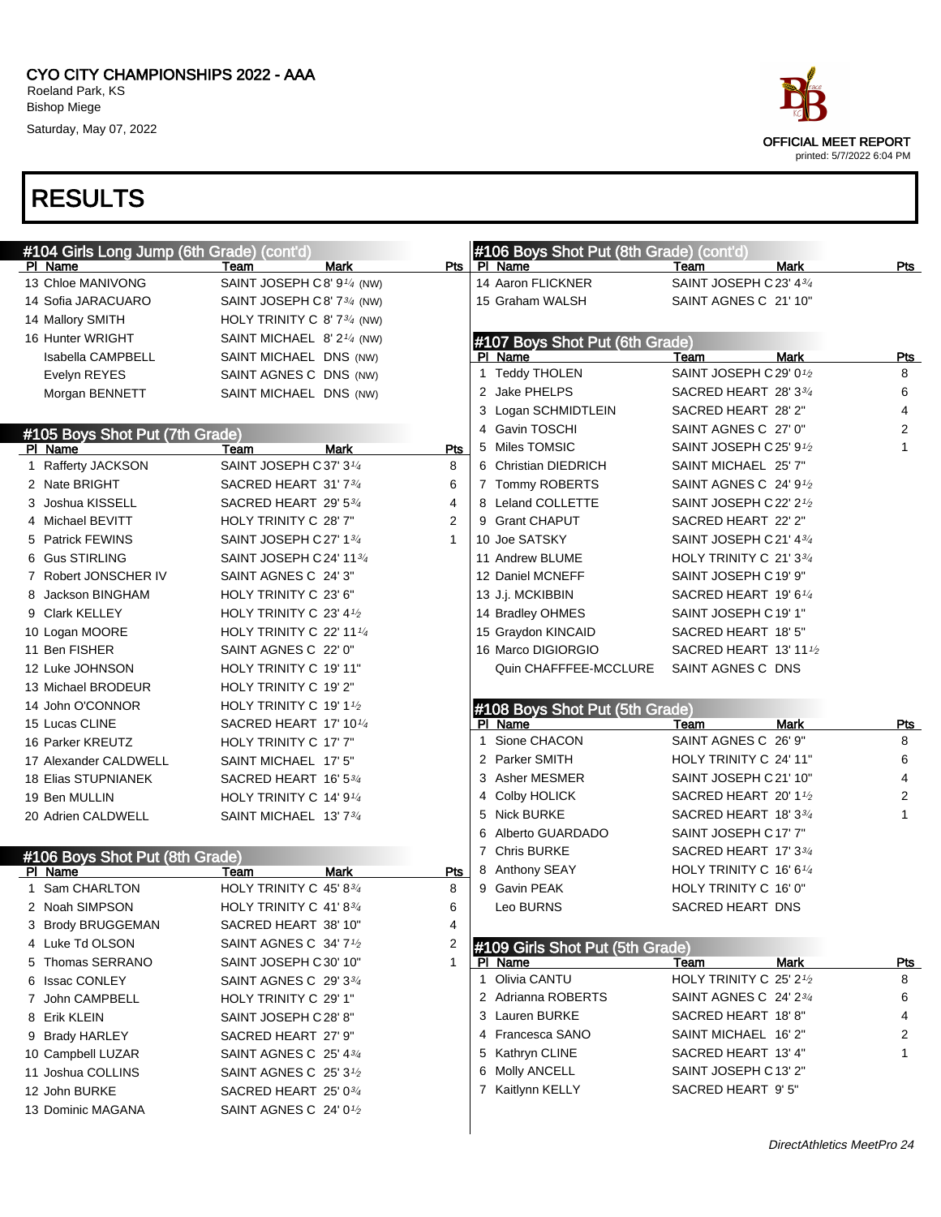CYO CITY CHAMPIONSHIPS 2022 - AAA
Roeland Park, KS
Bishop Miege
Saturday, May 07, 2022

OFFICIAL MEET REPORT
printed: 5/7/2022 6:04 PM

# RESULTS

## #104 Girls Long Jump (6th Grade) (cont'd)

| Pl | Name | Team | Mark | Pts |
|---|---|---|---|---|
| 13 | Chloe MANIVONG | SAINT JOSEPH C | 8' 9¼ (NW) | |
| 14 | Sofia JARACUARO | SAINT JOSEPH C | 8' 7¾ (NW) | |
| 14 | Mallory SMITH | HOLY TRINITY C | 8' 7¾ (NW) | |
| 16 | Hunter WRIGHT | SAINT MICHAEL | 8' 2¼ (NW) | |
| | Isabella CAMPBELL | SAINT MICHAEL | DNS (NW) | |
| | Evelyn REYES | SAINT AGNES C | DNS (NW) | |
| | Morgan BENNETT | SAINT MICHAEL | DNS (NW) | |

## #105 Boys Shot Put (7th Grade)

| Pl | Name | Team | Mark | Pts |
|---|---|---|---|---|
| 1 | Rafferty JACKSON | SAINT JOSEPH C | 37' 3¼ | 8 |
| 2 | Nate BRIGHT | SACRED HEART | 31' 7¾ | 6 |
| 3 | Joshua KISSELL | SACRED HEART | 29' 5¾ | 4 |
| 4 | Michael BEVITT | HOLY TRINITY C | 28' 7" | 2 |
| 5 | Patrick FEWINS | SAINT JOSEPH C | 27' 1¾ | 1 |
| 6 | Gus STIRLING | SAINT JOSEPH C | 24' 11¾ | |
| 7 | Robert JONSCHER IV | SAINT AGNES C | 24' 3" | |
| 8 | Jackson BINGHAM | HOLY TRINITY C | 23' 6" | |
| 9 | Clark KELLEY | HOLY TRINITY C | 23' 4½ | |
| 10 | Logan MOORE | HOLY TRINITY C | 22' 11¼ | |
| 11 | Ben FISHER | SAINT AGNES C | 22' 0" | |
| 12 | Luke JOHNSON | HOLY TRINITY C | 19' 11" | |
| 13 | Michael BRODEUR | HOLY TRINITY C | 19' 2" | |
| 14 | John O'CONNOR | HOLY TRINITY C | 19' 1½ | |
| 15 | Lucas CLINE | SACRED HEART | 17' 10¼ | |
| 16 | Parker KREUTZ | HOLY TRINITY C | 17' 7" | |
| 17 | Alexander CALDWELL | SAINT MICHAEL | 17' 5" | |
| 18 | Elias STUPNIANEK | SACRED HEART | 16' 5¾ | |
| 19 | Ben MULLIN | HOLY TRINITY C | 14' 9¼ | |
| 20 | Adrien CALDWELL | SAINT MICHAEL | 13' 7¾ | |

## #106 Boys Shot Put (8th Grade)

| Pl | Name | Team | Mark | Pts |
|---|---|---|---|---|
| 1 | Sam CHARLTON | HOLY TRINITY C | 45' 8¾ | 8 |
| 2 | Noah SIMPSON | HOLY TRINITY C | 41' 8¾ | 6 |
| 3 | Brody BRUGGEMAN | SACRED HEART | 38' 10" | 4 |
| 4 | Luke Td OLSON | SAINT AGNES C | 34' 7½ | 2 |
| 5 | Thomas SERRANO | SAINT JOSEPH C | 30' 10" | 1 |
| 6 | Issac CONLEY | SAINT AGNES C | 29' 3¾ | |
| 7 | John CAMPBELL | HOLY TRINITY C | 29' 1" | |
| 8 | Erik KLEIN | SAINT JOSEPH C | 28' 8" | |
| 9 | Brady HARLEY | SACRED HEART | 27' 9" | |
| 10 | Campbell LUZAR | SAINT AGNES C | 25' 4¾ | |
| 11 | Joshua COLLINS | SAINT AGNES C | 25' 3½ | |
| 12 | John BURKE | SACRED HEART | 25' 0¾ | |
| 13 | Dominic MAGANA | SAINT AGNES C | 24' 0½ | |
| 14 | Aaron FLICKNER | SAINT JOSEPH C | 23' 4¾ | |
| 15 | Graham WALSH | SAINT AGNES C | 21' 10" | |

## #107 Boys Shot Put (6th Grade)

| Pl | Name | Team | Mark | Pts |
|---|---|---|---|---|
| 1 | Teddy THOLEN | SAINT JOSEPH C | 29' 0½ | 8 |
| 2 | Jake PHELPS | SACRED HEART | 28' 3¾ | 6 |
| 3 | Logan SCHMIDTLEIN | SACRED HEART | 28' 2" | 4 |
| 4 | Gavin TOSCHI | SAINT AGNES C | 27' 0" | 2 |
| 5 | Miles TOMSIC | SAINT JOSEPH C | 25' 9½ | 1 |
| 6 | Christian DIEDRICH | SAINT MICHAEL | 25' 7" | |
| 7 | Tommy ROBERTS | SAINT AGNES C | 24' 9½ | |
| 8 | Leland COLLETTE | SAINT JOSEPH C | 22' 2½ | |
| 9 | Grant CHAPUT | SACRED HEART | 22' 2" | |
| 10 | Joe SATSKY | SAINT JOSEPH C | 21' 4¾ | |
| 11 | Andrew BLUME | HOLY TRINITY C | 21' 3¾ | |
| 12 | Daniel MCNEFF | SAINT JOSEPH C | 19' 9" | |
| 13 | J.j. MCKIBBIN | SACRED HEART | 19' 6¼ | |
| 14 | Bradley OHMES | SAINT JOSEPH C | 19' 1" | |
| 15 | Graydon KINCAID | SACRED HEART | 18' 5" | |
| 16 | Marco DIGIORGIO | SACRED HEART | 13' 11½ | |
| | Quin CHAFFFEE-MCCLURE | SAINT AGNES C | DNS | |

## #108 Boys Shot Put (5th Grade)

| Pl | Name | Team | Mark | Pts |
|---|---|---|---|---|
| 1 | Sione CHACON | SAINT AGNES C | 26' 9" | 8 |
| 2 | Parker SMITH | HOLY TRINITY C | 24' 11" | 6 |
| 3 | Asher MESMER | SAINT JOSEPH C | 21' 10" | 4 |
| 4 | Colby HOLICK | SACRED HEART | 20' 1½ | 2 |
| 5 | Nick BURKE | SACRED HEART | 18' 3¾ | 1 |
| 6 | Alberto GUARDADO | SAINT JOSEPH C | 17' 7" | |
| 7 | Chris BURKE | SACRED HEART | 17' 3¾ | |
| 8 | Anthony SEAY | HOLY TRINITY C | 16' 6¼ | |
| 9 | Gavin PEAK | HOLY TRINITY C | 16' 0" | |
| | Leo BURNS | SACRED HEART | DNS | |

## #109 Girls Shot Put (5th Grade)

| Pl | Name | Team | Mark | Pts |
|---|---|---|---|---|
| 1 | Olivia CANTU | HOLY TRINITY C | 25' 2½ | 8 |
| 2 | Adrianna ROBERTS | SAINT AGNES C | 24' 2¾ | 6 |
| 3 | Lauren BURKE | SACRED HEART | 18' 8" | 4 |
| 4 | Francesca SANO | SAINT MICHAEL | 16' 2" | 2 |
| 5 | Kathryn CLINE | SACRED HEART | 13' 4" | 1 |
| 6 | Molly ANCELL | SAINT JOSEPH C | 13' 2" | |
| 7 | Kaitlynn KELLY | SACRED HEART | 9' 5" | |

*DirectAthletics MeetPro 24*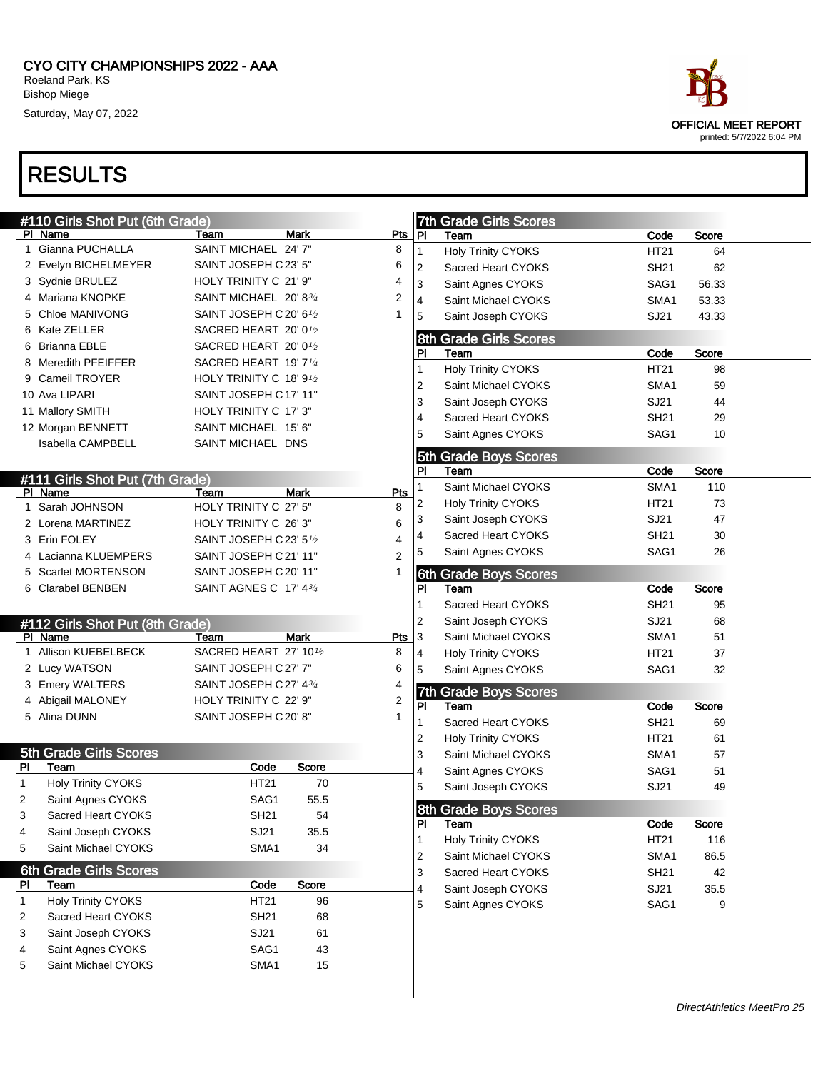CYO CITY CHAMPIONSHIPS 2022 - AAA
Roeland Park, KS
Bishop Miege
Saturday, May 07, 2022

OFFICIAL MEET REPORT
printed: 5/7/2022 6:04 PM

# RESULTS

## #110 Girls Shot Put (6th Grade)

| Pl | Name | Team | Mark | Pts |
|---|---|---|---|---|
| 1 | Gianna PUCHALLA | SAINT MICHAEL | 24' 7" | 8 |
| 2 | Evelyn BICHELMEYER | SAINT JOSEPH C | 23' 5" | 6 |
| 3 | Sydnie BRULEZ | HOLY TRINITY C | 21' 9" | 4 |
| 4 | Mariana KNOPKE | SAINT MICHAEL | 20' 8¾ | 2 |
| 5 | Chloe MANIVONG | SAINT JOSEPH C | 20' 6½ | 1 |
| 6 | Kate ZELLER | SACRED HEART | 20' 0½ | |
| 6 | Brianna EBLE | SACRED HEART | 20' 0½ | |
| 8 | Meredith PFEIFFER | SACRED HEART | 19' 7¼ | |
| 9 | Cameil TROYER | HOLY TRINITY C | 18' 9½ | |
| 10 | Ava LIPARI | SAINT JOSEPH C | 17' 11" | |
| 11 | Mallory SMITH | HOLY TRINITY C | 17' 3" | |
| 12 | Morgan BENNETT | SAINT MICHAEL | 15' 6" | |
| | Isabella CAMPBELL | SAINT MICHAEL | DNS | |

## #111 Girls Shot Put (7th Grade)

| Pl | Name | Team | Mark | Pts |
|---|---|---|---|---|
| 1 | Sarah JOHNSON | HOLY TRINITY C | 27' 5" | 8 |
| 2 | Lorena MARTINEZ | HOLY TRINITY C | 26' 3" | 6 |
| 3 | Erin FOLEY | SAINT JOSEPH C | 23' 5½ | 4 |
| 4 | Lacianna KLUEMPERS | SAINT JOSEPH C | 21' 11" | 2 |
| 5 | Scarlet MORTENSON | SAINT JOSEPH C | 20' 11" | 1 |
| 6 | Clarabel BENBEN | SAINT AGNES C | 17' 4¾ | |

## #112 Girls Shot Put (8th Grade)

| Pl | Name | Team | Mark | Pts |
|---|---|---|---|---|
| 1 | Allison KUEBELBECK | SACRED HEART | 27' 10½ | 8 |
| 2 | Lucy WATSON | SAINT JOSEPH C | 27' 7" | 6 |
| 3 | Emery WALTERS | SAINT JOSEPH C | 27' 4¾ | 4 |
| 4 | Abigail MALONEY | HOLY TRINITY C | 22' 9" | 2 |
| 5 | Alina DUNN | SAINT JOSEPH C | 20' 8" | 1 |

## 5th Grade Girls Scores

| Pl | Team | Code | Score |
|---|---|---|---|
| 1 | Holy Trinity CYOKS | HT21 | 70 |
| 2 | Saint Agnes CYOKS | SAG1 | 55.5 |
| 3 | Sacred Heart CYOKS | SH21 | 54 |
| 4 | Saint Joseph CYOKS | SJ21 | 35.5 |
| 5 | Saint Michael CYOKS | SMA1 | 34 |

## 6th Grade Girls Scores

| Pl | Team | Code | Score |
|---|---|---|---|
| 1 | Holy Trinity CYOKS | HT21 | 96 |
| 2 | Sacred Heart CYOKS | SH21 | 68 |
| 3 | Saint Joseph CYOKS | SJ21 | 61 |
| 4 | Saint Agnes CYOKS | SAG1 | 43 |
| 5 | Saint Michael CYOKS | SMA1 | 15 |

## 7th Grade Girls Scores

| Pl | Team | Code | Score |
|---|---|---|---|
| 1 | Holy Trinity CYOKS | HT21 | 64 |
| 2 | Sacred Heart CYOKS | SH21 | 62 |
| 3 | Saint Agnes CYOKS | SAG1 | 56.33 |
| 4 | Saint Michael CYOKS | SMA1 | 53.33 |
| 5 | Saint Joseph CYOKS | SJ21 | 43.33 |

## 8th Grade Girls Scores

| Pl | Team | Code | Score |
|---|---|---|---|
| 1 | Holy Trinity CYOKS | HT21 | 98 |
| 2 | Saint Michael CYOKS | SMA1 | 59 |
| 3 | Saint Joseph CYOKS | SJ21 | 44 |
| 4 | Sacred Heart CYOKS | SH21 | 29 |
| 5 | Saint Agnes CYOKS | SAG1 | 10 |

## 5th Grade Boys Scores

| Pl | Team | Code | Score |
|---|---|---|---|
| 1 | Saint Michael CYOKS | SMA1 | 110 |
| 2 | Holy Trinity CYOKS | HT21 | 73 |
| 3 | Saint Joseph CYOKS | SJ21 | 47 |
| 4 | Sacred Heart CYOKS | SH21 | 30 |
| 5 | Saint Agnes CYOKS | SAG1 | 26 |

## 6th Grade Boys Scores

| Pl | Team | Code | Score |
|---|---|---|---|
| 1 | Sacred Heart CYOKS | SH21 | 95 |
| 2 | Saint Joseph CYOKS | SJ21 | 68 |
| 3 | Saint Michael CYOKS | SMA1 | 51 |
| 4 | Holy Trinity CYOKS | HT21 | 37 |
| 5 | Saint Agnes CYOKS | SAG1 | 32 |

## 7th Grade Boys Scores

| Pl | Team | Code | Score |
|---|---|---|---|
| 1 | Sacred Heart CYOKS | SH21 | 69 |
| 2 | Holy Trinity CYOKS | HT21 | 61 |
| 3 | Saint Michael CYOKS | SMA1 | 57 |
| 4 | Saint Agnes CYOKS | SAG1 | 51 |
| 5 | Saint Joseph CYOKS | SJ21 | 49 |

## 8th Grade Boys Scores

| Pl | Team | Code | Score |
|---|---|---|---|
| 1 | Holy Trinity CYOKS | HT21 | 116 |
| 2 | Saint Michael CYOKS | SMA1 | 86.5 |
| 3 | Sacred Heart CYOKS | SH21 | 42 |
| 4 | Saint Joseph CYOKS | SJ21 | 35.5 |
| 5 | Saint Agnes CYOKS | SAG1 | 9 |

*DirectAthletics MeetPro 25*